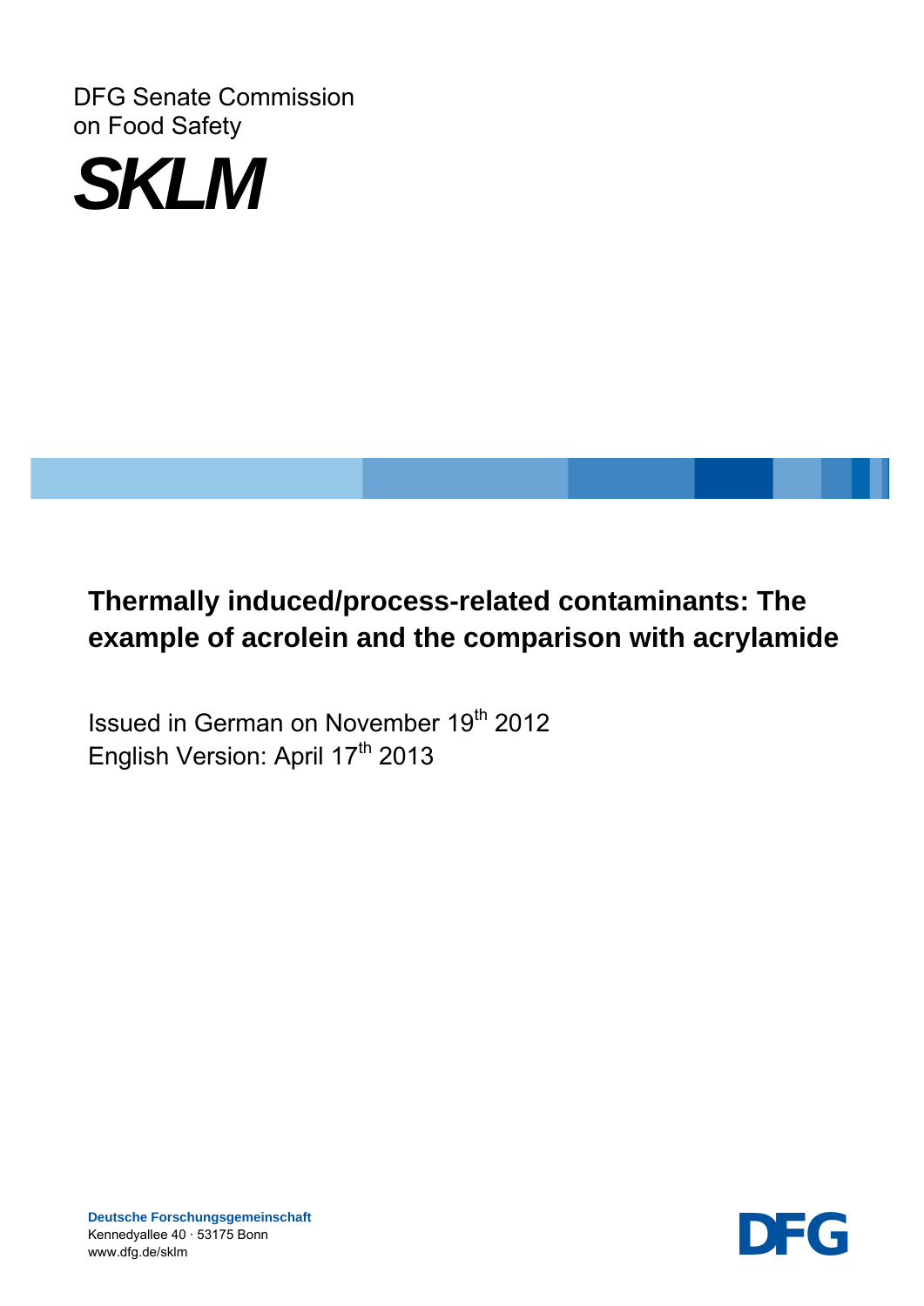DFG Senate Commission on Food Safety

**SKLM**

# Thermally induced/process-related contaminants: The example of acrolein and the comparison with acrylamide

Issued in German on November 19th 2012

English Version: April 17th 2013

**Deutsche Forschungsgemeinschaft**

Kennedyallee 40 · 53175 Bonn

www.dfg.de/sklm

DFG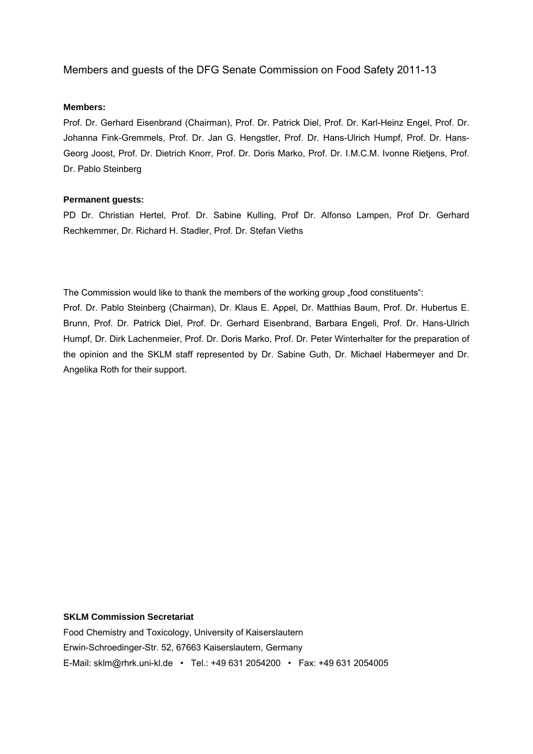Members and guests of the DFG Senate Commission on Food Safety 2011-13

**Members:**

Prof. Dr. Gerhard Eisenbrand (Chairman), Prof. Dr. Patrick Diel, Prof. Dr. Karl-Heinz Engel, Prof. Dr. Johanna Fink-Gremmels, Prof. Dr. Jan G. Hengstler, Prof. Dr. Hans-Ulrich Humpf, Prof. Dr. Hans-Georg Joost, Prof. Dr. Dietrich Knorr, Prof. Dr. Doris Marko, Prof. Dr. I.M.C.M. Ivonne Rietjens, Prof. Dr. Pablo Steinberg

**Permanent guests:**

PD Dr. Christian Hertel, Prof. Dr. Sabine Kulling, Prof Dr. Alfonso Lampen, Prof Dr. Gerhard Rechkemmer, Dr. Richard H. Stadler, Prof. Dr. Stefan Vieths

The Commission would like to thank the members of the working group „food constituents":

Prof. Dr. Pablo Steinberg (Chairman), Dr. Klaus E. Appel, Dr. Matthias Baum, Prof. Dr. Hubertus E. Brunn, Prof. Dr. Patrick Diel, Prof. Dr. Gerhard Eisenbrand, Barbara Engeli, Prof. Dr. Hans-Ulrich Humpf, Dr. Dirk Lachenmeier, Prof. Dr. Doris Marko, Prof. Dr. Peter Winterhalter for the preparation of the opinion and the SKLM staff represented by Dr. Sabine Guth, Dr. Michael Habermeyer and Dr. Angelika Roth for their support.

**SKLM Commission Secretariat**

Food Chemistry and Toxicology, University of Kaiserslautern

Erwin-Schroedinger-Str. 52, 67663 Kaiserslautern, Germany

E-Mail: sklm@rhrk.uni-kl.de • Tel.: +49 631 2054200 • Fax: +49 631 2054005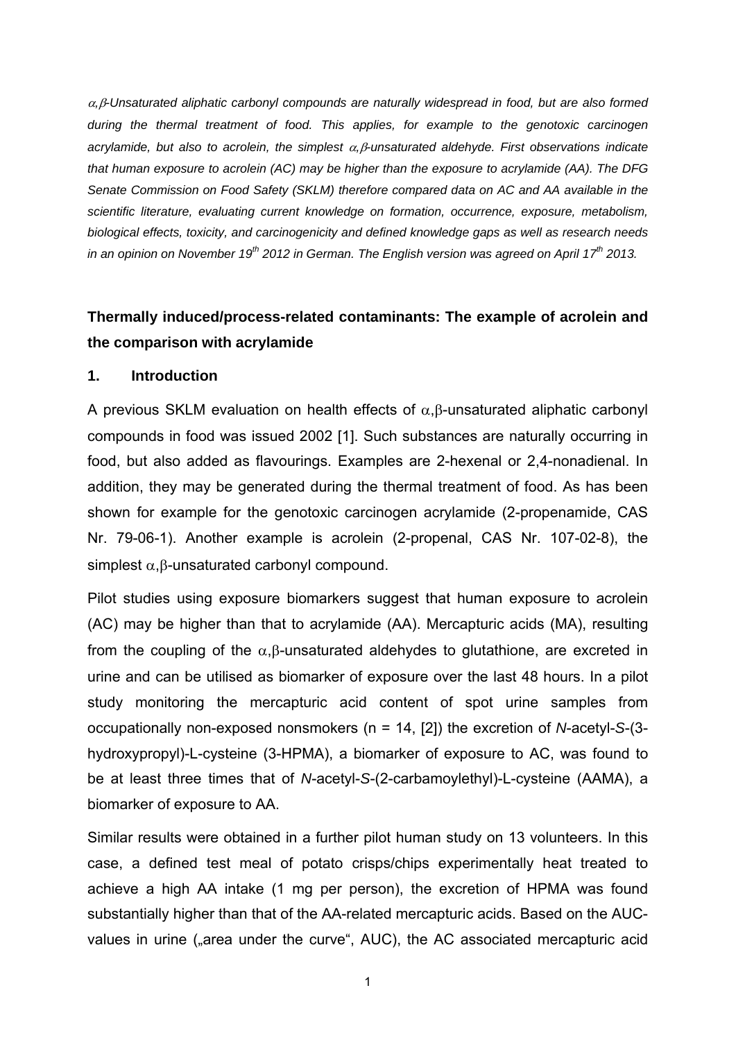*$\alpha,\beta$-Unsaturated aliphatic carbonyl compounds are naturally widespread in food, but are also formed during the thermal treatment of food. This applies, for example to the genotoxic carcinogen acrylamide, but also to acrolein, the simplest $\alpha,\beta$-unsaturated aldehyde. First observations indicate that human exposure to acrolein (AC) may be higher than the exposure to acrylamide (AA). The DFG Senate Commission on Food Safety (SKLM) therefore compared data on AC and AA available in the scientific literature, evaluating current knowledge on formation, occurrence, exposure, metabolism, biological effects, toxicity, and carcinogenicity and defined knowledge gaps as well as research needs in an opinion on November 19th 2012 in German. The English version was agreed on April 17th 2013.*

## Thermally induced/process-related contaminants: The example of acrolein and the comparison with acrylamide

### 1. Introduction

A previous SKLM evaluation on health effects of $\alpha,\beta$-unsaturated aliphatic carbonyl compounds in food was issued 2002 [1]. Such substances are naturally occurring in food, but also added as flavourings. Examples are 2-hexenal or 2,4-nonadienal. In addition, they may be generated during the thermal treatment of food. As has been shown for example for the genotoxic carcinogen acrylamide (2-propenamide, CAS Nr. 79-06-1). Another example is acrolein (2-propenal, CAS Nr. 107-02-8), the simplest $\alpha,\beta$-unsaturated carbonyl compound.

Pilot studies using exposure biomarkers suggest that human exposure to acrolein (AC) may be higher than that to acrylamide (AA). Mercapturic acids (MA), resulting from the coupling of the $\alpha,\beta$-unsaturated aldehydes to glutathione, are excreted in urine and can be utilised as biomarker of exposure over the last 48 hours. In a pilot study monitoring the mercapturic acid content of spot urine samples from occupationally non-exposed nonsmokers (n = 14, [2]) the excretion of *N*-acetyl-*S*-(3-hydroxypropyl)-L-cysteine (3-HPMA), a biomarker of exposure to AC, was found to be at least three times that of *N*-acetyl-*S*-(2-carbamoylethyl)-L-cysteine (AAMA), a biomarker of exposure to AA.

Similar results were obtained in a further pilot human study on 13 volunteers. In this case, a defined test meal of potato crisps/chips experimentally heat treated to achieve a high AA intake (1 mg per person), the excretion of HPMA was found substantially higher than that of the AA-related mercapturic acids. Based on the AUC-values in urine („area under the curve", AUC), the AC associated mercapturic acid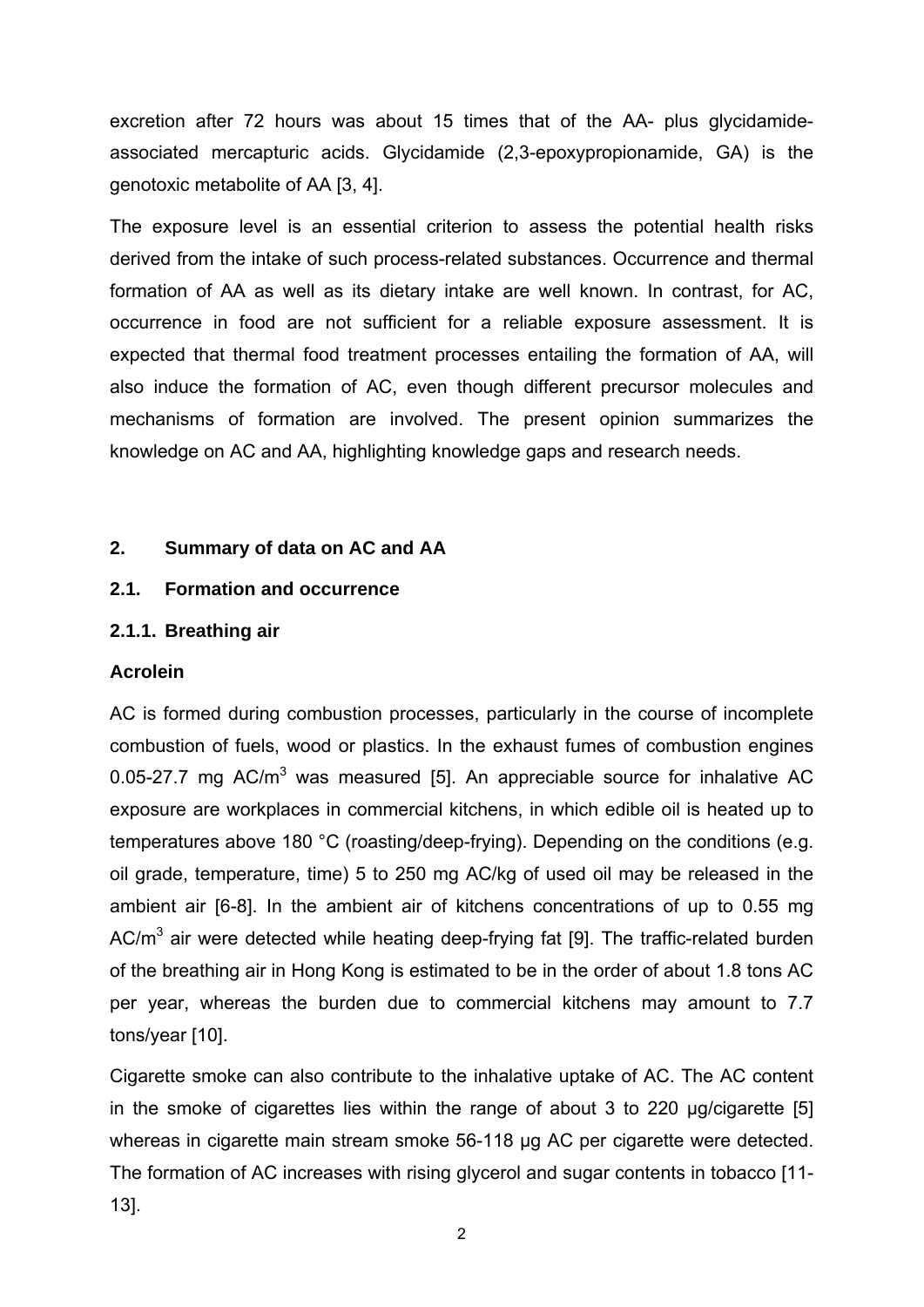excretion after 72 hours was about 15 times that of the AA- plus glycidamide-associated mercapturic acids. Glycidamide (2,3-epoxypropionamide, GA) is the genotoxic metabolite of AA [3, 4].

The exposure level is an essential criterion to assess the potential health risks derived from the intake of such process-related substances. Occurrence and thermal formation of AA as well as its dietary intake are well known. In contrast, for AC, occurrence in food are not sufficient for a reliable exposure assessment. It is expected that thermal food treatment processes entailing the formation of AA, will also induce the formation of AC, even though different precursor molecules and mechanisms of formation are involved. The present opinion summarizes the knowledge on AC and AA, highlighting knowledge gaps and research needs.

## 2. Summary of data on AC and AA

### 2.1. Formation and occurrence

#### 2.1.1. Breathing air

**Acrolein**

AC is formed during combustion processes, particularly in the course of incomplete combustion of fuels, wood or plastics. In the exhaust fumes of combustion engines 0.05-27.7 mg AC/m$^3$ was measured [5]. An appreciable source for inhalative AC exposure are workplaces in commercial kitchens, in which edible oil is heated up to temperatures above 180 °C (roasting/deep-frying). Depending on the conditions (e.g. oil grade, temperature, time) 5 to 250 mg AC/kg of used oil may be released in the ambient air [6-8]. In the ambient air of kitchens concentrations of up to 0.55 mg AC/m$^3$ air were detected while heating deep-frying fat [9]. The traffic-related burden of the breathing air in Hong Kong is estimated to be in the order of about 1.8 tons AC per year, whereas the burden due to commercial kitchens may amount to 7.7 tons/year [10].

Cigarette smoke can also contribute to the inhalative uptake of AC. The AC content in the smoke of cigarettes lies within the range of about 3 to 220 µg/cigarette [5] whereas in cigarette main stream smoke 56-118 µg AC per cigarette were detected. The formation of AC increases with rising glycerol and sugar contents in tobacco [11-13].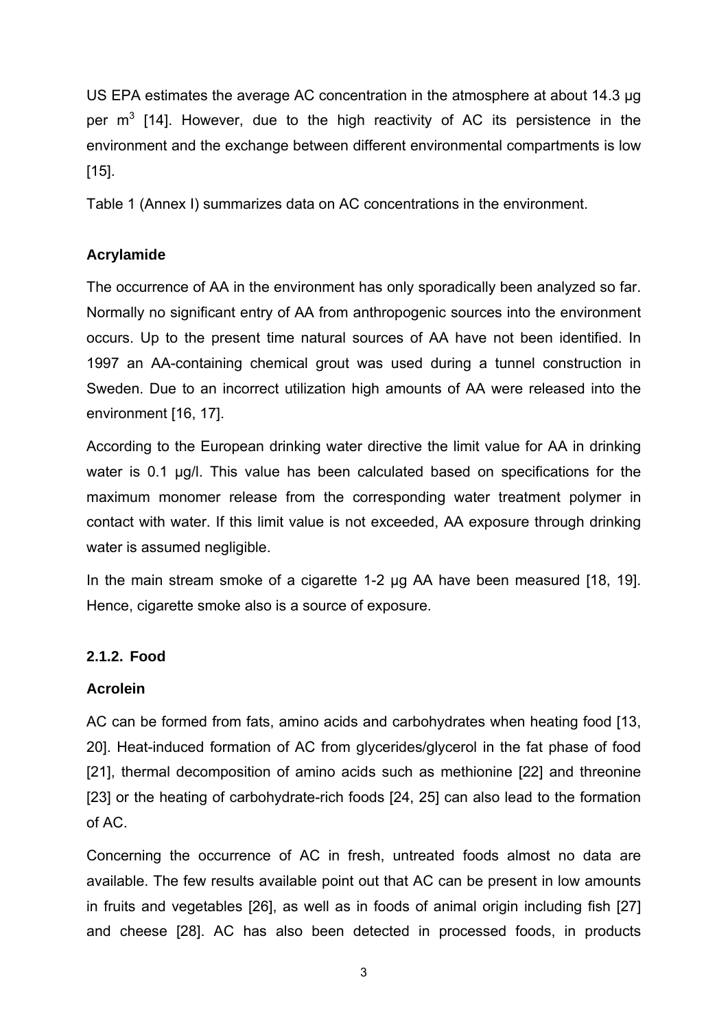US EPA estimates the average AC concentration in the atmosphere at about 14.3 µg per $m^3$ [14]. However, due to the high reactivity of AC its persistence in the environment and the exchange between different environmental compartments is low [15].

Table 1 (Annex I) summarizes data on AC concentrations in the environment.

**Acrylamide**

The occurrence of AA in the environment has only sporadically been analyzed so far. Normally no significant entry of AA from anthropogenic sources into the environment occurs. Up to the present time natural sources of AA have not been identified. In 1997 an AA-containing chemical grout was used during a tunnel construction in Sweden. Due to an incorrect utilization high amounts of AA were released into the environment [16, 17].

According to the European drinking water directive the limit value for AA in drinking water is 0.1 µg/l. This value has been calculated based on specifications for the maximum monomer release from the corresponding water treatment polymer in contact with water. If this limit value is not exceeded, AA exposure through drinking water is assumed negligible.

In the main stream smoke of a cigarette 1-2 µg AA have been measured [18, 19]. Hence, cigarette smoke also is a source of exposure.

### 2.1.2. Food

**Acrolein**

AC can be formed from fats, amino acids and carbohydrates when heating food [13, 20]. Heat-induced formation of AC from glycerides/glycerol in the fat phase of food [21], thermal decomposition of amino acids such as methionine [22] and threonine [23] or the heating of carbohydrate-rich foods [24, 25] can also lead to the formation of AC.

Concerning the occurrence of AC in fresh, untreated foods almost no data are available. The few results available point out that AC can be present in low amounts in fruits and vegetables [26], as well as in foods of animal origin including fish [27] and cheese [28]. AC has also been detected in processed foods, in products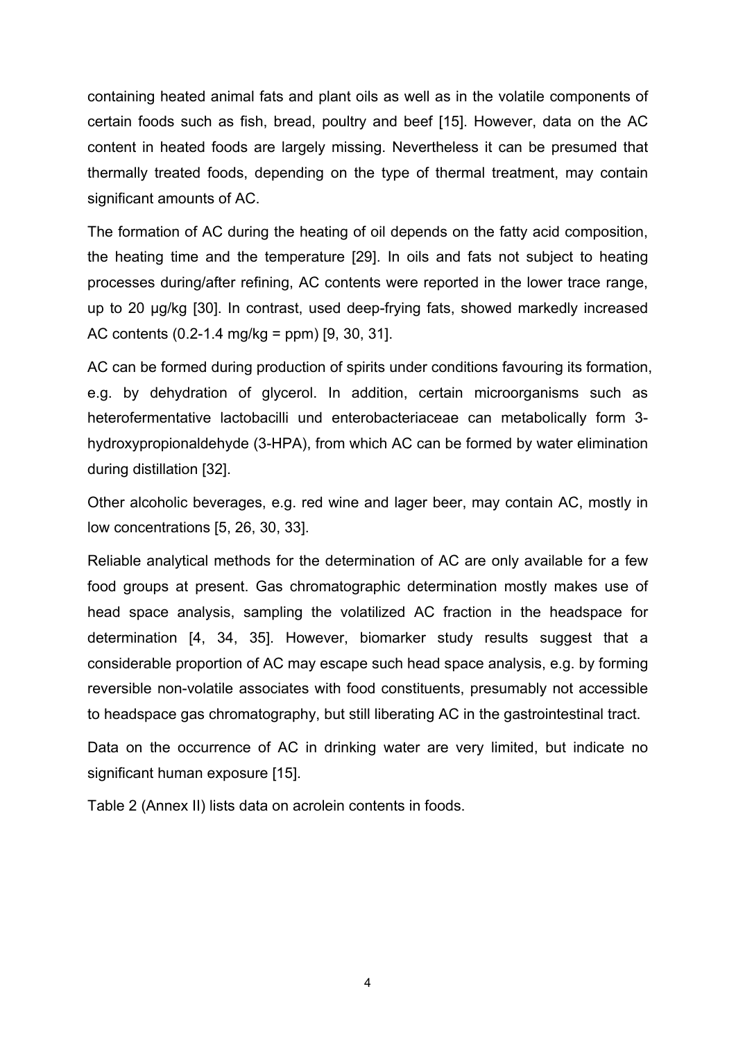containing heated animal fats and plant oils as well as in the volatile components of certain foods such as fish, bread, poultry and beef [15]. However, data on the AC content in heated foods are largely missing. Nevertheless it can be presumed that thermally treated foods, depending on the type of thermal treatment, may contain significant amounts of AC.

The formation of AC during the heating of oil depends on the fatty acid composition, the heating time and the temperature [29]. In oils and fats not subject to heating processes during/after refining, AC contents were reported in the lower trace range, up to 20 µg/kg [30]. In contrast, used deep-frying fats, showed markedly increased AC contents (0.2-1.4 mg/kg = ppm) [9, 30, 31].

AC can be formed during production of spirits under conditions favouring its formation, e.g. by dehydration of glycerol. In addition, certain microorganisms such as heterofermentative lactobacilli und enterobacteriaceae can metabolically form 3-hydroxypropionaldehyde (3-HPA), from which AC can be formed by water elimination during distillation [32].

Other alcoholic beverages, e.g. red wine and lager beer, may contain AC, mostly in low concentrations [5, 26, 30, 33].

Reliable analytical methods for the determination of AC are only available for a few food groups at present. Gas chromatographic determination mostly makes use of head space analysis, sampling the volatilized AC fraction in the headspace for determination [4, 34, 35]. However, biomarker study results suggest that a considerable proportion of AC may escape such head space analysis, e.g. by forming reversible non-volatile associates with food constituents, presumably not accessible to headspace gas chromatography, but still liberating AC in the gastrointestinal tract.

Data on the occurrence of AC in drinking water are very limited, but indicate no significant human exposure [15].

Table 2 (Annex II) lists data on acrolein contents in foods.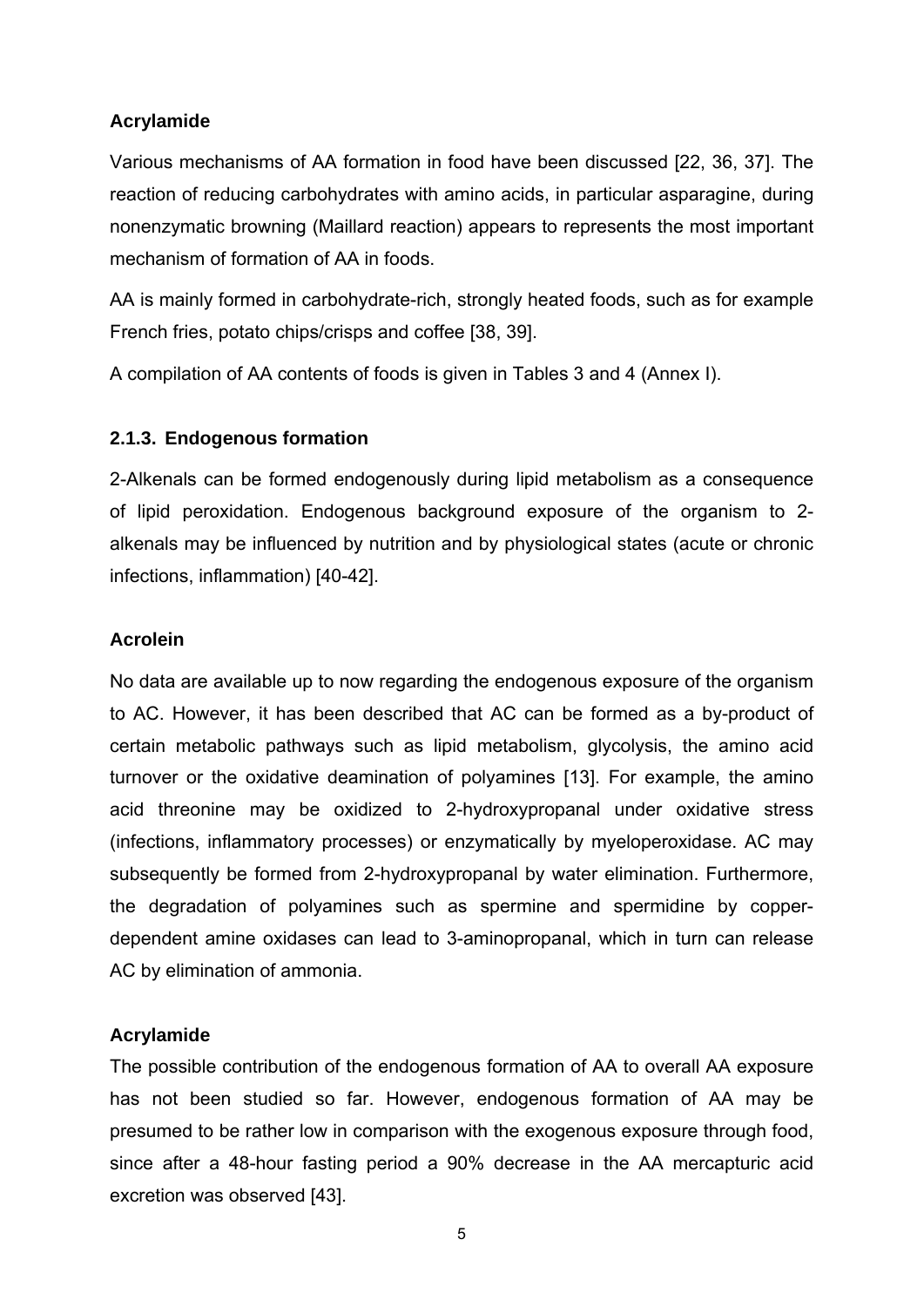**Acrylamide**

Various mechanisms of AA formation in food have been discussed [22, 36, 37]. The reaction of reducing carbohydrates with amino acids, in particular asparagine, during nonenzymatic browning (Maillard reaction) appears to represents the most important mechanism of formation of AA in foods.

AA is mainly formed in carbohydrate-rich, strongly heated foods, such as for example French fries, potato chips/crisps and coffee [38, 39].

A compilation of AA contents of foods is given in Tables 3 and 4 (Annex I).

### 2.1.3. Endogenous formation

2-Alkenals can be formed endogenously during lipid metabolism as a consequence of lipid peroxidation. Endogenous background exposure of the organism to 2-alkenals may be influenced by nutrition and by physiological states (acute or chronic infections, inflammation) [40-42].

**Acrolein**

No data are available up to now regarding the endogenous exposure of the organism to AC. However, it has been described that AC can be formed as a by-product of certain metabolic pathways such as lipid metabolism, glycolysis, the amino acid turnover or the oxidative deamination of polyamines [13]. For example, the amino acid threonine may be oxidized to 2-hydroxypropanal under oxidative stress (infections, inflammatory processes) or enzymatically by myeloperoxidase. AC may subsequently be formed from 2-hydroxypropanal by water elimination. Furthermore, the degradation of polyamines such as spermine and spermidine by copper-dependent amine oxidases can lead to 3-aminopropanal, which in turn can release AC by elimination of ammonia.

**Acrylamide**

The possible contribution of the endogenous formation of AA to overall AA exposure has not been studied so far. However, endogenous formation of AA may be presumed to be rather low in comparison with the exogenous exposure through food, since after a 48-hour fasting period a 90% decrease in the AA mercapturic acid excretion was observed [43].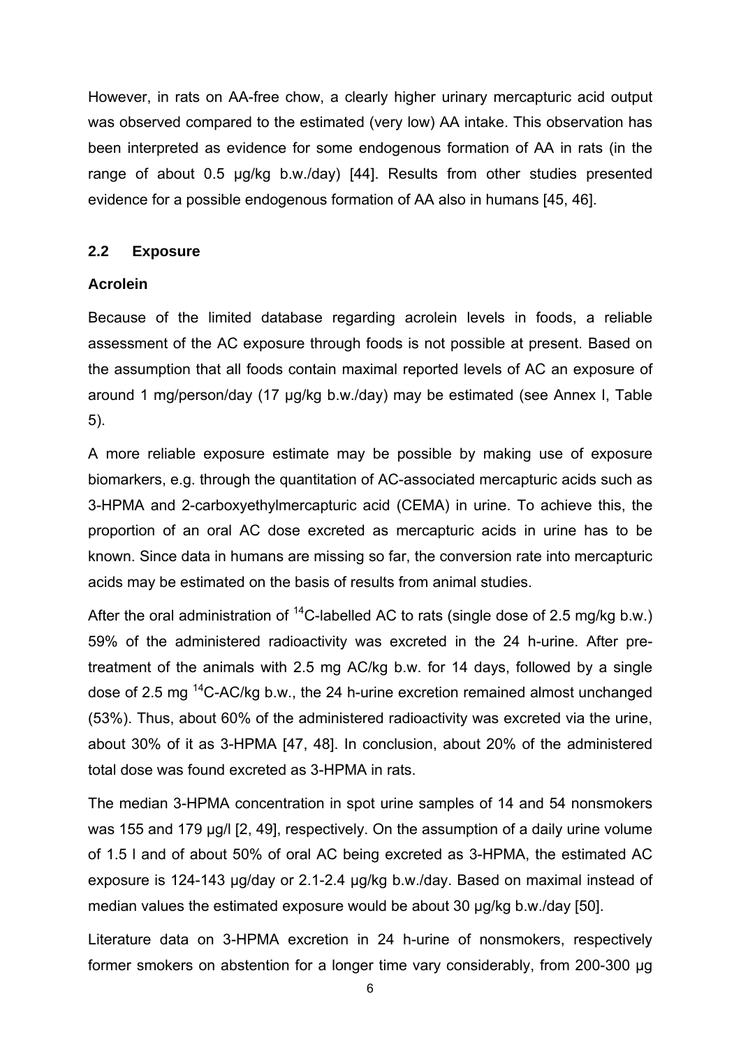However, in rats on AA-free chow, a clearly higher urinary mercapturic acid output was observed compared to the estimated (very low) AA intake. This observation has been interpreted as evidence for some endogenous formation of AA in rats (in the range of about 0.5 µg/kg b.w./day) [44]. Results from other studies presented evidence for a possible endogenous formation of AA also in humans [45, 46].

## 2.2 Exposure

### Acrolein

Because of the limited database regarding acrolein levels in foods, a reliable assessment of the AC exposure through foods is not possible at present. Based on the assumption that all foods contain maximal reported levels of AC an exposure of around 1 mg/person/day (17 µg/kg b.w./day) may be estimated (see Annex I, Table 5).

A more reliable exposure estimate may be possible by making use of exposure biomarkers, e.g. through the quantitation of AC-associated mercapturic acids such as 3-HPMA and 2-carboxyethylmercapturic acid (CEMA) in urine. To achieve this, the proportion of an oral AC dose excreted as mercapturic acids in urine has to be known. Since data in humans are missing so far, the conversion rate into mercapturic acids may be estimated on the basis of results from animal studies.

After the oral administration of $^{14}$C-labelled AC to rats (single dose of 2.5 mg/kg b.w.) 59% of the administered radioactivity was excreted in the 24 h-urine. After pre-treatment of the animals with 2.5 mg AC/kg b.w. for 14 days, followed by a single dose of 2.5 mg $^{14}$C-AC/kg b.w., the 24 h-urine excretion remained almost unchanged (53%). Thus, about 60% of the administered radioactivity was excreted via the urine, about 30% of it as 3-HPMA [47, 48]. In conclusion, about 20% of the administered total dose was found excreted as 3-HPMA in rats.

The median 3-HPMA concentration in spot urine samples of 14 and 54 nonsmokers was 155 and 179 µg/l [2, 49], respectively. On the assumption of a daily urine volume of 1.5 l and of about 50% of oral AC being excreted as 3-HPMA, the estimated AC exposure is 124-143 µg/day or 2.1-2.4 µg/kg b.w./day. Based on maximal instead of median values the estimated exposure would be about 30 µg/kg b.w./day [50].

Literature data on 3-HPMA excretion in 24 h-urine of nonsmokers, respectively former smokers on abstention for a longer time vary considerably, from 200-300 µg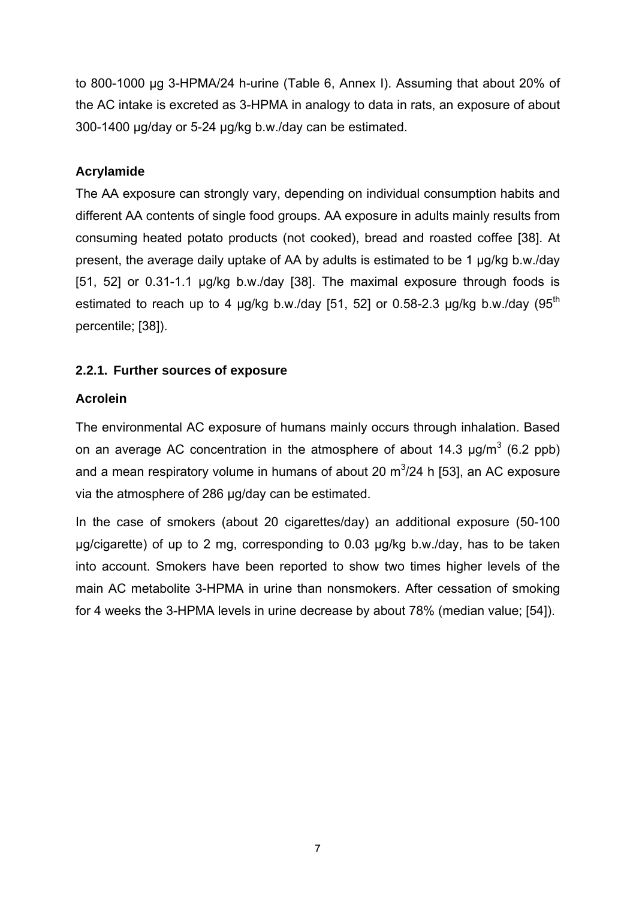to 800-1000 µg 3-HPMA/24 h-urine (Table 6, Annex I). Assuming that about 20% of the AC intake is excreted as 3-HPMA in analogy to data in rats, an exposure of about 300-1400 µg/day or 5-24 µg/kg b.w./day can be estimated.

**Acrylamide**

The AA exposure can strongly vary, depending on individual consumption habits and different AA contents of single food groups. AA exposure in adults mainly results from consuming heated potato products (not cooked), bread and roasted coffee [38]. At present, the average daily uptake of AA by adults is estimated to be 1 µg/kg b.w./day [51, 52] or 0.31-1.1 µg/kg b.w./day [38]. The maximal exposure through foods is estimated to reach up to 4 µg/kg b.w./day [51, 52] or 0.58-2.3 µg/kg b.w./day ($95^{th}$ percentile; [38]).

### 2.2.1. Further sources of exposure

**Acrolein**

The environmental AC exposure of humans mainly occurs through inhalation. Based on an average AC concentration in the atmosphere of about 14.3 µg/$m^3$ (6.2 ppb) and a mean respiratory volume in humans of about 20 $m^3$/24 h [53], an AC exposure via the atmosphere of 286 µg/day can be estimated.

In the case of smokers (about 20 cigarettes/day) an additional exposure (50-100 µg/cigarette) of up to 2 mg, corresponding to 0.03 µg/kg b.w./day, has to be taken into account. Smokers have been reported to show two times higher levels of the main AC metabolite 3-HPMA in urine than nonsmokers. After cessation of smoking for 4 weeks the 3-HPMA levels in urine decrease by about 78% (median value; [54]).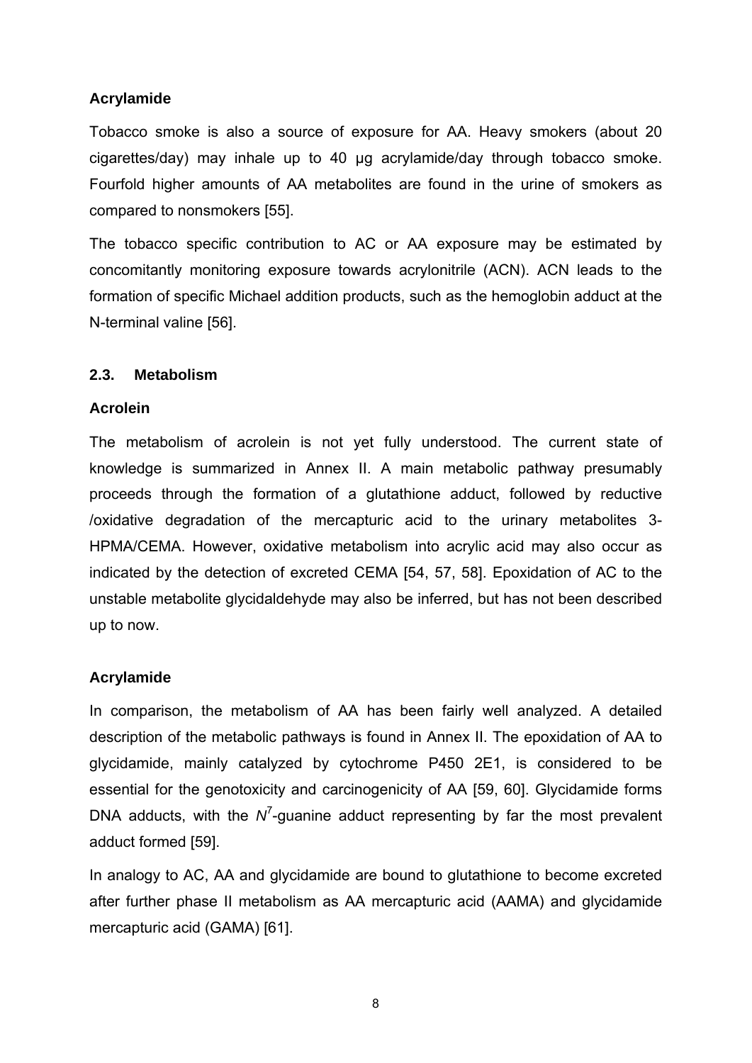**Acrylamide**

Tobacco smoke is also a source of exposure for AA. Heavy smokers (about 20 cigarettes/day) may inhale up to 40 µg acrylamide/day through tobacco smoke. Fourfold higher amounts of AA metabolites are found in the urine of smokers as compared to nonsmokers [55].

The tobacco specific contribution to AC or AA exposure may be estimated by concomitantly monitoring exposure towards acrylonitrile (ACN). ACN leads to the formation of specific Michael addition products, such as the hemoglobin adduct at the N-terminal valine [56].

## 2.3. Metabolism

**Acrolein**

The metabolism of acrolein is not yet fully understood. The current state of knowledge is summarized in Annex II. A main metabolic pathway presumably proceeds through the formation of a glutathione adduct, followed by reductive /oxidative degradation of the mercapturic acid to the urinary metabolites 3-HPMA/CEMA. However, oxidative metabolism into acrylic acid may also occur as indicated by the detection of excreted CEMA [54, 57, 58]. Epoxidation of AC to the unstable metabolite glycidaldehyde may also be inferred, but has not been described up to now.

**Acrylamide**

In comparison, the metabolism of AA has been fairly well analyzed. A detailed description of the metabolic pathways is found in Annex II. The epoxidation of AA to glycidamide, mainly catalyzed by cytochrome P450 2E1, is considered to be essential for the genotoxicity and carcinogenicity of AA [59, 60]. Glycidamide forms DNA adducts, with the $N^7$-guanine adduct representing by far the most prevalent adduct formed [59].

In analogy to AC, AA and glycidamide are bound to glutathione to become excreted after further phase II metabolism as AA mercapturic acid (AAMA) and glycidamide mercapturic acid (GAMA) [61].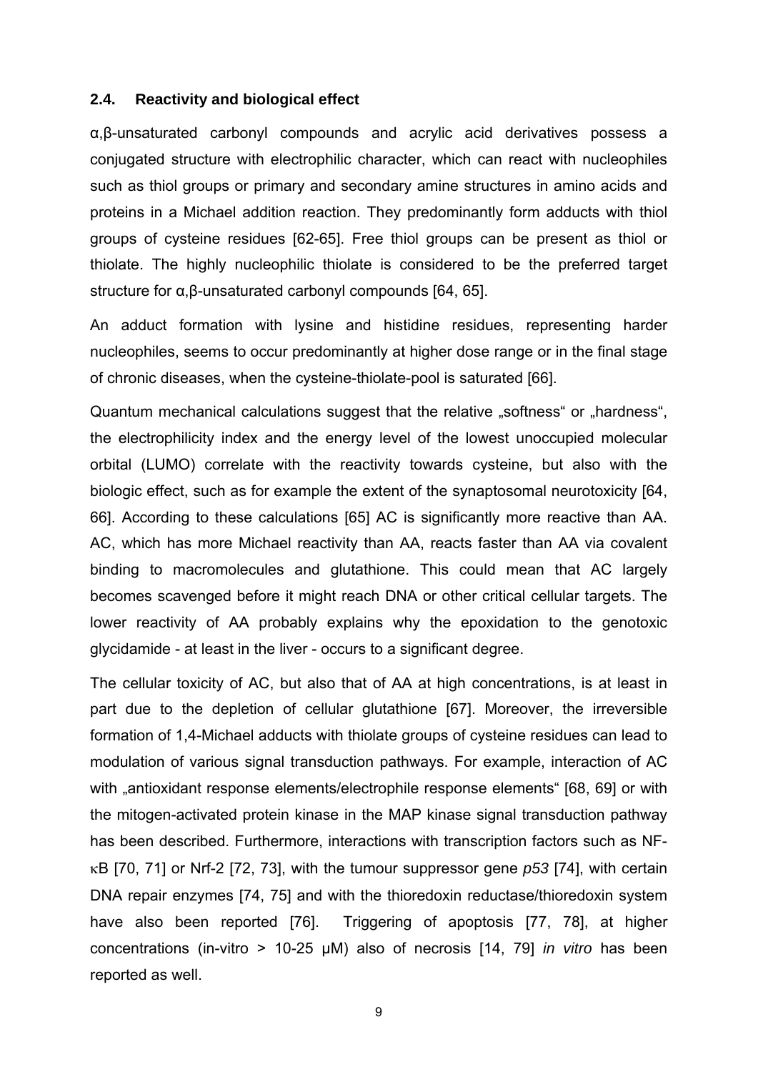### 2.4. Reactivity and biological effect

α,β-unsaturated carbonyl compounds and acrylic acid derivatives possess a conjugated structure with electrophilic character, which can react with nucleophiles such as thiol groups or primary and secondary amine structures in amino acids and proteins in a Michael addition reaction. They predominantly form adducts with thiol groups of cysteine residues [62-65]. Free thiol groups can be present as thiol or thiolate. The highly nucleophilic thiolate is considered to be the preferred target structure for α,β-unsaturated carbonyl compounds [64, 65].

An adduct formation with lysine and histidine residues, representing harder nucleophiles, seems to occur predominantly at higher dose range or in the final stage of chronic diseases, when the cysteine-thiolate-pool is saturated [66].

Quantum mechanical calculations suggest that the relative „softness" or „hardness", the electrophilicity index and the energy level of the lowest unoccupied molecular orbital (LUMO) correlate with the reactivity towards cysteine, but also with the biologic effect, such as for example the extent of the synaptosomal neurotoxicity [64, 66]. According to these calculations [65] AC is significantly more reactive than AA. AC, which has more Michael reactivity than AA, reacts faster than AA via covalent binding to macromolecules and glutathione. This could mean that AC largely becomes scavenged before it might reach DNA or other critical cellular targets. The lower reactivity of AA probably explains why the epoxidation to the genotoxic glycidamide - at least in the liver - occurs to a significant degree.

The cellular toxicity of AC, but also that of AA at high concentrations, is at least in part due to the depletion of cellular glutathione [67]. Moreover, the irreversible formation of 1,4-Michael adducts with thiolate groups of cysteine residues can lead to modulation of various signal transduction pathways. For example, interaction of AC with „antioxidant response elements/electrophile response elements" [68, 69] or with the mitogen-activated protein kinase in the MAP kinase signal transduction pathway has been described. Furthermore, interactions with transcription factors such as NF-κB [70, 71] or Nrf-2 [72, 73], with the tumour suppressor gene *p53* [74], with certain DNA repair enzymes [74, 75] and with the thioredoxin reductase/thioredoxin system have also been reported [76]. Triggering of apoptosis [77, 78], at higher concentrations (in-vitro > 10-25 µM) also of necrosis [14, 79] *in vitro* has been reported as well.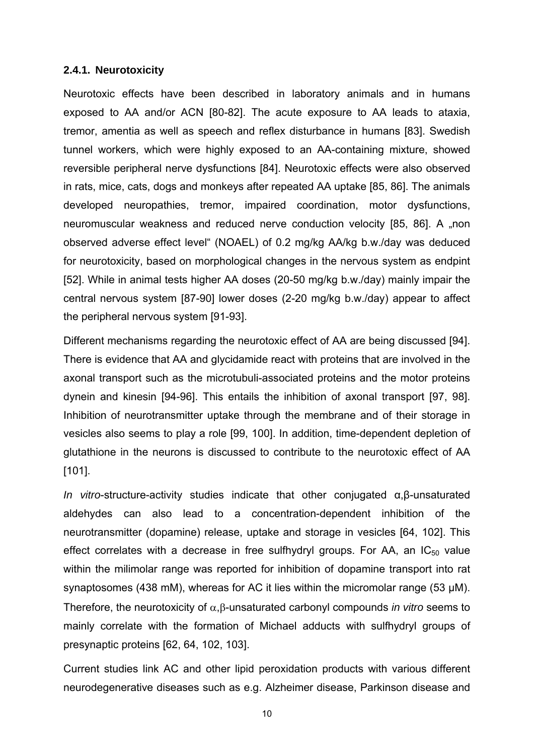#### 2.4.1. Neurotoxicity

Neurotoxic effects have been described in laboratory animals and in humans exposed to AA and/or ACN [80-82]. The acute exposure to AA leads to ataxia, tremor, amentia as well as speech and reflex disturbance in humans [83]. Swedish tunnel workers, which were highly exposed to an AA-containing mixture, showed reversible peripheral nerve dysfunctions [84]. Neurotoxic effects were also observed in rats, mice, cats, dogs and monkeys after repeated AA uptake [85, 86]. The animals developed neuropathies, tremor, impaired coordination, motor dysfunctions, neuromuscular weakness and reduced nerve conduction velocity [85, 86]. A „non observed adverse effect level“ (NOAEL) of 0.2 mg/kg AA/kg b.w./day was deduced for neurotoxicity, based on morphological changes in the nervous system as endpint [52]. While in animal tests higher AA doses (20-50 mg/kg b.w./day) mainly impair the central nervous system [87-90] lower doses (2-20 mg/kg b.w./day) appear to affect the peripheral nervous system [91-93].

Different mechanisms regarding the neurotoxic effect of AA are being discussed [94]. There is evidence that AA and glycidamide react with proteins that are involved in the axonal transport such as the microtubuli-associated proteins and the motor proteins dynein and kinesin [94-96]. This entails the inhibition of axonal transport [97, 98]. Inhibition of neurotransmitter uptake through the membrane and of their storage in vesicles also seems to play a role [99, 100]. In addition, time-dependent depletion of glutathione in the neurons is discussed to contribute to the neurotoxic effect of AA [101].

*In vitro*-structure-activity studies indicate that other conjugated α,β-unsaturated aldehydes can also lead to a concentration-dependent inhibition of the neurotransmitter (dopamine) release, uptake and storage in vesicles [64, 102]. This effect correlates with a decrease in free sulfhydryl groups. For AA, an $IC_{50}$ value within the milimolar range was reported for inhibition of dopamine transport into rat synaptosomes (438 mM), whereas for AC it lies within the micromolar range (53 µM). Therefore, the neurotoxicity of α,β-unsaturated carbonyl compounds *in vitro* seems to mainly correlate with the formation of Michael adducts with sulfhydryl groups of presynaptic proteins [62, 64, 102, 103].

Current studies link AC and other lipid peroxidation products with various different neurodegenerative diseases such as e.g. Alzheimer disease, Parkinson disease and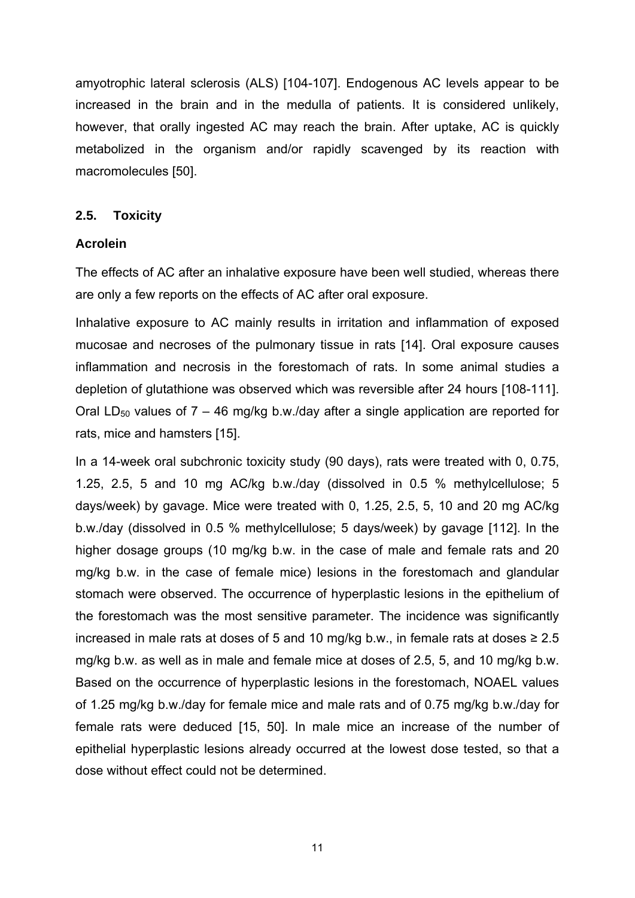amyotrophic lateral sclerosis (ALS) [104-107]. Endogenous AC levels appear to be increased in the brain and in the medulla of patients. It is considered unlikely, however, that orally ingested AC may reach the brain. After uptake, AC is quickly metabolized in the organism and/or rapidly scavenged by its reaction with macromolecules [50].

### 2.5. Toxicity

**Acrolein**

The effects of AC after an inhalative exposure have been well studied, whereas there are only a few reports on the effects of AC after oral exposure.

Inhalative exposure to AC mainly results in irritation and inflammation of exposed mucosae and necroses of the pulmonary tissue in rats [14]. Oral exposure causes inflammation and necrosis in the forestomach of rats. In some animal studies a depletion of glutathione was observed which was reversible after 24 hours [108-111]. Oral $LD_{50}$ values of 7 – 46 mg/kg b.w./day after a single application are reported for rats, mice and hamsters [15].

In a 14-week oral subchronic toxicity study (90 days), rats were treated with 0, 0.75, 1.25, 2.5, 5 and 10 mg AC/kg b.w./day (dissolved in 0.5 % methylcellulose; 5 days/week) by gavage. Mice were treated with 0, 1.25, 2.5, 5, 10 and 20 mg AC/kg b.w./day (dissolved in 0.5 % methylcellulose; 5 days/week) by gavage [112]. In the higher dosage groups (10 mg/kg b.w. in the case of male and female rats and 20 mg/kg b.w. in the case of female mice) lesions in the forestomach and glandular stomach were observed. The occurrence of hyperplastic lesions in the epithelium of the forestomach was the most sensitive parameter. The incidence was significantly increased in male rats at doses of 5 and 10 mg/kg b.w., in female rats at doses ≥ 2.5 mg/kg b.w. as well as in male and female mice at doses of 2.5, 5, and 10 mg/kg b.w. Based on the occurrence of hyperplastic lesions in the forestomach, NOAEL values of 1.25 mg/kg b.w./day for female mice and male rats and of 0.75 mg/kg b.w./day for female rats were deduced [15, 50]. In male mice an increase of the number of epithelial hyperplastic lesions already occurred at the lowest dose tested, so that a dose without effect could not be determined.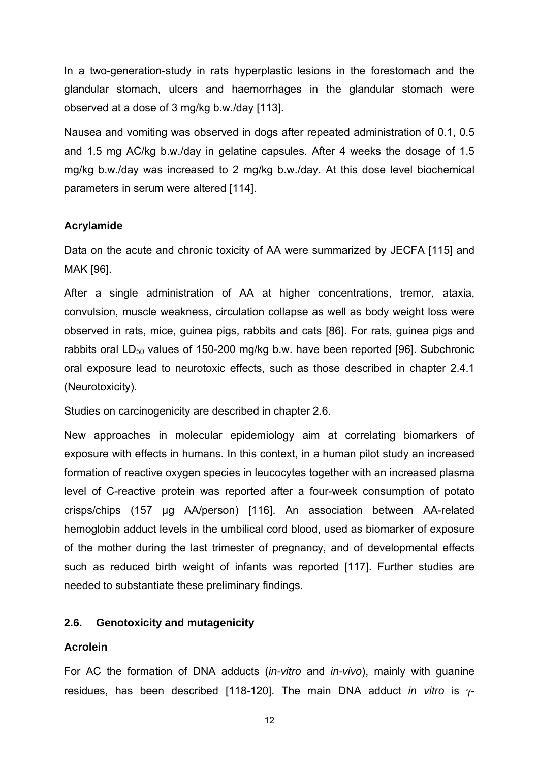In a two-generation-study in rats hyperplastic lesions in the forestomach and the glandular stomach, ulcers and haemorrhages in the glandular stomach were observed at a dose of 3 mg/kg b.w./day [113].

Nausea and vomiting was observed in dogs after repeated administration of 0.1, 0.5 and 1.5 mg AC/kg b.w./day in gelatine capsules. After 4 weeks the dosage of 1.5 mg/kg b.w./day was increased to 2 mg/kg b.w./day. At this dose level biochemical parameters in serum were altered [114].

### Acrylamide

Data on the acute and chronic toxicity of AA were summarized by JECFA [115] and MAK [96].

After a single administration of AA at higher concentrations, tremor, ataxia, convulsion, muscle weakness, circulation collapse as well as body weight loss were observed in rats, mice, guinea pigs, rabbits and cats [86]. For rats, guinea pigs and rabbits oral $LD_{50}$ values of 150-200 mg/kg b.w. have been reported [96]. Subchronic oral exposure lead to neurotoxic effects, such as those described in chapter 2.4.1 (Neurotoxicity).

Studies on carcinogenicity are described in chapter 2.6.

New approaches in molecular epidemiology aim at correlating biomarkers of exposure with effects in humans. In this context, in a human pilot study an increased formation of reactive oxygen species in leucocytes together with an increased plasma level of C-reactive protein was reported after a four-week consumption of potato crisps/chips (157 µg AA/person) [116]. An association between AA-related hemoglobin adduct levels in the umbilical cord blood, used as biomarker of exposure of the mother during the last trimester of pregnancy, and of developmental effects such as reduced birth weight of infants was reported [117]. Further studies are needed to substantiate these preliminary findings.

## 2.6. Genotoxicity and mutagenicity

### Acrolein

For AC the formation of DNA adducts (*in-vitro* and *in-vivo*), mainly with guanine residues, has been described [118-120]. The main DNA adduct *in vitro* is γ-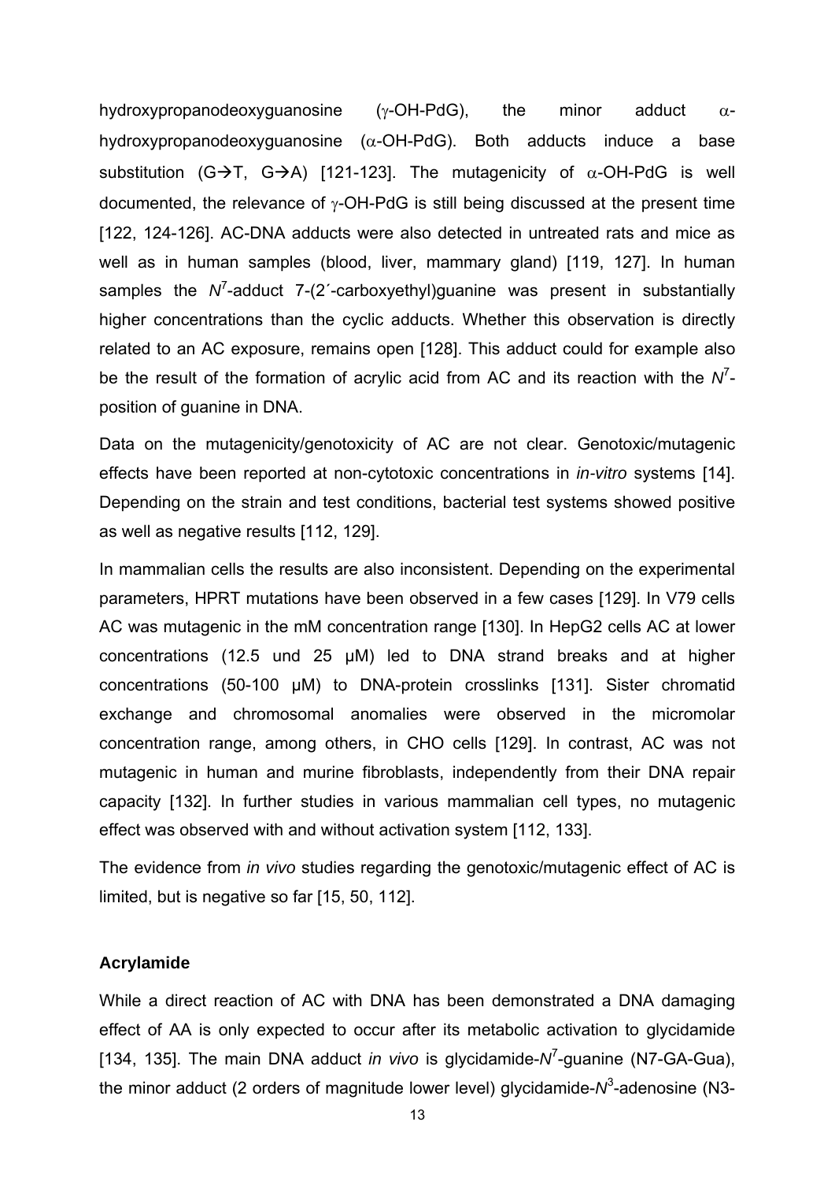hydroxypropanodeoxyguanosine (γ-OH-PdG), the minor adduct α-hydroxypropanodeoxyguanosine (α-OH-PdG). Both adducts induce a base substitution (G→T, G→A) [121-123]. The mutagenicity of α-OH-PdG is well documented, the relevance of γ-OH-PdG is still being discussed at the present time [122, 124-126]. AC-DNA adducts were also detected in untreated rats and mice as well as in human samples (blood, liver, mammary gland) [119, 127]. In human samples the $N^7$-adduct 7-(2´-carboxyethyl)guanine was present in substantially higher concentrations than the cyclic adducts. Whether this observation is directly related to an AC exposure, remains open [128]. This adduct could for example also be the result of the formation of acrylic acid from AC and its reaction with the $N^7$-position of guanine in DNA.

Data on the mutagenicity/genotoxicity of AC are not clear. Genotoxic/mutagenic effects have been reported at non-cytotoxic concentrations in *in-vitro* systems [14]. Depending on the strain and test conditions, bacterial test systems showed positive as well as negative results [112, 129].

In mammalian cells the results are also inconsistent. Depending on the experimental parameters, HPRT mutations have been observed in a few cases [129]. In V79 cells AC was mutagenic in the mM concentration range [130]. In HepG2 cells AC at lower concentrations (12.5 und 25 µM) led to DNA strand breaks and at higher concentrations (50-100 µM) to DNA-protein crosslinks [131]. Sister chromatid exchange and chromosomal anomalies were observed in the micromolar concentration range, among others, in CHO cells [129]. In contrast, AC was not mutagenic in human and murine fibroblasts, independently from their DNA repair capacity [132]. In further studies in various mammalian cell types, no mutagenic effect was observed with and without activation system [112, 133].

The evidence from *in vivo* studies regarding the genotoxic/mutagenic effect of AC is limited, but is negative so far [15, 50, 112].

**Acrylamide**

While a direct reaction of AC with DNA has been demonstrated a DNA damaging effect of AA is only expected to occur after its metabolic activation to glycidamide [134, 135]. The main DNA adduct *in vivo* is glycidamide-$N^7$-guanine (N7-GA-Gua), the minor adduct (2 orders of magnitude lower level) glycidamide-$N^3$-adenosine (N3-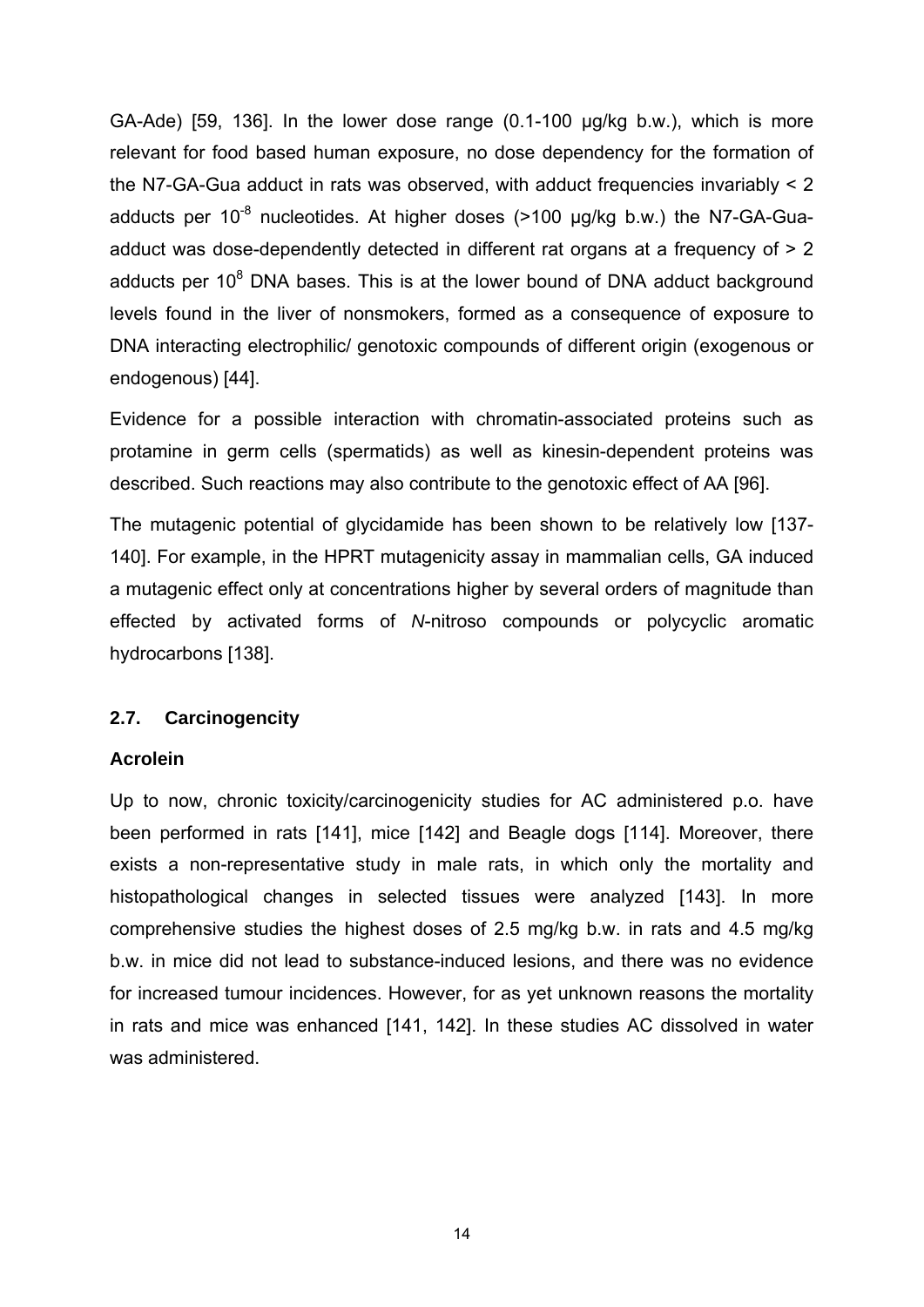GA-Ade) [59, 136]. In the lower dose range (0.1-100 µg/kg b.w.), which is more relevant for food based human exposure, no dose dependency for the formation of the N7-GA-Gua adduct in rats was observed, with adduct frequencies invariably < 2 adducts per $10^{-8}$ nucleotides. At higher doses (>100 µg/kg b.w.) the N7-GA-Gua-adduct was dose-dependently detected in different rat organs at a frequency of > 2 adducts per $10^{8}$ DNA bases. This is at the lower bound of DNA adduct background levels found in the liver of nonsmokers, formed as a consequence of exposure to DNA interacting electrophilic/ genotoxic compounds of different origin (exogenous or endogenous) [44].

Evidence for a possible interaction with chromatin-associated proteins such as protamine in germ cells (spermatids) as well as kinesin-dependent proteins was described. Such reactions may also contribute to the genotoxic effect of AA [96].

The mutagenic potential of glycidamide has been shown to be relatively low [137-140]. For example, in the HPRT mutagenicity assay in mammalian cells, GA induced a mutagenic effect only at concentrations higher by several orders of magnitude than effected by activated forms of *N*-nitroso compounds or polycyclic aromatic hydrocarbons [138].

## 2.7. Carcinogencity

### Acrolein

Up to now, chronic toxicity/carcinogenicity studies for AC administered p.o. have been performed in rats [141], mice [142] and Beagle dogs [114]. Moreover, there exists a non-representative study in male rats, in which only the mortality and histopathological changes in selected tissues were analyzed [143]. In more comprehensive studies the highest doses of 2.5 mg/kg b.w. in rats and 4.5 mg/kg b.w. in mice did not lead to substance-induced lesions, and there was no evidence for increased tumour incidences. However, for as yet unknown reasons the mortality in rats and mice was enhanced [141, 142]. In these studies AC dissolved in water was administered.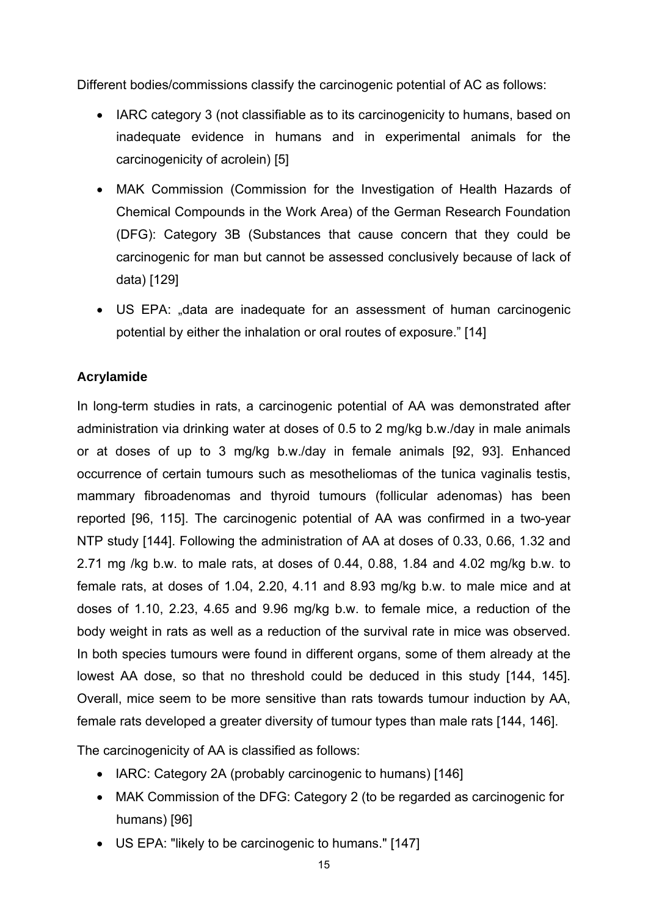Different bodies/commissions classify the carcinogenic potential of AC as follows:

- IARC category 3 (not classifiable as to its carcinogenicity to humans, based on inadequate evidence in humans and in experimental animals for the carcinogenicity of acrolein) [5]
- MAK Commission (Commission for the Investigation of Health Hazards of Chemical Compounds in the Work Area) of the German Research Foundation (DFG): Category 3B (Substances that cause concern that they could be carcinogenic for man but cannot be assessed conclusively because of lack of data) [129]
- US EPA: „data are inadequate for an assessment of human carcinogenic potential by either the inhalation or oral routes of exposure." [14]

**Acrylamide**

In long-term studies in rats, a carcinogenic potential of AA was demonstrated after administration via drinking water at doses of 0.5 to 2 mg/kg b.w./day in male animals or at doses of up to 3 mg/kg b.w./day in female animals [92, 93]. Enhanced occurrence of certain tumours such as mesotheliomas of the tunica vaginalis testis, mammary fibroadenomas and thyroid tumours (follicular adenomas) has been reported [96, 115]. The carcinogenic potential of AA was confirmed in a two-year NTP study [144]. Following the administration of AA at doses of 0.33, 0.66, 1.32 and 2.71 mg /kg b.w. to male rats, at doses of 0.44, 0.88, 1.84 and 4.02 mg/kg b.w. to female rats, at doses of 1.04, 2.20, 4.11 and 8.93 mg/kg b.w. to male mice and at doses of 1.10, 2.23, 4.65 and 9.96 mg/kg b.w. to female mice, a reduction of the body weight in rats as well as a reduction of the survival rate in mice was observed. In both species tumours were found in different organs, some of them already at the lowest AA dose, so that no threshold could be deduced in this study [144, 145]. Overall, mice seem to be more sensitive than rats towards tumour induction by AA, female rats developed a greater diversity of tumour types than male rats [144, 146].

The carcinogenicity of AA is classified as follows:

- IARC: Category 2A (probably carcinogenic to humans) [146]
- MAK Commission of the DFG: Category 2 (to be regarded as carcinogenic for humans) [96]
- US EPA: "likely to be carcinogenic to humans." [147]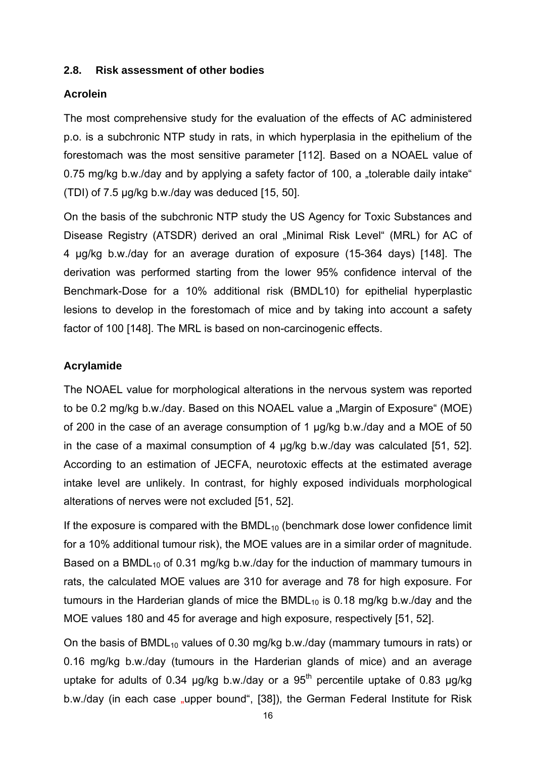## 2.8. Risk assessment of other bodies

### Acrolein

The most comprehensive study for the evaluation of the effects of AC administered p.o. is a subchronic NTP study in rats, in which hyperplasia in the epithelium of the forestomach was the most sensitive parameter [112]. Based on a NOAEL value of 0.75 mg/kg b.w./day and by applying a safety factor of 100, a „tolerable daily intake" (TDI) of 7.5 µg/kg b.w./day was deduced [15, 50].

On the basis of the subchronic NTP study the US Agency for Toxic Substances and Disease Registry (ATSDR) derived an oral „Minimal Risk Level" (MRL) for AC of 4 µg/kg b.w./day for an average duration of exposure (15-364 days) [148]. The derivation was performed starting from the lower 95% confidence interval of the Benchmark-Dose for a 10% additional risk (BMDL10) for epithelial hyperplastic lesions to develop in the forestomach of mice and by taking into account a safety factor of 100 [148]. The MRL is based on non-carcinogenic effects.

### Acrylamide

The NOAEL value for morphological alterations in the nervous system was reported to be 0.2 mg/kg b.w./day. Based on this NOAEL value a „Margin of Exposure" (MOE) of 200 in the case of an average consumption of 1 µg/kg b.w./day and a MOE of 50 in the case of a maximal consumption of 4 µg/kg b.w./day was calculated [51, 52]. According to an estimation of JECFA, neurotoxic effects at the estimated average intake level are unlikely. In contrast, for highly exposed individuals morphological alterations of nerves were not excluded [51, 52].

If the exposure is compared with the $BMDL_{10}$ (benchmark dose lower confidence limit for a 10% additional tumour risk), the MOE values are in a similar order of magnitude. Based on a $BMDL_{10}$ of 0.31 mg/kg b.w./day for the induction of mammary tumours in rats, the calculated MOE values are 310 for average and 78 for high exposure. For tumours in the Harderian glands of mice the $BMDL_{10}$ is 0.18 mg/kg b.w./day and the MOE values 180 and 45 for average and high exposure, respectively [51, 52].

On the basis of $BMDL_{10}$ values of 0.30 mg/kg b.w./day (mammary tumours in rats) or 0.16 mg/kg b.w./day (tumours in the Harderian glands of mice) and an average uptake for adults of 0.34 µg/kg b.w./day or a 95$^{th}$ percentile uptake of 0.83 µg/kg b.w./day (in each case „upper bound", [38]), the German Federal Institute for Risk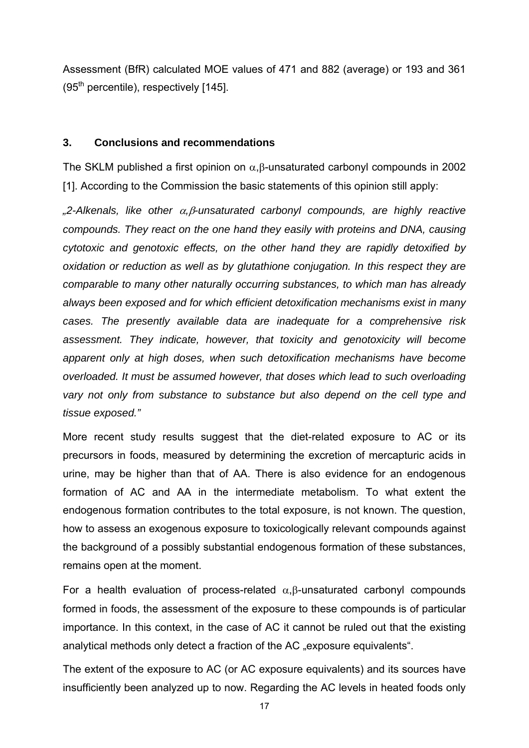Assessment (BfR) calculated MOE values of 471 and 882 (average) or 193 and 361 (95th percentile), respectively [145].

## 3. Conclusions and recommendations

The SKLM published a first opinion on $\alpha,\beta$-unsaturated carbonyl compounds in 2002 [1]. According to the Commission the basic statements of this opinion still apply:

*„2-Alkenals, like other $\alpha,\beta$-unsaturated carbonyl compounds, are highly reactive compounds. They react on the one hand they easily with proteins and DNA, causing cytotoxic and genotoxic effects, on the other hand they are rapidly detoxified by oxidation or reduction as well as by glutathione conjugation. In this respect they are comparable to many other naturally occurring substances, to which man has already always been exposed and for which efficient detoxification mechanisms exist in many cases. The presently available data are inadequate for a comprehensive risk assessment. They indicate, however, that toxicity and genotoxicity will become apparent only at high doses, when such detoxification mechanisms have become overloaded. It must be assumed however, that doses which lead to such overloading vary not only from substance to substance but also depend on the cell type and tissue exposed."*

More recent study results suggest that the diet-related exposure to AC or its precursors in foods, measured by determining the excretion of mercapturic acids in urine, may be higher than that of AA. There is also evidence for an endogenous formation of AC and AA in the intermediate metabolism. To what extent the endogenous formation contributes to the total exposure, is not known. The question, how to assess an exogenous exposure to toxicologically relevant compounds against the background of a possibly substantial endogenous formation of these substances, remains open at the moment.

For a health evaluation of process-related $\alpha,\beta$-unsaturated carbonyl compounds formed in foods, the assessment of the exposure to these compounds is of particular importance. In this context, in the case of AC it cannot be ruled out that the existing analytical methods only detect a fraction of the AC „exposure equivalents".

The extent of the exposure to AC (or AC exposure equivalents) and its sources have insufficiently been analyzed up to now. Regarding the AC levels in heated foods only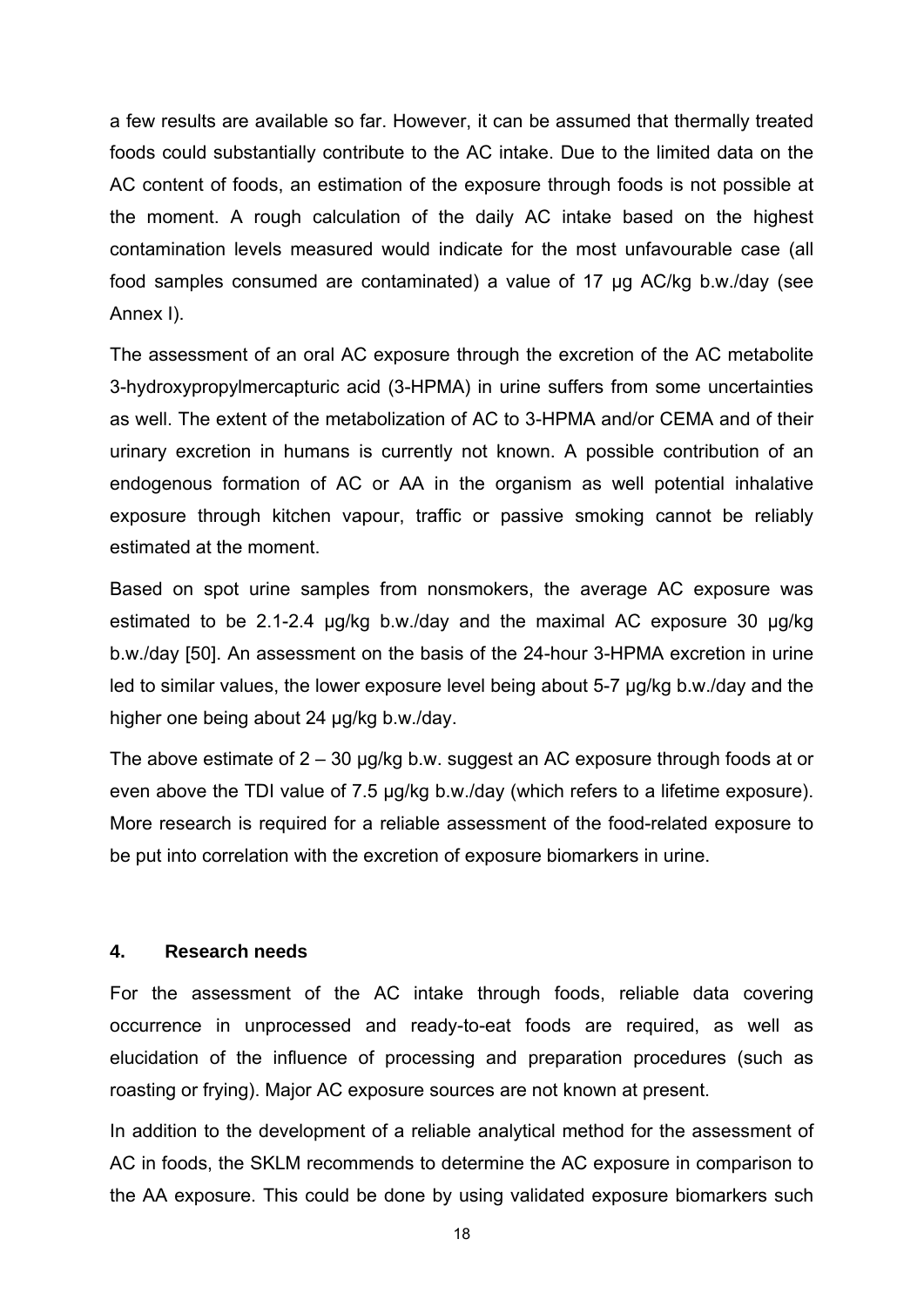a few results are available so far. However, it can be assumed that thermally treated foods could substantially contribute to the AC intake. Due to the limited data on the AC content of foods, an estimation of the exposure through foods is not possible at the moment. A rough calculation of the daily AC intake based on the highest contamination levels measured would indicate for the most unfavourable case (all food samples consumed are contaminated) a value of 17 µg AC/kg b.w./day (see Annex I).

The assessment of an oral AC exposure through the excretion of the AC metabolite 3-hydroxypropylmercapturic acid (3-HPMA) in urine suffers from some uncertainties as well. The extent of the metabolization of AC to 3-HPMA and/or CEMA and of their urinary excretion in humans is currently not known. A possible contribution of an endogenous formation of AC or AA in the organism as well potential inhalative exposure through kitchen vapour, traffic or passive smoking cannot be reliably estimated at the moment.

Based on spot urine samples from nonsmokers, the average AC exposure was estimated to be 2.1-2.4 µg/kg b.w./day and the maximal AC exposure 30 µg/kg b.w./day [50]. An assessment on the basis of the 24-hour 3-HPMA excretion in urine led to similar values, the lower exposure level being about 5-7 µg/kg b.w./day and the higher one being about 24 µg/kg b.w./day.

The above estimate of 2 – 30 µg/kg b.w. suggest an AC exposure through foods at or even above the TDI value of 7.5 µg/kg b.w./day (which refers to a lifetime exposure). More research is required for a reliable assessment of the food-related exposure to be put into correlation with the excretion of exposure biomarkers in urine.

## 4. Research needs

For the assessment of the AC intake through foods, reliable data covering occurrence in unprocessed and ready-to-eat foods are required, as well as elucidation of the influence of processing and preparation procedures (such as roasting or frying). Major AC exposure sources are not known at present.

In addition to the development of a reliable analytical method for the assessment of AC in foods, the SKLM recommends to determine the AC exposure in comparison to the AA exposure. This could be done by using validated exposure biomarkers such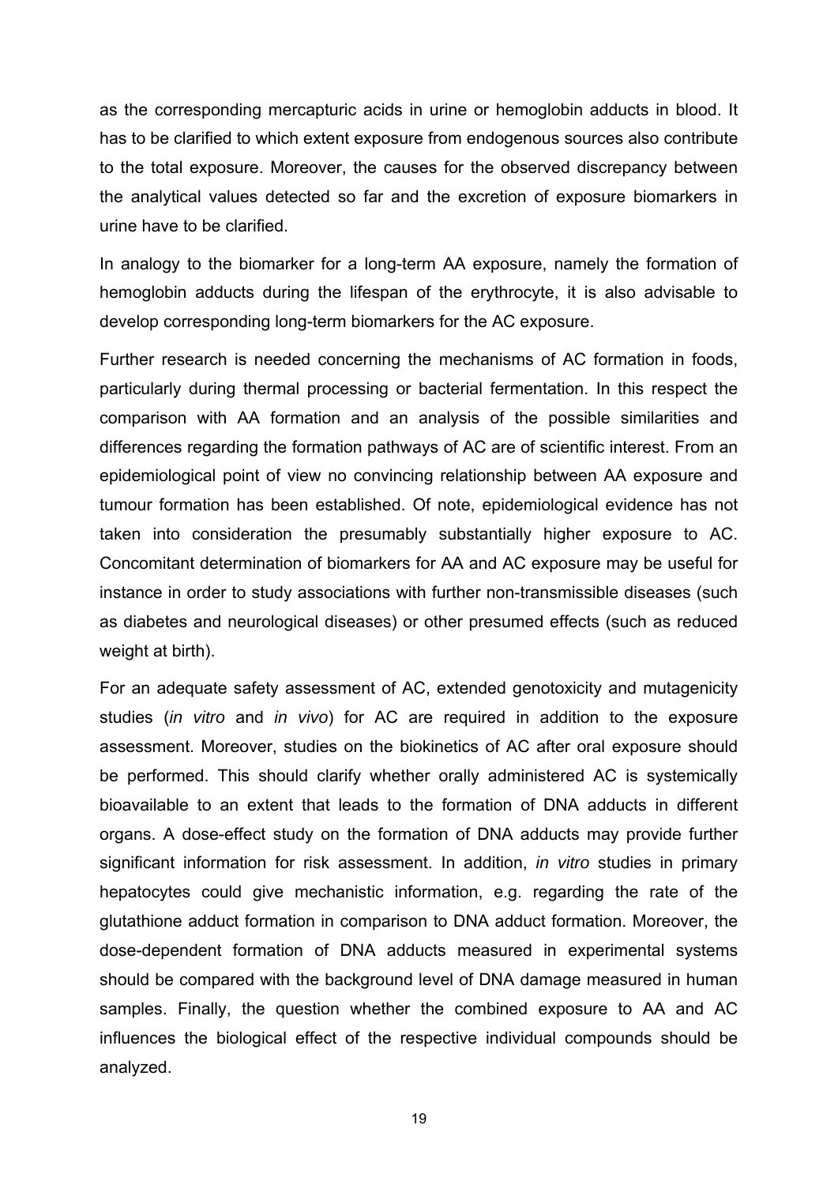as the corresponding mercapturic acids in urine or hemoglobin adducts in blood. It has to be clarified to which extent exposure from endogenous sources also contribute to the total exposure. Moreover, the causes for the observed discrepancy between the analytical values detected so far and the excretion of exposure biomarkers in urine have to be clarified.

In analogy to the biomarker for a long-term AA exposure, namely the formation of hemoglobin adducts during the lifespan of the erythrocyte, it is also advisable to develop corresponding long-term biomarkers for the AC exposure.

Further research is needed concerning the mechanisms of AC formation in foods, particularly during thermal processing or bacterial fermentation. In this respect the comparison with AA formation and an analysis of the possible similarities and differences regarding the formation pathways of AC are of scientific interest. From an epidemiological point of view no convincing relationship between AA exposure and tumour formation has been established. Of note, epidemiological evidence has not taken into consideration the presumably substantially higher exposure to AC. Concomitant determination of biomarkers for AA and AC exposure may be useful for instance in order to study associations with further non-transmissible diseases (such as diabetes and neurological diseases) or other presumed effects (such as reduced weight at birth).

For an adequate safety assessment of AC, extended genotoxicity and mutagenicity studies (*in vitro* and *in vivo*) for AC are required in addition to the exposure assessment. Moreover, studies on the biokinetics of AC after oral exposure should be performed. This should clarify whether orally administered AC is systemically bioavailable to an extent that leads to the formation of DNA adducts in different organs. A dose-effect study on the formation of DNA adducts may provide further significant information for risk assessment. In addition, *in vitro* studies in primary hepatocytes could give mechanistic information, e.g. regarding the rate of the glutathione adduct formation in comparison to DNA adduct formation. Moreover, the dose-dependent formation of DNA adducts measured in experimental systems should be compared with the background level of DNA damage measured in human samples. Finally, the question whether the combined exposure to AA and AC influences the biological effect of the respective individual compounds should be analyzed.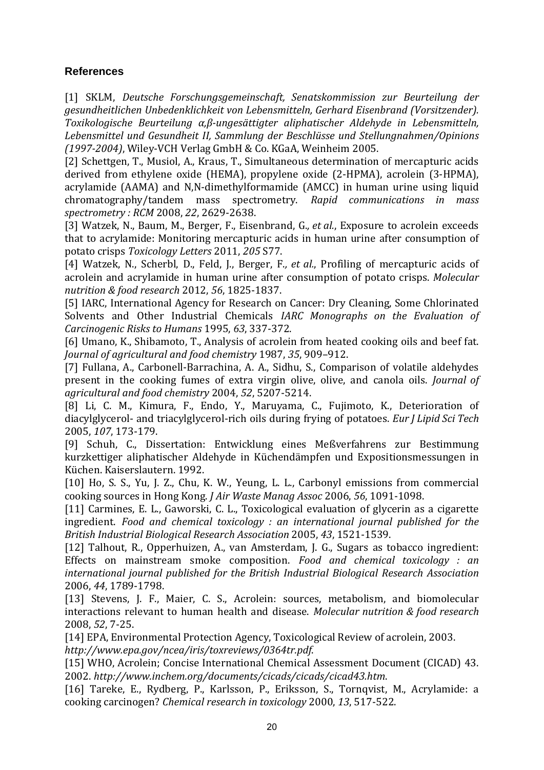## References

[1] SKLM, *Deutsche Forschungsgemeinschaft, Senatskommission zur Beurteilung der gesundheitlichen Unbedenklichkeit von Lebensmitteln, Gerhard Eisenbrand (Vorsitzender). Toxikologische Beurteilung α,β-ungesättigter aliphatischer Aldehyde in Lebensmitteln, Lebensmittel und Gesundheit II, Sammlung der Beschlüsse und Stellungnahmen/Opinions (1997-2004)*, Wiley-VCH Verlag GmbH & Co. KGaA, Weinheim 2005.

[2] Schettgen, T., Musiol, A., Kraus, T., Simultaneous determination of mercapturic acids derived from ethylene oxide (HEMA), propylene oxide (2-HPMA), acrolein (3-HPMA), acrylamide (AAMA) and N,N-dimethylformamide (AMCC) in human urine using liquid chromatography/tandem mass spectrometry. *Rapid communications in mass spectrometry : RCM* 2008, *22*, 2629-2638.

[3] Watzek, N., Baum, M., Berger, F., Eisenbrand, G., *et al.*, Exposure to acrolein exceeds that to acrylamide: Monitoring mercapturic acids in human urine after consumption of potato crisps *Toxicology Letters* 2011, *205* S77.

[4] Watzek, N., Scherbl, D., Feld, J., Berger, F*., et al.*, Profiling of mercapturic acids of acrolein and acrylamide in human urine after consumption of potato crisps. *Molecular nutrition & food research* 2012, *56*, 1825-1837.

[5] IARC, International Agency for Research on Cancer: Dry Cleaning, Some Chlorinated Solvents and Other Industrial Chemicals *IARC Monographs on the Evaluation of Carcinogenic Risks to Humans* 1995, *63*, 337-372.

[6] Umano, K., Shibamoto, T., Analysis of acrolein from heated cooking oils and beef fat. *Journal of agricultural and food chemistry* 1987, *35*, 909–912.

[7] Fullana, A., Carbonell-Barrachina, A. A., Sidhu, S., Comparison of volatile aldehydes present in the cooking fumes of extra virgin olive, olive, and canola oils. *Journal of agricultural and food chemistry* 2004, *52*, 5207-5214.

[8] Li, C. M., Kimura, F., Endo, Y., Maruyama, C., Fujimoto, K., Deterioration of diacylglycerol- and triacylglycerol-rich oils during frying of potatoes. *Eur J Lipid Sci Tech* 2005, *107*, 173-179.

[9] Schuh, C., Dissertation: Entwicklung eines Meßverfahrens zur Bestimmung kurzkettiger aliphatischer Aldehyde in Küchendämpfen und Expositionsmessungen in Küchen. Kaiserslautern. 1992.

[10] Ho, S. S., Yu, J. Z., Chu, K. W., Yeung, L. L., Carbonyl emissions from commercial cooking sources in Hong Kong. *J Air Waste Manag Assoc* 2006, *56*, 1091-1098.

[11] Carmines, E. L., Gaworski, C. L., Toxicological evaluation of glycerin as a cigarette ingredient. *Food and chemical toxicology : an international journal published for the British Industrial Biological Research Association* 2005, *43*, 1521-1539.

[12] Talhout, R., Opperhuizen, A., van Amsterdam, J. G., Sugars as tobacco ingredient: Effects on mainstream smoke composition. *Food and chemical toxicology : an international journal published for the British Industrial Biological Research Association* 2006, *44*, 1789-1798.

[13] Stevens, J. F., Maier, C. S., Acrolein: sources, metabolism, and biomolecular interactions relevant to human health and disease. *Molecular nutrition & food research* 2008, *52*, 7-25.

[14] EPA, Environmental Protection Agency, Toxicological Review of acrolein, 2003. *http://www.epa.gov/ncea/iris/toxreviews/0364tr.pdf*.

[15] WHO, Acrolein; Concise International Chemical Assessment Document (CICAD) 43. 2002. *http://www.inchem.org/documents/cicads/cicads/cicad43.htm*.

[16] Tareke, E., Rydberg, P., Karlsson, P., Eriksson, S., Tornqvist, M., Acrylamide: a cooking carcinogen? *Chemical research in toxicology* 2000, *13*, 517-522.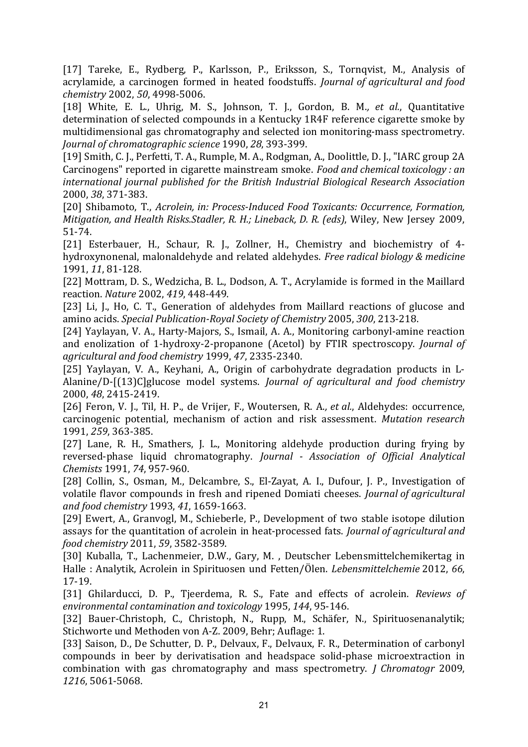[17] Tareke, E., Rydberg, P., Karlsson, P., Eriksson, S., Tornqvist, M., Analysis of acrylamide, a carcinogen formed in heated foodstuffs. *Journal of agricultural and food chemistry* 2002, *50*, 4998-5006.

[18] White, E. L., Uhrig, M. S., Johnson, T. J., Gordon, B. M.*, et al.*, Quantitative determination of selected compounds in a Kentucky 1R4F reference cigarette smoke by multidimensional gas chromatography and selected ion monitoring-mass spectrometry. *Journal of chromatographic science* 1990, *28*, 393-399.

[19] Smith, C. J., Perfetti, T. A., Rumple, M. A., Rodgman, A., Doolittle, D. J., "IARC group 2A Carcinogens" reported in cigarette mainstream smoke. *Food and chemical toxicology : an international journal published for the British Industrial Biological Research Association* 2000, *38*, 371-383.

[20] Shibamoto, T., *Acrolein, in: Process-Induced Food Toxicants: Occurrence, Formation, Mitigation, and Health Risks.Stadler, R. H.; Lineback, D. R. (eds)*, Wiley, New Jersey 2009, 51-74.

[21] Esterbauer, H., Schaur, R. J., Zollner, H., Chemistry and biochemistry of 4-hydroxynonenal, malonaldehyde and related aldehydes. *Free radical biology & medicine* 1991, *11*, 81-128.

[22] Mottram, D. S., Wedzicha, B. L., Dodson, A. T., Acrylamide is formed in the Maillard reaction. *Nature* 2002, *419*, 448-449.

[23] Li, J., Ho, C. T., Generation of aldehydes from Maillard reactions of glucose and amino acids. *Special Publication-Royal Society of Chemistry* 2005, *300*, 213-218.

[24] Yaylayan, V. A., Harty-Majors, S., Ismail, A. A., Monitoring carbonyl-amine reaction and enolization of 1-hydroxy-2-propanone (Acetol) by FTIR spectroscopy. *Journal of agricultural and food chemistry* 1999, *47*, 2335-2340.

[25] Yaylayan, V. A., Keyhani, A., Origin of carbohydrate degradation products in L-Alanine/D-[(13)C]glucose model systems. *Journal of agricultural and food chemistry* 2000, *48*, 2415-2419.

[26] Feron, V. J., Til, H. P., de Vrijer, F., Woutersen, R. A.*, et al.*, Aldehydes: occurrence, carcinogenic potential, mechanism of action and risk assessment. *Mutation research* 1991, *259*, 363-385.

[27] Lane, R. H., Smathers, J. L., Monitoring aldehyde production during frying by reversed-phase liquid chromatography. *Journal - Association of Official Analytical Chemists* 1991, *74*, 957-960.

[28] Collin, S., Osman, M., Delcambre, S., El-Zayat, A. I., Dufour, J. P., Investigation of volatile flavor compounds in fresh and ripened Domiati cheeses. *Journal of agricultural and food chemistry* 1993, *41*, 1659-1663.

[29] Ewert, A., Granvogl, M., Schieberle, P., Development of two stable isotope dilution assays for the quantitation of acrolein in heat-processed fats. *Journal of agricultural and food chemistry* 2011, *59*, 3582-3589.

[30] Kuballa, T., Lachenmeier, D.W., Gary, M. , Deutscher Lebensmittelchemikertag in Halle : Analytik, Acrolein in Spirituosen und Fetten/Ölen. *Lebensmittelchemie* 2012, *66*, 17-19.

[31] Ghilarducci, D. P., Tjeerdema, R. S., Fate and effects of acrolein. *Reviews of environmental contamination and toxicology* 1995, *144*, 95-146.

[32] Bauer-Christoph, C., Christoph, N., Rupp, M., Schäfer, N., Spirituosenanalytik; Stichworte und Methoden von A-Z. 2009, Behr; Auflage: 1.

[33] Saison, D., De Schutter, D. P., Delvaux, F., Delvaux, F. R., Determination of carbonyl compounds in beer by derivatisation and headspace solid-phase microextraction in combination with gas chromatography and mass spectrometry. *J Chromatogr* 2009, *1216*, 5061-5068.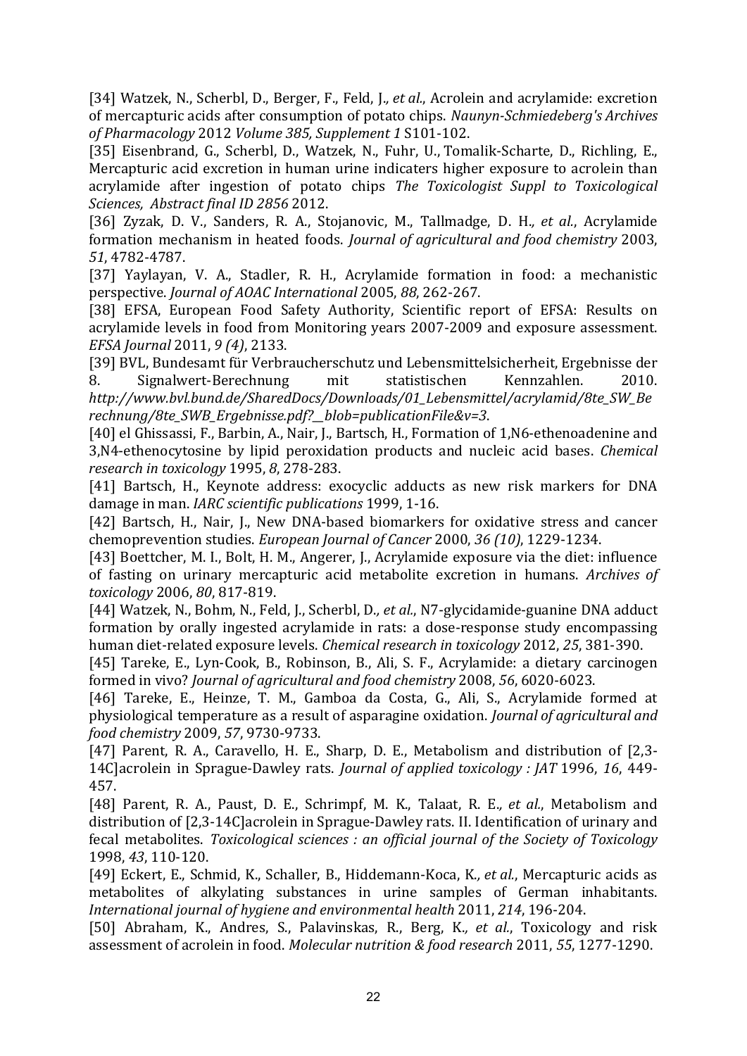[34] Watzek, N., Scherbl, D., Berger, F., Feld, J., *et al.*, Acrolein and acrylamide: excretion of mercapturic acids after consumption of potato chips. *Naunyn-Schmiedeberg's Archives of Pharmacology* 2012 *Volume 385, Supplement 1* S101-102.

[35] Eisenbrand, G., Scherbl, D., Watzek, N., Fuhr, U., Tomalik-Scharte, D., Richling, E., Mercapturic acid excretion in human urine indicaters higher exposure to acrolein than acrylamide after ingestion of potato chips *The Toxicologist Suppl to Toxicological Sciences, Abstract final ID 2856* 2012.

[36] Zyzak, D. V., Sanders, R. A., Stojanovic, M., Tallmadge, D. H., *et al.*, Acrylamide formation mechanism in heated foods. *Journal of agricultural and food chemistry* 2003, *51*, 4782-4787.

[37] Yaylayan, V. A., Stadler, R. H., Acrylamide formation in food: a mechanistic perspective. *Journal of AOAC International* 2005, *88*, 262-267.

[38] EFSA, European Food Safety Authority, Scientific report of EFSA: Results on acrylamide levels in food from Monitoring years 2007-2009 and exposure assessment. *EFSA Journal* 2011, *9 (4)*, 2133.

[39] BVL, Bundesamt für Verbraucherschutz und Lebensmittelsicherheit, Ergebnisse der 8. Signalwert-Berechnung mit statistischen Kennzahlen. 2010. *http://www.bvl.bund.de/SharedDocs/Downloads/01_Lebensmittel/acrylamid/8te_SW_Berechnung/8te_SWB_Ergebnisse.pdf?__blob=publicationFile&v=3*.

[40] el Ghissassi, F., Barbin, A., Nair, J., Bartsch, H., Formation of 1,N6-ethenoadenine and 3,N4-ethenocytosine by lipid peroxidation products and nucleic acid bases. *Chemical research in toxicology* 1995, *8*, 278-283.

[41] Bartsch, H., Keynote address: exocyclic adducts as new risk markers for DNA damage in man. *IARC scientific publications* 1999, 1-16.

[42] Bartsch, H., Nair, J., New DNA-based biomarkers for oxidative stress and cancer chemoprevention studies. *European Journal of Cancer* 2000, *36 (10)*, 1229-1234.

[43] Boettcher, M. I., Bolt, H. M., Angerer, J., Acrylamide exposure via the diet: influence of fasting on urinary mercapturic acid metabolite excretion in humans. *Archives of toxicology* 2006, *80*, 817-819.

[44] Watzek, N., Bohm, N., Feld, J., Scherbl, D., *et al.*, N7-glycidamide-guanine DNA adduct formation by orally ingested acrylamide in rats: a dose-response study encompassing human diet-related exposure levels. *Chemical research in toxicology* 2012, *25*, 381-390.

[45] Tareke, E., Lyn-Cook, B., Robinson, B., Ali, S. F., Acrylamide: a dietary carcinogen formed in vivo? *Journal of agricultural and food chemistry* 2008, *56*, 6020-6023.

[46] Tareke, E., Heinze, T. M., Gamboa da Costa, G., Ali, S., Acrylamide formed at physiological temperature as a result of asparagine oxidation. *Journal of agricultural and food chemistry* 2009, *57*, 9730-9733.

[47] Parent, R. A., Caravello, H. E., Sharp, D. E., Metabolism and distribution of [2,3-14C]acrolein in Sprague-Dawley rats. *Journal of applied toxicology : JAT* 1996, *16*, 449-457.

[48] Parent, R. A., Paust, D. E., Schrimpf, M. K., Talaat, R. E., *et al.*, Metabolism and distribution of [2,3-14C]acrolein in Sprague-Dawley rats. II. Identification of urinary and fecal metabolites. *Toxicological sciences : an official journal of the Society of Toxicology* 1998, *43*, 110-120.

[49] Eckert, E., Schmid, K., Schaller, B., Hiddemann-Koca, K., *et al.*, Mercapturic acids as metabolites of alkylating substances in urine samples of German inhabitants. *International journal of hygiene and environmental health* 2011, *214*, 196-204.

[50] Abraham, K., Andres, S., Palavinskas, R., Berg, K., *et al.*, Toxicology and risk assessment of acrolein in food. *Molecular nutrition & food research* 2011, *55*, 1277-1290.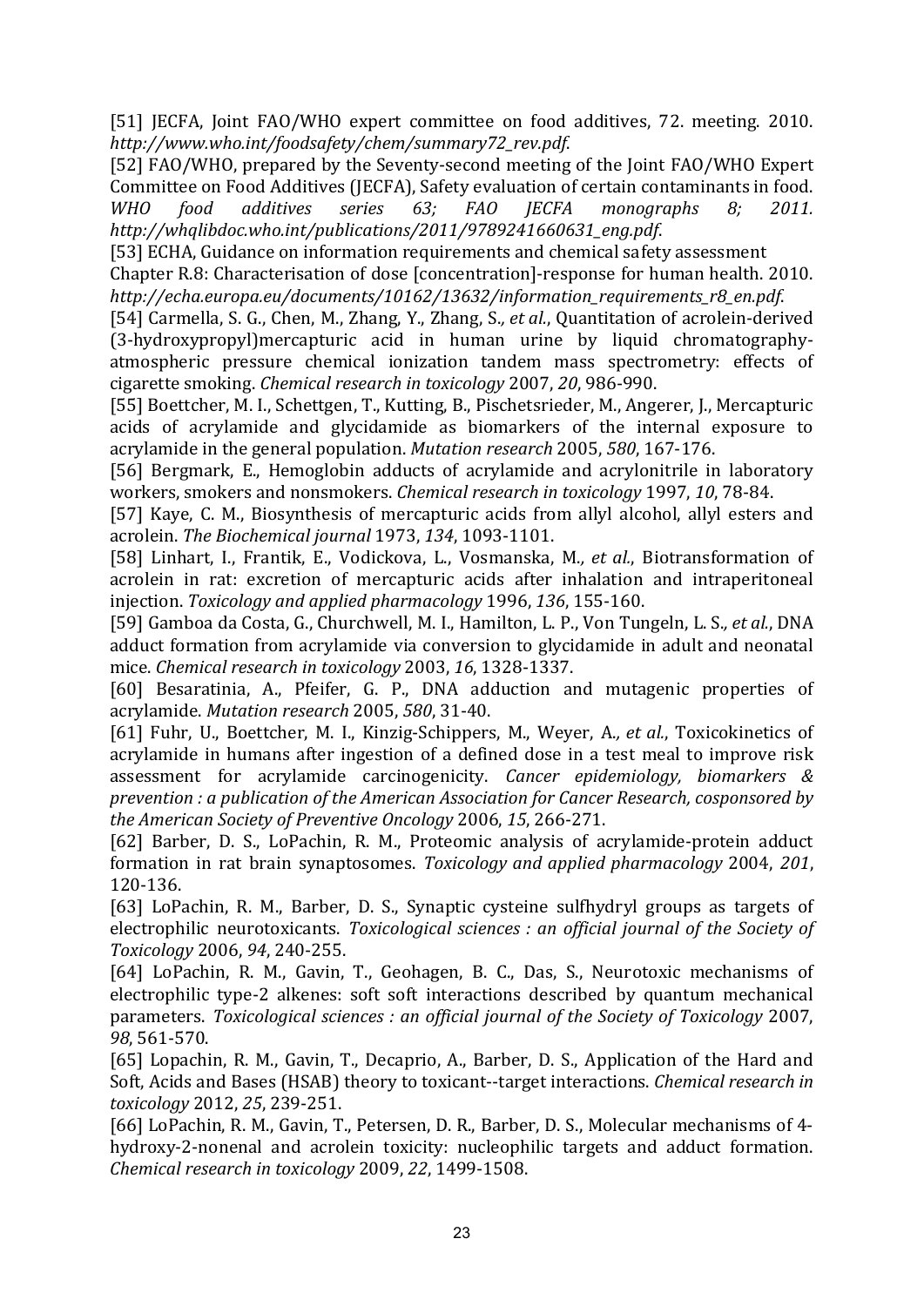[51] JECFA, Joint FAO/WHO expert committee on food additives, 72. meeting. 2010. *http://www.who.int/foodsafety/chem/summary72_rev.pdf*.

[52] FAO/WHO, prepared by the Seventy-second meeting of the Joint FAO/WHO Expert Committee on Food Additives (JECFA), Safety evaluation of certain contaminants in food. *WHO food additives series 63; FAO JECFA monographs 8; 2011. http://whqlibdoc.who.int/publications/2011/9789241660631_eng.pdf*.

[53] ECHA, Guidance on information requirements and chemical safety assessment Chapter R.8: Characterisation of dose [concentration]-response for human health. 2010. *http://echa.europa.eu/documents/10162/13632/information_requirements_r8_en.pdf*.

[54] Carmella, S. G., Chen, M., Zhang, Y., Zhang, S.*, et al.*, Quantitation of acrolein-derived (3-hydroxypropyl)mercapturic acid in human urine by liquid chromatography-atmospheric pressure chemical ionization tandem mass spectrometry: effects of cigarette smoking. *Chemical research in toxicology* 2007, *20*, 986-990.

[55] Boettcher, M. I., Schettgen, T., Kutting, B., Pischetsrieder, M., Angerer, J., Mercapturic acids of acrylamide and glycidamide as biomarkers of the internal exposure to acrylamide in the general population. *Mutation research* 2005, *580*, 167-176.

[56] Bergmark, E., Hemoglobin adducts of acrylamide and acrylonitrile in laboratory workers, smokers and nonsmokers. *Chemical research in toxicology* 1997, *10*, 78-84.

[57] Kaye, C. M., Biosynthesis of mercapturic acids from allyl alcohol, allyl esters and acrolein. *The Biochemical journal* 1973, *134*, 1093-1101.

[58] Linhart, I., Frantik, E., Vodickova, L., Vosmanska, M.*, et al.*, Biotransformation of acrolein in rat: excretion of mercapturic acids after inhalation and intraperitoneal injection. *Toxicology and applied pharmacology* 1996, *136*, 155-160.

[59] Gamboa da Costa, G., Churchwell, M. I., Hamilton, L. P., Von Tungeln, L. S.*, et al.*, DNA adduct formation from acrylamide via conversion to glycidamide in adult and neonatal mice. *Chemical research in toxicology* 2003, *16*, 1328-1337.

[60] Besaratinia, A., Pfeifer, G. P., DNA adduction and mutagenic properties of acrylamide. *Mutation research* 2005, *580*, 31-40.

[61] Fuhr, U., Boettcher, M. I., Kinzig-Schippers, M., Weyer, A.*, et al.*, Toxicokinetics of acrylamide in humans after ingestion of a defined dose in a test meal to improve risk assessment for acrylamide carcinogenicity. *Cancer epidemiology, biomarkers & prevention : a publication of the American Association for Cancer Research, cosponsored by the American Society of Preventive Oncology* 2006, *15*, 266-271.

[62] Barber, D. S., LoPachin, R. M., Proteomic analysis of acrylamide-protein adduct formation in rat brain synaptosomes. *Toxicology and applied pharmacology* 2004, *201*, 120-136.

[63] LoPachin, R. M., Barber, D. S., Synaptic cysteine sulfhydryl groups as targets of electrophilic neurotoxicants. *Toxicological sciences : an official journal of the Society of Toxicology* 2006, *94*, 240-255.

[64] LoPachin, R. M., Gavin, T., Geohagen, B. C., Das, S., Neurotoxic mechanisms of electrophilic type-2 alkenes: soft soft interactions described by quantum mechanical parameters. *Toxicological sciences : an official journal of the Society of Toxicology* 2007, *98*, 561-570.

[65] Lopachin, R. M., Gavin, T., Decaprio, A., Barber, D. S., Application of the Hard and Soft, Acids and Bases (HSAB) theory to toxicant--target interactions. *Chemical research in toxicology* 2012, *25*, 239-251.

[66] LoPachin, R. M., Gavin, T., Petersen, D. R., Barber, D. S., Molecular mechanisms of 4-hydroxy-2-nonenal and acrolein toxicity: nucleophilic targets and adduct formation. *Chemical research in toxicology* 2009, *22*, 1499-1508.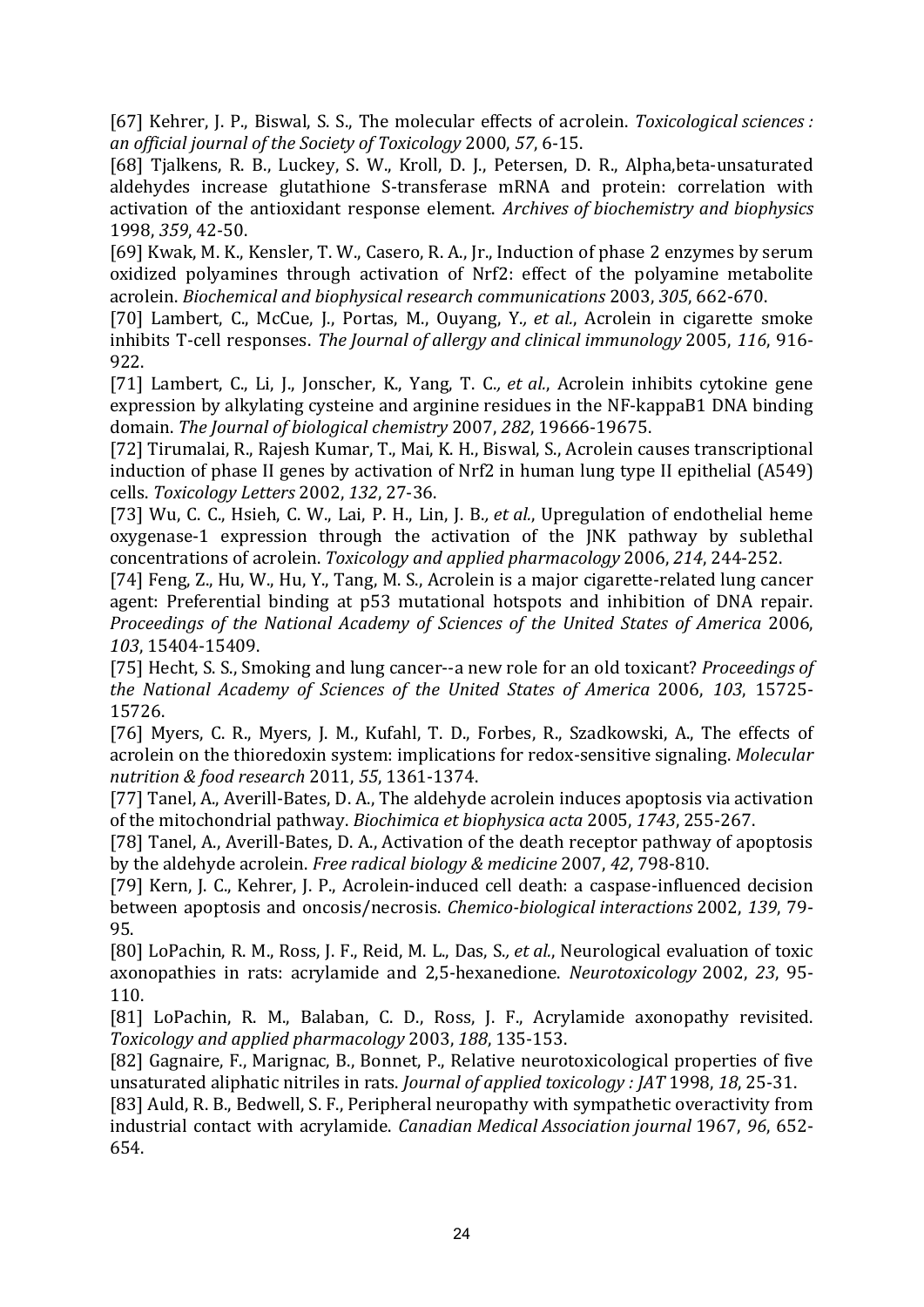[67] Kehrer, J. P., Biswal, S. S., The molecular effects of acrolein. *Toxicological sciences : an official journal of the Society of Toxicology* 2000, *57*, 6-15.

[68] Tjalkens, R. B., Luckey, S. W., Kroll, D. J., Petersen, D. R., Alpha,beta-unsaturated aldehydes increase glutathione S-transferase mRNA and protein: correlation with activation of the antioxidant response element. *Archives of biochemistry and biophysics* 1998, *359*, 42-50.

[69] Kwak, M. K., Kensler, T. W., Casero, R. A., Jr., Induction of phase 2 enzymes by serum oxidized polyamines through activation of Nrf2: effect of the polyamine metabolite acrolein. *Biochemical and biophysical research communications* 2003, *305*, 662-670.

[70] Lambert, C., McCue, J., Portas, M., Ouyang, Y.*, et al.*, Acrolein in cigarette smoke inhibits T-cell responses. *The Journal of allergy and clinical immunology* 2005, *116*, 916-922.

[71] Lambert, C., Li, J., Jonscher, K., Yang, T. C.*, et al.*, Acrolein inhibits cytokine gene expression by alkylating cysteine and arginine residues in the NF-kappaB1 DNA binding domain. *The Journal of biological chemistry* 2007, *282*, 19666-19675.

[72] Tirumalai, R., Rajesh Kumar, T., Mai, K. H., Biswal, S., Acrolein causes transcriptional induction of phase II genes by activation of Nrf2 in human lung type II epithelial (A549) cells. *Toxicology Letters* 2002, *132*, 27-36.

[73] Wu, C. C., Hsieh, C. W., Lai, P. H., Lin, J. B.*, et al.*, Upregulation of endothelial heme oxygenase-1 expression through the activation of the JNK pathway by sublethal concentrations of acrolein. *Toxicology and applied pharmacology* 2006, *214*, 244-252.

[74] Feng, Z., Hu, W., Hu, Y., Tang, M. S., Acrolein is a major cigarette-related lung cancer agent: Preferential binding at p53 mutational hotspots and inhibition of DNA repair. *Proceedings of the National Academy of Sciences of the United States of America* 2006, *103*, 15404-15409.

[75] Hecht, S. S., Smoking and lung cancer--a new role for an old toxicant? *Proceedings of the National Academy of Sciences of the United States of America* 2006, *103*, 15725-15726.

[76] Myers, C. R., Myers, J. M., Kufahl, T. D., Forbes, R., Szadkowski, A., The effects of acrolein on the thioredoxin system: implications for redox-sensitive signaling. *Molecular nutrition & food research* 2011, *55*, 1361-1374.

[77] Tanel, A., Averill-Bates, D. A., The aldehyde acrolein induces apoptosis via activation of the mitochondrial pathway. *Biochimica et biophysica acta* 2005, *1743*, 255-267.

[78] Tanel, A., Averill-Bates, D. A., Activation of the death receptor pathway of apoptosis by the aldehyde acrolein. *Free radical biology & medicine* 2007, *42*, 798-810.

[79] Kern, J. C., Kehrer, J. P., Acrolein-induced cell death: a caspase-influenced decision between apoptosis and oncosis/necrosis. *Chemico-biological interactions* 2002, *139*, 79-95.

[80] LoPachin, R. M., Ross, J. F., Reid, M. L., Das, S.*, et al.*, Neurological evaluation of toxic axonopathies in rats: acrylamide and 2,5-hexanedione. *Neurotoxicology* 2002, *23*, 95-110.

[81] LoPachin, R. M., Balaban, C. D., Ross, J. F., Acrylamide axonopathy revisited. *Toxicology and applied pharmacology* 2003, *188*, 135-153.

[82] Gagnaire, F., Marignac, B., Bonnet, P., Relative neurotoxicological properties of five unsaturated aliphatic nitriles in rats. *Journal of applied toxicology : JAT* 1998, *18*, 25-31.

[83] Auld, R. B., Bedwell, S. F., Peripheral neuropathy with sympathetic overactivity from industrial contact with acrylamide. *Canadian Medical Association journal* 1967, *96*, 652-654.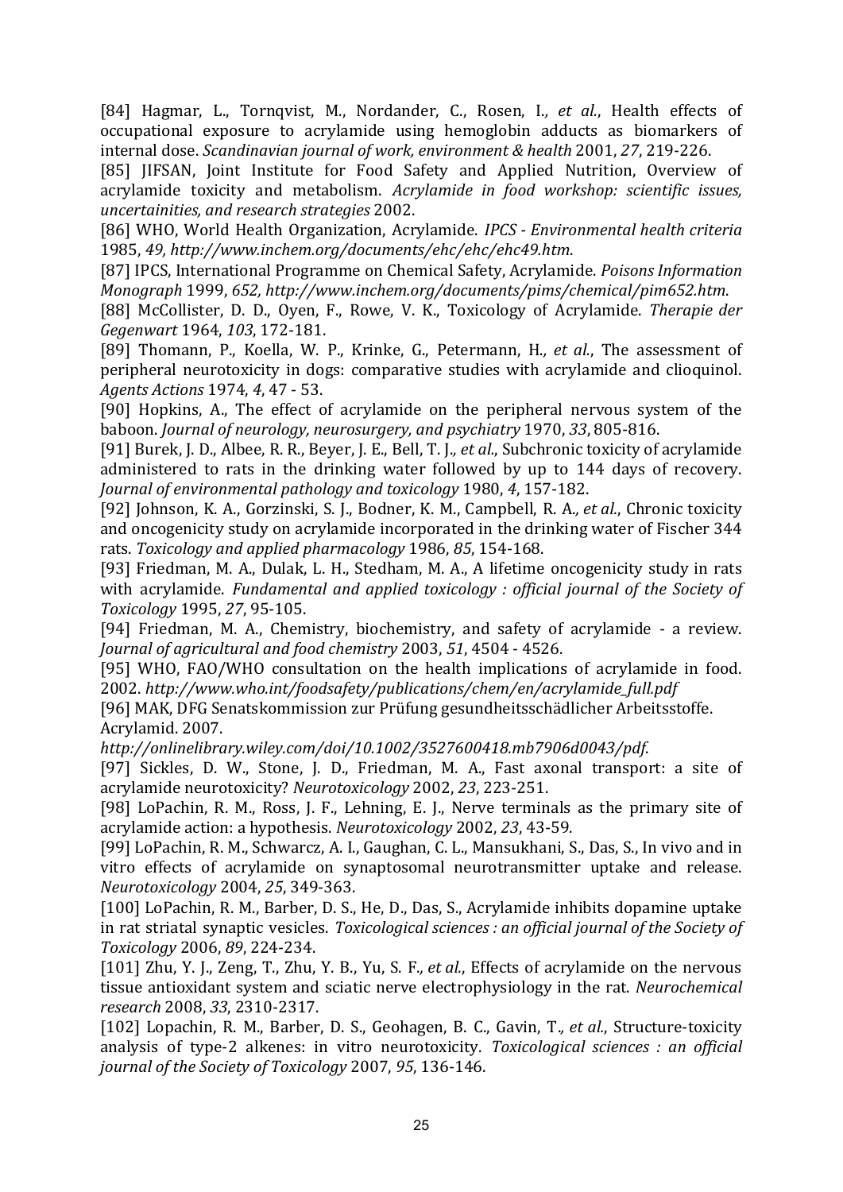[84] Hagmar, L., Tornqvist, M., Nordander, C., Rosen, I.*, et al.*, Health effects of occupational exposure to acrylamide using hemoglobin adducts as biomarkers of internal dose. *Scandinavian journal of work, environment & health* 2001, *27*, 219-226.

[85] JIFSAN, Joint Institute for Food Safety and Applied Nutrition, Overview of acrylamide toxicity and metabolism. *Acrylamide in food workshop: scientific issues, uncertainities, and research strategies* 2002.

[86] WHO, World Health Organization, Acrylamide. *IPCS - Environmental health criteria* 1985, *49, http://www.inchem.org/documents/ehc/ehc/ehc49.htm*.

[87] IPCS, International Programme on Chemical Safety, Acrylamide. *Poisons Information Monograph* 1999, *652, http://www.inchem.org/documents/pims/chemical/pim652.htm*.

[88] McCollister, D. D., Oyen, F., Rowe, V. K., Toxicology of Acrylamide. *Therapie der Gegenwart* 1964, *103*, 172-181.

[89] Thomann, P., Koella, W. P., Krinke, G., Petermann, H.*, et al.*, The assessment of peripheral neurotoxicity in dogs: comparative studies with acrylamide and clioquinol. *Agents Actions* 1974, *4*, 47 - 53.

[90] Hopkins, A., The effect of acrylamide on the peripheral nervous system of the baboon. *Journal of neurology, neurosurgery, and psychiatry* 1970, *33*, 805-816.

[91] Burek, J. D., Albee, R. R., Beyer, J. E., Bell, T. J.*, et al.*, Subchronic toxicity of acrylamide administered to rats in the drinking water followed by up to 144 days of recovery. *Journal of environmental pathology and toxicology* 1980, *4*, 157-182.

[92] Johnson, K. A., Gorzinski, S. J., Bodner, K. M., Campbell, R. A.*, et al.*, Chronic toxicity and oncogenicity study on acrylamide incorporated in the drinking water of Fischer 344 rats. *Toxicology and applied pharmacology* 1986, *85*, 154-168.

[93] Friedman, M. A., Dulak, L. H., Stedham, M. A., A lifetime oncogenicity study in rats with acrylamide. *Fundamental and applied toxicology : official journal of the Society of Toxicology* 1995, *27*, 95-105.

[94] Friedman, M. A., Chemistry, biochemistry, and safety of acrylamide - a review. *Journal of agricultural and food chemistry* 2003, *51*, 4504 - 4526.

[95] WHO, FAO/WHO consultation on the health implications of acrylamide in food. 2002. *http://www.who.int/foodsafety/publications/chem/en/acrylamide_full.pdf*

[96] MAK, DFG Senatskommission zur Prüfung gesundheitsschädlicher Arbeitsstoffe. Acrylamid. 2007. *http://onlinelibrary.wiley.com/doi/10.1002/3527600418.mb7906d0043/pdf*.

[97] Sickles, D. W., Stone, J. D., Friedman, M. A., Fast axonal transport: a site of acrylamide neurotoxicity? *Neurotoxicology* 2002, *23*, 223-251.

[98] LoPachin, R. M., Ross, J. F., Lehning, E. J., Nerve terminals as the primary site of acrylamide action: a hypothesis. *Neurotoxicology* 2002, *23*, 43-59.

[99] LoPachin, R. M., Schwarcz, A. I., Gaughan, C. L., Mansukhani, S., Das, S., In vivo and in vitro effects of acrylamide on synaptosomal neurotransmitter uptake and release. *Neurotoxicology* 2004, *25*, 349-363.

[100] LoPachin, R. M., Barber, D. S., He, D., Das, S., Acrylamide inhibits dopamine uptake in rat striatal synaptic vesicles. *Toxicological sciences : an official journal of the Society of Toxicology* 2006, *89*, 224-234.

[101] Zhu, Y. J., Zeng, T., Zhu, Y. B., Yu, S. F.*, et al.*, Effects of acrylamide on the nervous tissue antioxidant system and sciatic nerve electrophysiology in the rat. *Neurochemical research* 2008, *33*, 2310-2317.

[102] Lopachin, R. M., Barber, D. S., Geohagen, B. C., Gavin, T.*, et al.*, Structure-toxicity analysis of type-2 alkenes: in vitro neurotoxicity. *Toxicological sciences : an official journal of the Society of Toxicology* 2007, *95*, 136-146.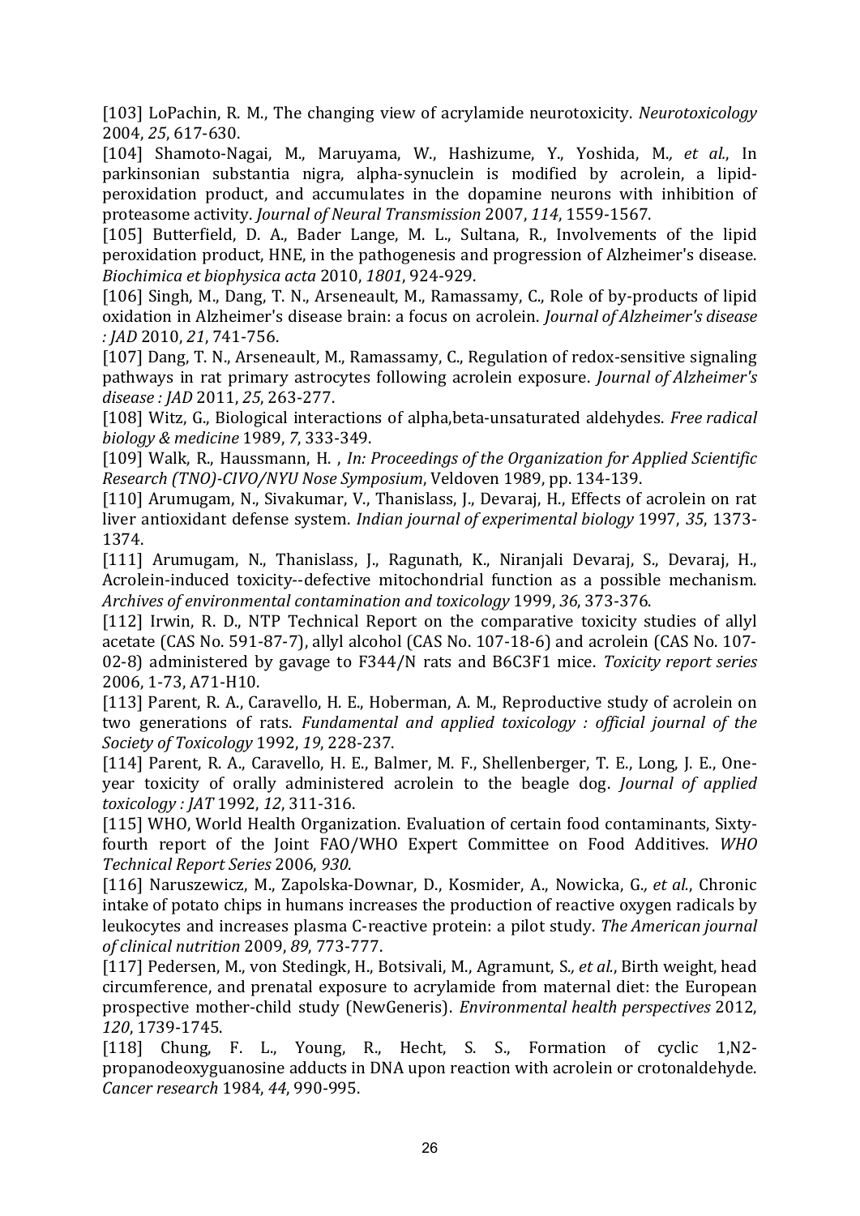[103] LoPachin, R. M., The changing view of acrylamide neurotoxicity. *Neurotoxicology* 2004, *25*, 617-630.

[104] Shamoto-Nagai, M., Maruyama, W., Hashizume, Y., Yoshida, M.*, et al.*, In parkinsonian substantia nigra, alpha-synuclein is modified by acrolein, a lipid-peroxidation product, and accumulates in the dopamine neurons with inhibition of proteasome activity. *Journal of Neural Transmission* 2007, *114*, 1559-1567.

[105] Butterfield, D. A., Bader Lange, M. L., Sultana, R., Involvements of the lipid peroxidation product, HNE, in the pathogenesis and progression of Alzheimer's disease. *Biochimica et biophysica acta* 2010, *1801*, 924-929.

[106] Singh, M., Dang, T. N., Arseneault, M., Ramassamy, C., Role of by-products of lipid oxidation in Alzheimer's disease brain: a focus on acrolein. *Journal of Alzheimer's disease : JAD* 2010, *21*, 741-756.

[107] Dang, T. N., Arseneault, M., Ramassamy, C., Regulation of redox-sensitive signaling pathways in rat primary astrocytes following acrolein exposure. *Journal of Alzheimer's disease : JAD* 2011, *25*, 263-277.

[108] Witz, G., Biological interactions of alpha,beta-unsaturated aldehydes. *Free radical biology & medicine* 1989, *7*, 333-349.

[109] Walk, R., Haussmann, H. , *In: Proceedings of the Organization for Applied Scientific Research (TNO)-CIVO/NYU Nose Symposium*, Veldoven 1989, pp. 134-139.

[110] Arumugam, N., Sivakumar, V., Thanislass, J., Devaraj, H., Effects of acrolein on rat liver antioxidant defense system. *Indian journal of experimental biology* 1997, *35*, 1373-1374.

[111] Arumugam, N., Thanislass, J., Ragunath, K., Niranjali Devaraj, S., Devaraj, H., Acrolein-induced toxicity--defective mitochondrial function as a possible mechanism. *Archives of environmental contamination and toxicology* 1999, *36*, 373-376.

[112] Irwin, R. D., NTP Technical Report on the comparative toxicity studies of allyl acetate (CAS No. 591-87-7), allyl alcohol (CAS No. 107-18-6) and acrolein (CAS No. 107-02-8) administered by gavage to F344/N rats and B6C3F1 mice. *Toxicity report series* 2006, 1-73, A71-H10.

[113] Parent, R. A., Caravello, H. E., Hoberman, A. M., Reproductive study of acrolein on two generations of rats. *Fundamental and applied toxicology : official journal of the Society of Toxicology* 1992, *19*, 228-237.

[114] Parent, R. A., Caravello, H. E., Balmer, M. F., Shellenberger, T. E., Long, J. E., One-year toxicity of orally administered acrolein to the beagle dog. *Journal of applied toxicology : JAT* 1992, *12*, 311-316.

[115] WHO, World Health Organization. Evaluation of certain food contaminants, Sixty-fourth report of the Joint FAO/WHO Expert Committee on Food Additives. *WHO Technical Report Series* 2006, *930*.

[116] Naruszewicz, M., Zapolska-Downar, D., Kosmider, A., Nowicka, G.*, et al.*, Chronic intake of potato chips in humans increases the production of reactive oxygen radicals by leukocytes and increases plasma C-reactive protein: a pilot study. *The American journal of clinical nutrition* 2009, *89*, 773-777.

[117] Pedersen, M., von Stedingk, H., Botsivali, M., Agramunt, S.*, et al.*, Birth weight, head circumference, and prenatal exposure to acrylamide from maternal diet: the European prospective mother-child study (NewGeneris). *Environmental health perspectives* 2012, *120*, 1739-1745.

[118] Chung, F. L., Young, R., Hecht, S. S., Formation of cyclic 1,N2-propanodeoxyguanosine adducts in DNA upon reaction with acrolein or crotonaldehyde. *Cancer research* 1984, *44*, 990-995.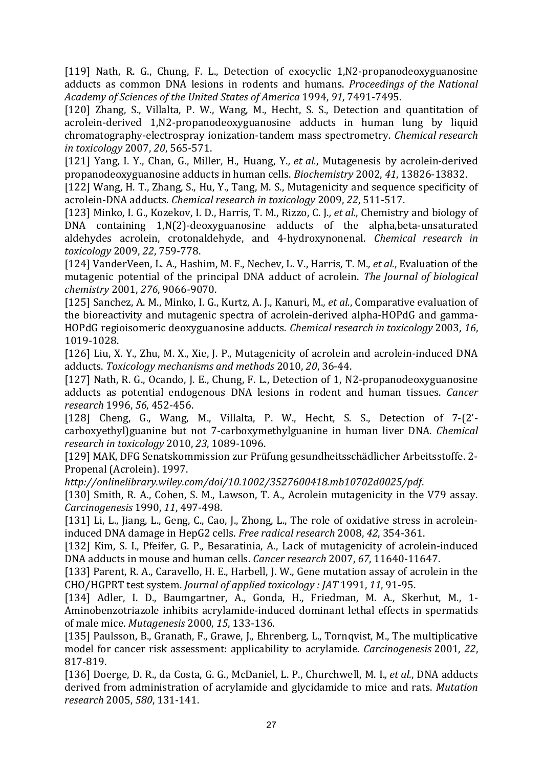[119] Nath, R. G., Chung, F. L., Detection of exocyclic 1,N2-propanodeoxyguanosine adducts as common DNA lesions in rodents and humans. *Proceedings of the National Academy of Sciences of the United States of America* 1994, *91*, 7491-7495.

[120] Zhang, S., Villalta, P. W., Wang, M., Hecht, S. S., Detection and quantitation of acrolein-derived 1,N2-propanodeoxyguanosine adducts in human lung by liquid chromatography-electrospray ionization-tandem mass spectrometry. *Chemical research in toxicology* 2007, *20*, 565-571.

[121] Yang, I. Y., Chan, G., Miller, H., Huang, Y.*, et al.*, Mutagenesis by acrolein-derived propanodeoxyguanosine adducts in human cells. *Biochemistry* 2002, *41*, 13826-13832.

[122] Wang, H. T., Zhang, S., Hu, Y., Tang, M. S., Mutagenicity and sequence specificity of acrolein-DNA adducts. *Chemical research in toxicology* 2009, *22*, 511-517.

[123] Minko, I. G., Kozekov, I. D., Harris, T. M., Rizzo, C. J.*, et al.*, Chemistry and biology of DNA containing 1,N(2)-deoxyguanosine adducts of the alpha,beta-unsaturated aldehydes acrolein, crotonaldehyde, and 4-hydroxynonenal. *Chemical research in toxicology* 2009, *22*, 759-778.

[124] VanderVeen, L. A., Hashim, M. F., Nechev, L. V., Harris, T. M.*, et al.*, Evaluation of the mutagenic potential of the principal DNA adduct of acrolein. *The Journal of biological chemistry* 2001, *276*, 9066-9070.

[125] Sanchez, A. M., Minko, I. G., Kurtz, A. J., Kanuri, M.*, et al.*, Comparative evaluation of the bioreactivity and mutagenic spectra of acrolein-derived alpha-HOPdG and gamma-HOPdG regioisomeric deoxyguanosine adducts. *Chemical research in toxicology* 2003, *16*, 1019-1028.

[126] Liu, X. Y., Zhu, M. X., Xie, J. P., Mutagenicity of acrolein and acrolein-induced DNA adducts. *Toxicology mechanisms and methods* 2010, *20*, 36-44.

[127] Nath, R. G., Ocando, J. E., Chung, F. L., Detection of 1, N2-propanodeoxyguanosine adducts as potential endogenous DNA lesions in rodent and human tissues. *Cancer research* 1996, *56*, 452-456.

[128] Cheng, G., Wang, M., Villalta, P. W., Hecht, S. S., Detection of 7-(2'-carboxyethyl)guanine but not 7-carboxymethylguanine in human liver DNA. *Chemical research in toxicology* 2010, *23*, 1089-1096.

[129] MAK, DFG Senatskommission zur Prüfung gesundheitsschädlicher Arbeitsstoffe. 2-Propenal (Acrolein). 1997.
*http://onlinelibrary.wiley.com/doi/10.1002/3527600418.mb10702d0025/pdf*.

[130] Smith, R. A., Cohen, S. M., Lawson, T. A., Acrolein mutagenicity in the V79 assay. *Carcinogenesis* 1990, *11*, 497-498.

[131] Li, L., Jiang, L., Geng, C., Cao, J., Zhong, L., The role of oxidative stress in acrolein-induced DNA damage in HepG2 cells. *Free radical research* 2008, *42*, 354-361.

[132] Kim, S. I., Pfeifer, G. P., Besaratinia, A., Lack of mutagenicity of acrolein-induced DNA adducts in mouse and human cells. *Cancer research* 2007, *67*, 11640-11647.

[133] Parent, R. A., Caravello, H. E., Harbell, J. W., Gene mutation assay of acrolein in the CHO/HGPRT test system. *Journal of applied toxicology : JAT* 1991, *11*, 91-95.

[134] Adler, I. D., Baumgartner, A., Gonda, H., Friedman, M. A., Skerhut, M., 1-Aminobenzotriazole inhibits acrylamide-induced dominant lethal effects in spermatids of male mice. *Mutagenesis* 2000, *15*, 133-136.

[135] Paulsson, B., Granath, F., Grawe, J., Ehrenberg, L., Tornqvist, M., The multiplicative model for cancer risk assessment: applicability to acrylamide. *Carcinogenesis* 2001, *22*, 817-819.

[136] Doerge, D. R., da Costa, G. G., McDaniel, L. P., Churchwell, M. I.*, et al.*, DNA adducts derived from administration of acrylamide and glycidamide to mice and rats. *Mutation research* 2005, *580*, 131-141.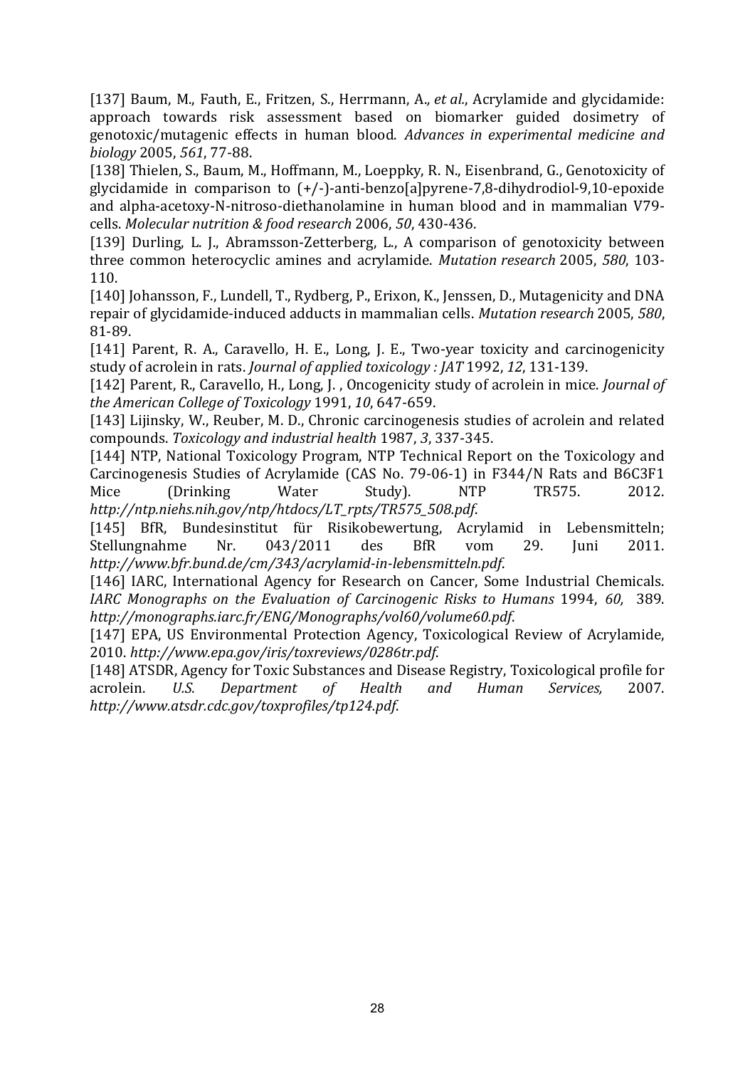[137] Baum, M., Fauth, E., Fritzen, S., Herrmann, A., *et al.*, Acrylamide and glycidamide: approach towards risk assessment based on biomarker guided dosimetry of genotoxic/mutagenic effects in human blood. *Advances in experimental medicine and biology* 2005, *561*, 77-88.

[138] Thielen, S., Baum, M., Hoffmann, M., Loeppky, R. N., Eisenbrand, G., Genotoxicity of glycidamide in comparison to (+/-)-anti-benzo[a]pyrene-7,8-dihydrodiol-9,10-epoxide and alpha-acetoxy-N-nitroso-diethanolamine in human blood and in mammalian V79-cells. *Molecular nutrition & food research* 2006, *50*, 430-436.

[139] Durling, L. J., Abramsson-Zetterberg, L., A comparison of genotoxicity between three common heterocyclic amines and acrylamide. *Mutation research* 2005, *580*, 103-110.

[140] Johansson, F., Lundell, T., Rydberg, P., Erixon, K., Jenssen, D., Mutagenicity and DNA repair of glycidamide-induced adducts in mammalian cells. *Mutation research* 2005, *580*, 81-89.

[141] Parent, R. A., Caravello, H. E., Long, J. E., Two-year toxicity and carcinogenicity study of acrolein in rats. *Journal of applied toxicology : JAT* 1992, *12*, 131-139.

[142] Parent, R., Caravello, H., Long, J. , Oncogenicity study of acrolein in mice. *Journal of the American College of Toxicology* 1991, *10*, 647-659.

[143] Lijinsky, W., Reuber, M. D., Chronic carcinogenesis studies of acrolein and related compounds. *Toxicology and industrial health* 1987, *3*, 337-345.

[144] NTP, National Toxicology Program, NTP Technical Report on the Toxicology and Carcinogenesis Studies of Acrylamide (CAS No. 79-06-1) in F344/N Rats and B6C3F1 Mice (Drinking Water Study). NTP TR575. 2012. *http://ntp.niehs.nih.gov/ntp/htdocs/LT_rpts/TR575_508.pdf*.

[145] BfR, Bundesinstitut für Risikobewertung, Acrylamid in Lebensmitteln; Stellungnahme Nr. 043/2011 des BfR vom 29. Juni 2011. *http://www.bfr.bund.de/cm/343/acrylamid-in-lebensmitteln.pdf*.

[146] IARC, International Agency for Research on Cancer, Some Industrial Chemicals. *IARC Monographs on the Evaluation of Carcinogenic Risks to Humans* 1994, *60,* 389. *http://monographs.iarc.fr/ENG/Monographs/vol60/volume60.pdf*.

[147] EPA, US Environmental Protection Agency, Toxicological Review of Acrylamide, 2010. *http://www.epa.gov/iris/toxreviews/0286tr.pdf*.

[148] ATSDR, Agency for Toxic Substances and Disease Registry, Toxicological profile for acrolein. *U.S. Department of Health and Human Services,* 2007. *http://www.atsdr.cdc.gov/toxprofiles/tp124.pdf*.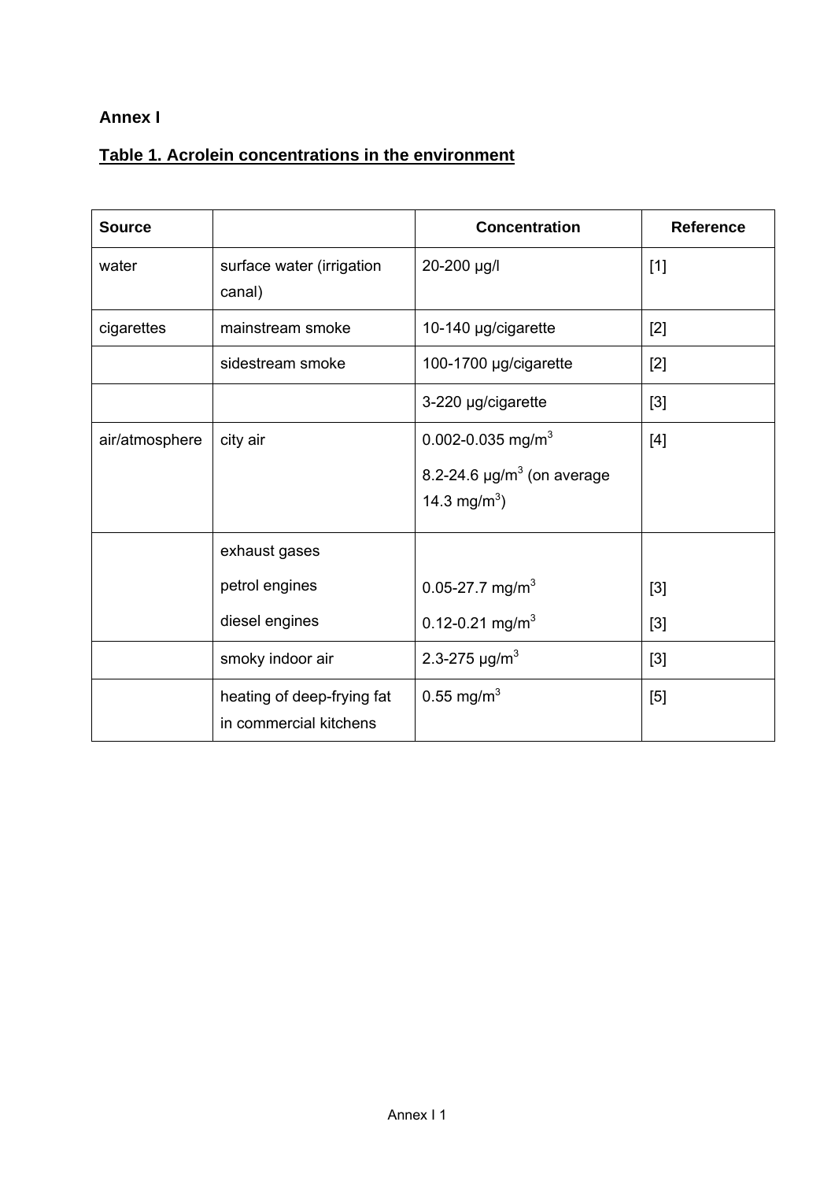**Annex I**

**Table 1. Acrolein concentrations in the environment**

| Source | | Concentration | Reference |
|---|---|---|---|
| water | surface water (irrigation canal) | 20-200 µg/l | [1] |
| cigarettes | mainstream smoke | 10-140 µg/cigarette | [2] |
| | sidestream smoke | 100-1700 µg/cigarette | [2] |
| | | 3-220 µg/cigarette | [3] |
| air/atmosphere | city air | 0.002-0.035 mg/m$^3$<br>8.2-24.6 µg/m$^3$ (on average 14.3 mg/m$^3$) | [4] |
| | exhaust gases<br>petrol engines<br>diesel engines | <br>0.05-27.7 mg/m$^3$<br>0.12-0.21 mg/m$^3$ | <br>[3]<br>[3] |
| | smoky indoor air | 2.3-275 µg/m$^3$ | [3] |
| | heating of deep-frying fat in commercial kitchens | 0.55 mg/m$^3$ | [5] |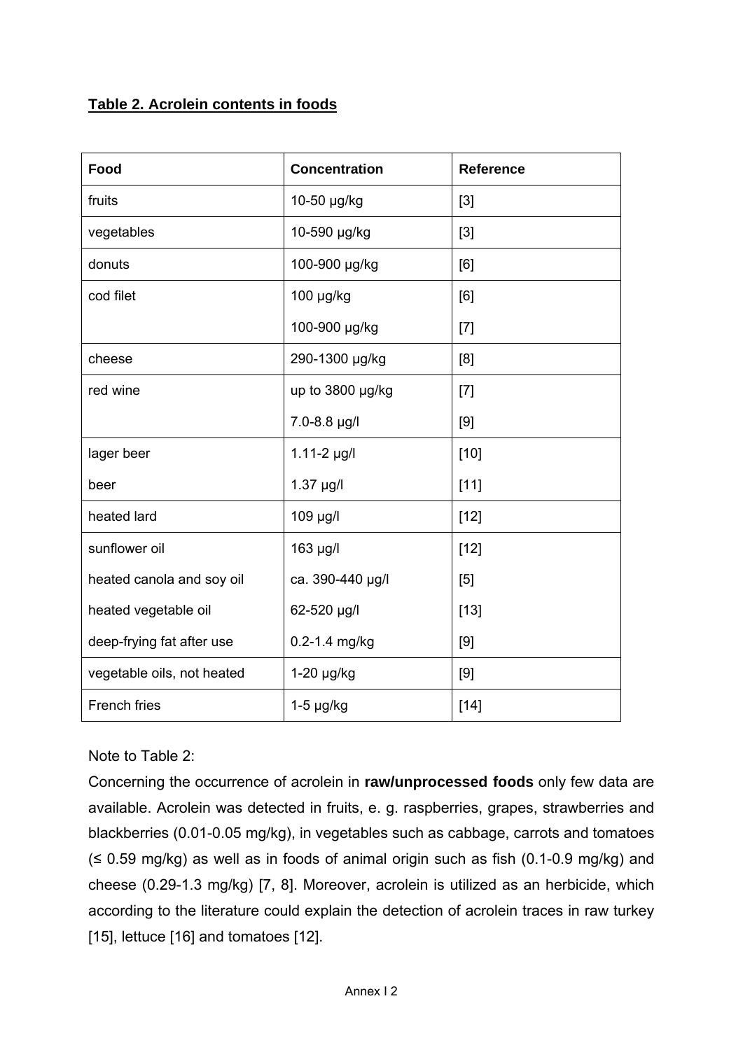**Table 2. Acrolein contents in foods**

| Food | Concentration | Reference |
|---|---|---|
| fruits | 10-50 µg/kg | [3] |
| vegetables | 10-590 µg/kg | [3] |
| donuts | 100-900 µg/kg | [6] |
| cod filet | 100 µg/kg | [6] |
| | 100-900 µg/kg | [7] |
| cheese | 290-1300 µg/kg | [8] |
| red wine | up to 3800 µg/kg | [7] |
| | 7.0-8.8 µg/l | [9] |
| lager beer | 1.11-2 µg/l | [10] |
| beer | 1.37 µg/l | [11] |
| heated lard | 109 µg/l | [12] |
| sunflower oil | 163 µg/l | [12] |
| heated canola and soy oil | ca. 390-440 µg/l | [5] |
| heated vegetable oil | 62-520 µg/l | [13] |
| deep-frying fat after use | 0.2-1.4 mg/kg | [9] |
| vegetable oils, not heated | 1-20 µg/kg | [9] |
| French fries | 1-5 µg/kg | [14] |

Note to Table 2:

Concerning the occurrence of acrolein in **raw/unprocessed foods** only few data are available. Acrolein was detected in fruits, e. g. raspberries, grapes, strawberries and blackberries (0.01-0.05 mg/kg), in vegetables such as cabbage, carrots and tomatoes (≤ 0.59 mg/kg) as well as in foods of animal origin such as fish (0.1-0.9 mg/kg) and cheese (0.29-1.3 mg/kg) [7, 8]. Moreover, acrolein is utilized as an herbicide, which according to the literature could explain the detection of acrolein traces in raw turkey [15], lettuce [16] and tomatoes [12].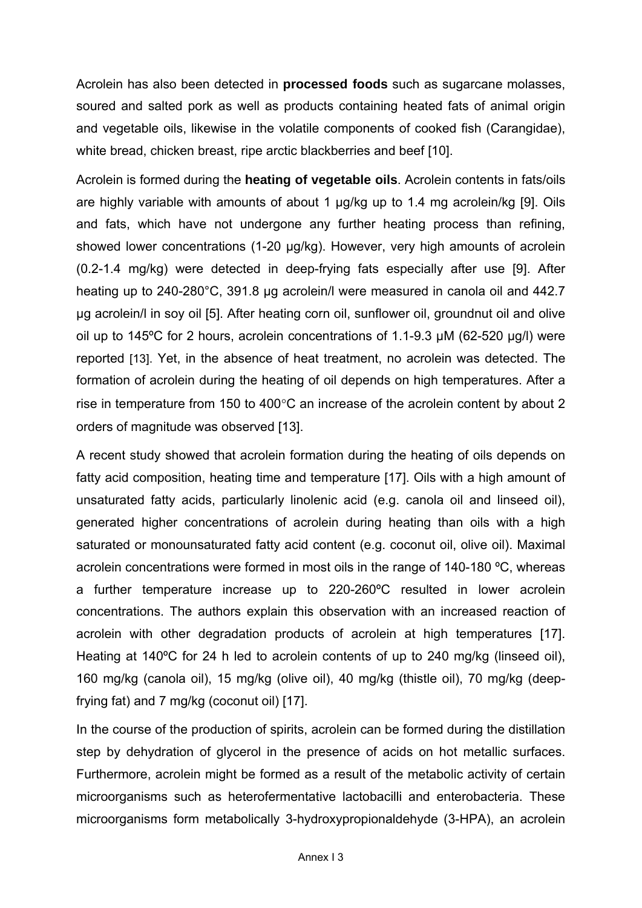Acrolein has also been detected in **processed foods** such as sugarcane molasses, soured and salted pork as well as products containing heated fats of animal origin and vegetable oils, likewise in the volatile components of cooked fish (Carangidae), white bread, chicken breast, ripe arctic blackberries and beef [10].

Acrolein is formed during the **heating of vegetable oils**. Acrolein contents in fats/oils are highly variable with amounts of about 1 µg/kg up to 1.4 mg acrolein/kg [9]. Oils and fats, which have not undergone any further heating process than refining, showed lower concentrations (1-20 µg/kg). However, very high amounts of acrolein (0.2-1.4 mg/kg) were detected in deep-frying fats especially after use [9]. After heating up to 240-280°C, 391.8 µg acrolein/l were measured in canola oil and 442.7 µg acrolein/l in soy oil [5]. After heating corn oil, sunflower oil, groundnut oil and olive oil up to 145ºC for 2 hours, acrolein concentrations of 1.1-9.3 µM (62-520 µg/l) were reported [13]. Yet, in the absence of heat treatment, no acrolein was detected. The formation of acrolein during the heating of oil depends on high temperatures. After a rise in temperature from 150 to 400°C an increase of the acrolein content by about 2 orders of magnitude was observed [13].

A recent study showed that acrolein formation during the heating of oils depends on fatty acid composition, heating time and temperature [17]. Oils with a high amount of unsaturated fatty acids, particularly linolenic acid (e.g. canola oil and linseed oil), generated higher concentrations of acrolein during heating than oils with a high saturated or monounsaturated fatty acid content (e.g. coconut oil, olive oil). Maximal acrolein concentrations were formed in most oils in the range of 140-180 ºC, whereas a further temperature increase up to 220-260ºC resulted in lower acrolein concentrations. The authors explain this observation with an increased reaction of acrolein with other degradation products of acrolein at high temperatures [17]. Heating at 140ºC for 24 h led to acrolein contents of up to 240 mg/kg (linseed oil), 160 mg/kg (canola oil), 15 mg/kg (olive oil), 40 mg/kg (thistle oil), 70 mg/kg (deep-frying fat) and 7 mg/kg (coconut oil) [17].

In the course of the production of spirits, acrolein can be formed during the distillation step by dehydration of glycerol in the presence of acids on hot metallic surfaces. Furthermore, acrolein might be formed as a result of the metabolic activity of certain microorganisms such as heterofermentative lactobacilli and enterobacteria. These microorganisms form metabolically 3-hydroxypropionaldehyde (3-HPA), an acrolein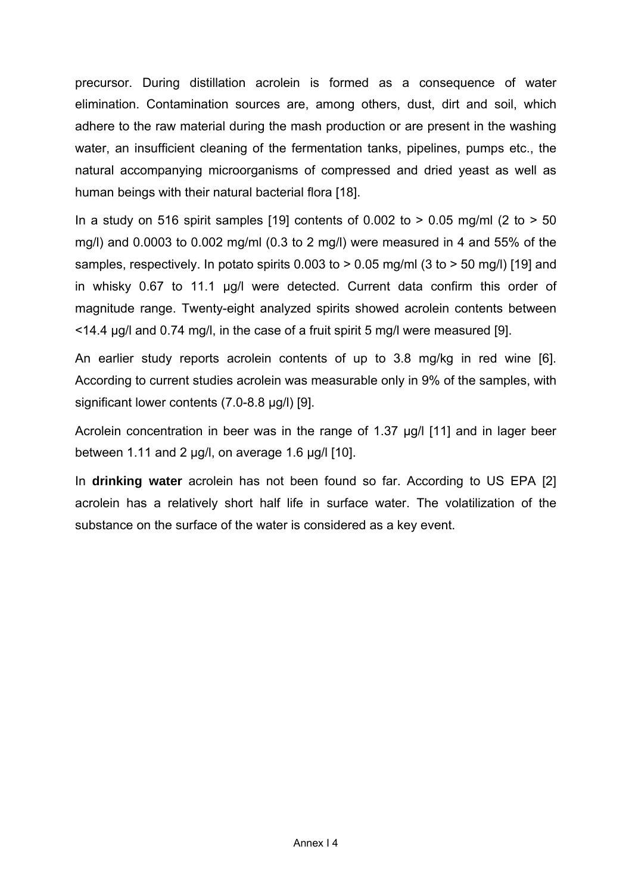precursor. During distillation acrolein is formed as a consequence of water elimination. Contamination sources are, among others, dust, dirt and soil, which adhere to the raw material during the mash production or are present in the washing water, an insufficient cleaning of the fermentation tanks, pipelines, pumps etc., the natural accompanying microorganisms of compressed and dried yeast as well as human beings with their natural bacterial flora [18].

In a study on 516 spirit samples [19] contents of 0.002 to > 0.05 mg/ml (2 to > 50 mg/l) and 0.0003 to 0.002 mg/ml (0.3 to 2 mg/l) were measured in 4 and 55% of the samples, respectively. In potato spirits 0.003 to > 0.05 mg/ml (3 to > 50 mg/l) [19] and in whisky 0.67 to 11.1 µg/l were detected. Current data confirm this order of magnitude range. Twenty-eight analyzed spirits showed acrolein contents between <14.4 µg/l and 0.74 mg/l, in the case of a fruit spirit 5 mg/l were measured [9].

An earlier study reports acrolein contents of up to 3.8 mg/kg in red wine [6]. According to current studies acrolein was measurable only in 9% of the samples, with significant lower contents (7.0-8.8 µg/l) [9].

Acrolein concentration in beer was in the range of 1.37 µg/l [11] and in lager beer between 1.11 and 2 µg/l, on average 1.6 µg/l [10].

In **drinking water** acrolein has not been found so far. According to US EPA [2] acrolein has a relatively short half life in surface water. The volatilization of the substance on the surface of the water is considered as a key event.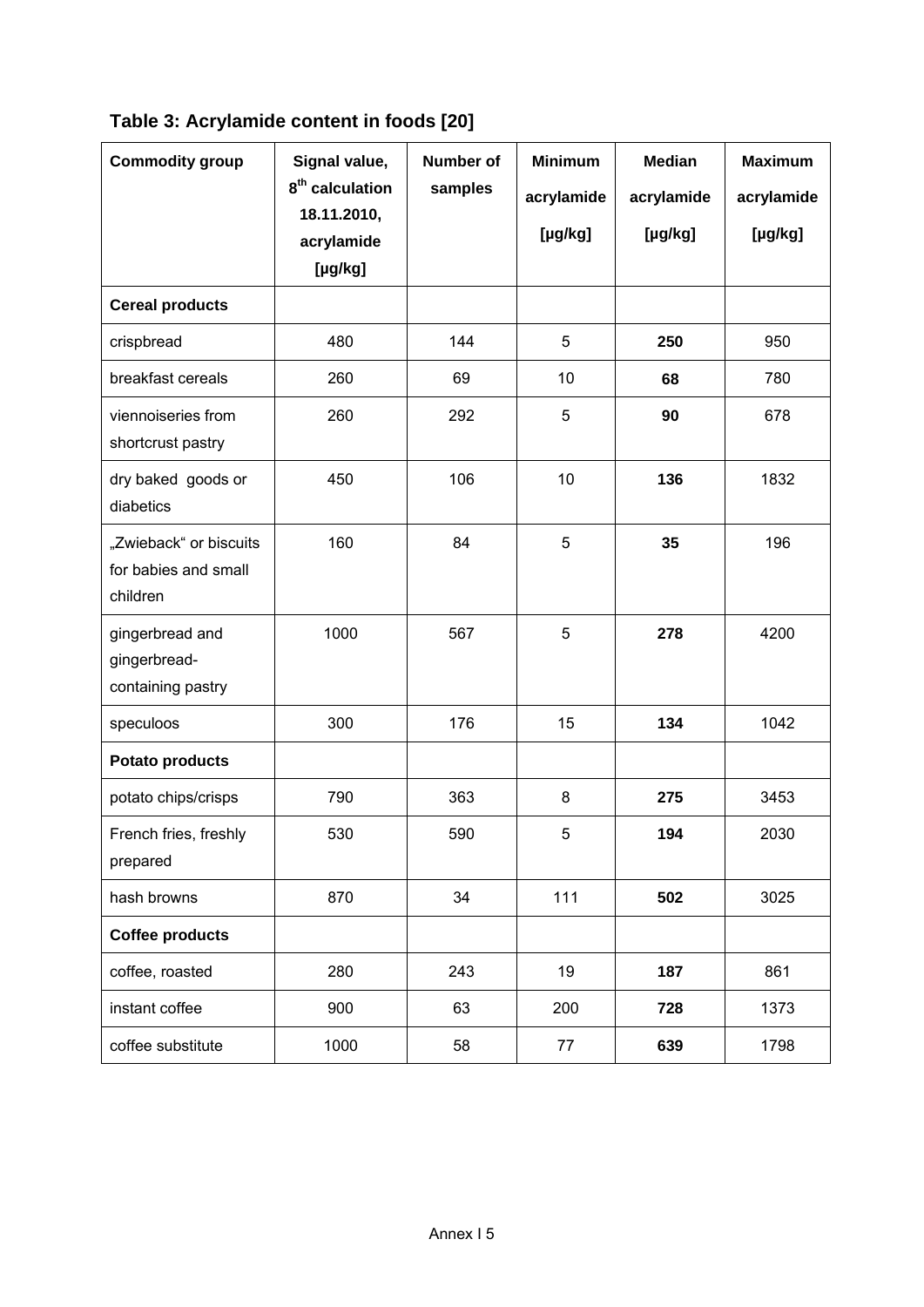**Table 3: Acrylamide content in foods [20]**

| Commodity group | Signal value, 8th calculation 18.11.2010, acrylamide [µg/kg] | Number of samples | Minimum acrylamide [µg/kg] | Median acrylamide [µg/kg] | Maximum acrylamide [µg/kg] |
|---|---|---|---|---|---|
| **Cereal products** | | | | | |
| crispbread | 480 | 144 | 5 | **250** | 950 |
| breakfast cereals | 260 | 69 | 10 | **68** | 780 |
| viennoiseries from shortcrust pastry | 260 | 292 | 5 | **90** | 678 |
| dry baked goods or diabetics | 450 | 106 | 10 | **136** | 1832 |
| „Zwieback“ or biscuits for babies and small children | 160 | 84 | 5 | **35** | 196 |
| gingerbread and gingerbread-containing pastry | 1000 | 567 | 5 | **278** | 4200 |
| speculoos | 300 | 176 | 15 | **134** | 1042 |
| **Potato products** | | | | | |
| potato chips/crisps | 790 | 363 | 8 | **275** | 3453 |
| French fries, freshly prepared | 530 | 590 | 5 | **194** | 2030 |
| hash browns | 870 | 34 | 111 | **502** | 3025 |
| **Coffee products** | | | | | |
| coffee, roasted | 280 | 243 | 19 | **187** | 861 |
| instant coffee | 900 | 63 | 200 | **728** | 1373 |
| coffee substitute | 1000 | 58 | 77 | **639** | 1798 |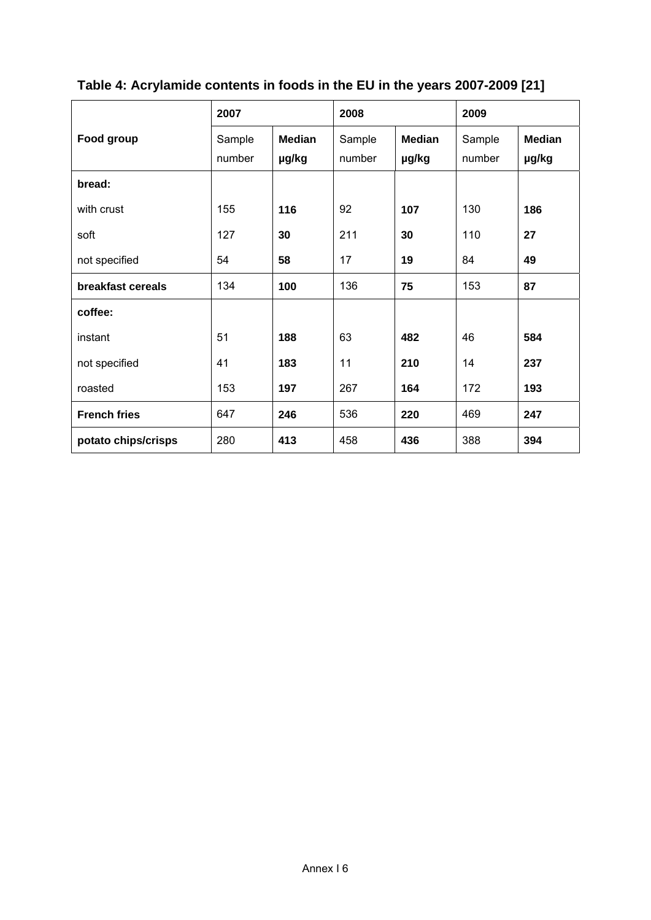**Table 4: Acrylamide contents in foods in the EU in the years 2007-2009 [21]**

| | **2007** | | **2008** | | **2009** | |
|---|---|---|---|---|---|---|
| **Food group** | Sample number | **Median µg/kg** | Sample number | **Median µg/kg** | Sample number | **Median µg/kg** |
| **bread:** | | | | | | |
| with crust | 155 | **116** | 92 | **107** | 130 | **186** |
| soft | 127 | **30** | 211 | **30** | 110 | **27** |
| not specified | 54 | **58** | 17 | **19** | 84 | **49** |
| **breakfast cereals** | 134 | **100** | 136 | **75** | 153 | **87** |
| **coffee:** | | | | | | |
| instant | 51 | **188** | 63 | **482** | 46 | **584** |
| not specified | 41 | **183** | 11 | **210** | 14 | **237** |
| roasted | 153 | **197** | 267 | **164** | 172 | **193** |
| **French fries** | 647 | **246** | 536 | **220** | 469 | **247** |
| **potato chips/crisps** | 280 | **413** | 458 | **436** | 388 | **394** |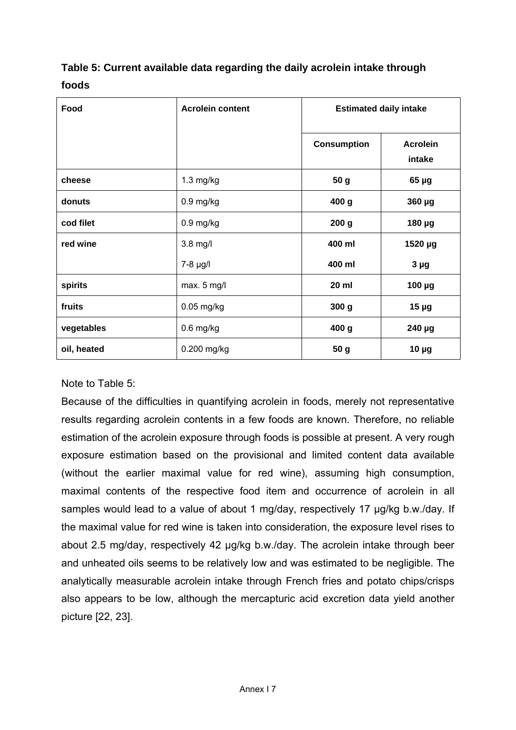**Table 5: Current available data regarding the daily acrolein intake through foods**

| Food | Acrolein content | Estimated daily intake | |
|---|---|---|---|
| | | **Consumption** | **Acrolein intake** |
| **cheese** | 1.3 mg/kg | **50 g** | **65 µg** |
| **donuts** | 0.9 mg/kg | **400 g** | **360 µg** |
| **cod filet** | 0.9 mg/kg | **200 g** | **180 µg** |
| **red wine** | 3.8 mg/l<br>7-8 µg/l | **400 ml**<br>**400 ml** | **1520 µg**<br>**3 µg** |
| **spirits** | max. 5 mg/l | **20 ml** | **100 µg** |
| **fruits** | 0.05 mg/kg | **300 g** | **15 µg** |
| **vegetables** | 0.6 mg/kg | **400 g** | **240 µg** |
| **oil, heated** | 0.200 mg/kg | **50 g** | **10 µg** |

Note to Table 5:

Because of the difficulties in quantifying acrolein in foods, merely not representative results regarding acrolein contents in a few foods are known. Therefore, no reliable estimation of the acrolein exposure through foods is possible at present. A very rough exposure estimation based on the provisional and limited content data available (without the earlier maximal value for red wine), assuming high consumption, maximal contents of the respective food item and occurrence of acrolein in all samples would lead to a value of about 1 mg/day, respectively 17 µg/kg b.w./day. If the maximal value for red wine is taken into consideration, the exposure level rises to about 2.5 mg/day, respectively 42 µg/kg b.w./day. The acrolein intake through beer and unheated oils seems to be relatively low and was estimated to be negligible. The analytically measurable acrolein intake through French fries and potato chips/crisps also appears to be low, although the mercapturic acid excretion data yield another picture [22, 23].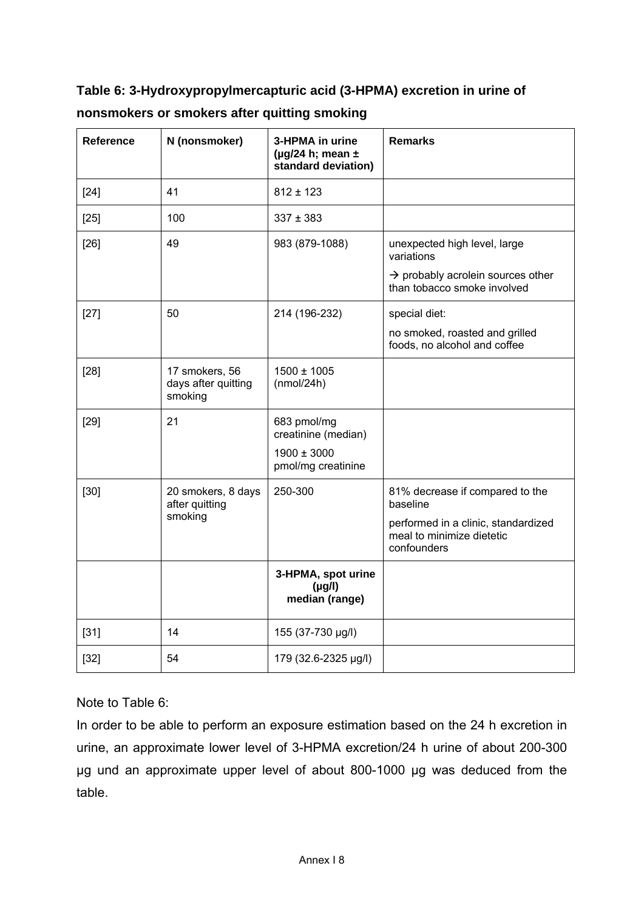**Table 6: 3-Hydroxypropylmercapturic acid (3-HPMA) excretion in urine of nonsmokers or smokers after quitting smoking**

| Reference | N (nonsmoker) | 3-HPMA in urine (µg/24 h; mean ± standard deviation) | Remarks |
| --- | --- | --- | --- |
| [24] | 41 | 812 ± 123 | |
| [25] | 100 | 337 ± 383 | |
| [26] | 49 | 983 (879-1088) | unexpected high level, large variations<br>→ probably acrolein sources other than tobacco smoke involved |
| [27] | 50 | 214 (196-232) | special diet:<br>no smoked, roasted and grilled foods, no alcohol and coffee |
| [28] | 17 smokers, 56 days after quitting smoking | 1500 ± 1005 (nmol/24h) | |
| [29] | 21 | 683 pmol/mg creatinine (median)<br>1900 ± 3000 pmol/mg creatinine | |
| [30] | 20 smokers, 8 days after quitting smoking | 250-300 | 81% decrease if compared to the baseline<br>performed in a clinic, standardized meal to minimize dietetic confounders |
| | | **3-HPMA, spot urine (µg/l) median (range)** | |
| [31] | 14 | 155 (37-730 µg/l) | |
| [32] | 54 | 179 (32.6-2325 µg/l) | |

Note to Table 6:

In order to be able to perform an exposure estimation based on the 24 h excretion in urine, an approximate lower level of 3-HPMA excretion/24 h urine of about 200-300 µg und an approximate upper level of about 800-1000 µg was deduced from the table.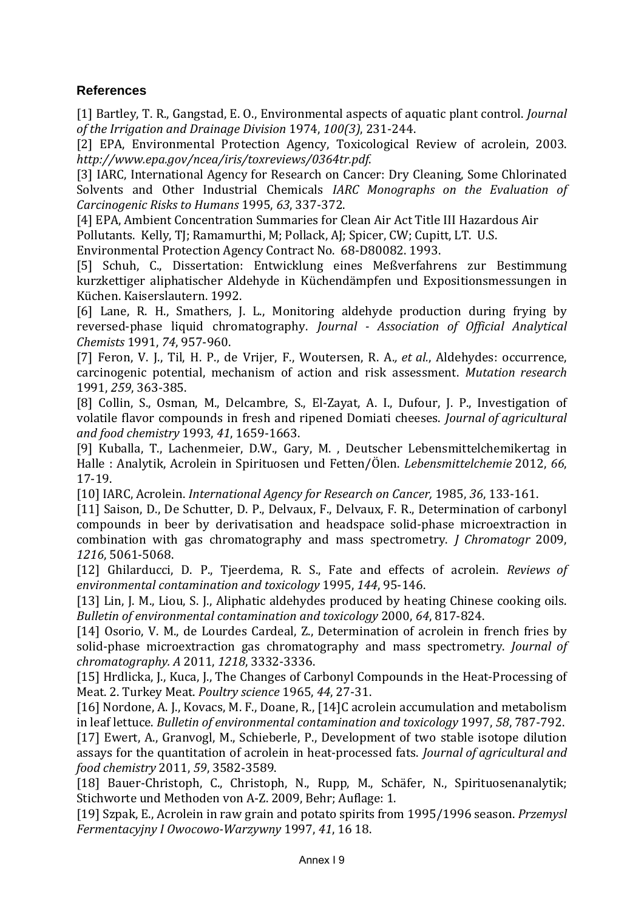## References

[1] Bartley, T. R., Gangstad, E. O., Environmental aspects of aquatic plant control. *Journal of the Irrigation and Drainage Division* 1974, *100(3)*, 231-244.

[2] EPA, Environmental Protection Agency, Toxicological Review of acrolein, 2003. *http://www.epa.gov/ncea/iris/toxreviews/0364tr.pdf.*

[3] IARC, International Agency for Research on Cancer: Dry Cleaning, Some Chlorinated Solvents and Other Industrial Chemicals *IARC Monographs on the Evaluation of Carcinogenic Risks to Humans* 1995, *63*, 337-372.

[4] EPA, Ambient Concentration Summaries for Clean Air Act Title III Hazardous Air Pollutants. Kelly, TJ; Ramamurthi, M; Pollack, AJ; Spicer, CW; Cupitt, LT. U.S. Environmental Protection Agency Contract No. 68-D80082. 1993.

[5] Schuh, C., Dissertation: Entwicklung eines Meßverfahrens zur Bestimmung kurzkettiger aliphatischer Aldehyde in Küchendämpfen und Expositionsmessungen in Küchen. Kaiserslautern. 1992.

[6] Lane, R. H., Smathers, J. L., Monitoring aldehyde production during frying by reversed-phase liquid chromatography. *Journal - Association of Official Analytical Chemists* 1991, *74*, 957-960.

[7] Feron, V. J., Til, H. P., de Vrijer, F., Woutersen, R. A.*, et al.*, Aldehydes: occurrence, carcinogenic potential, mechanism of action and risk assessment. *Mutation research* 1991, *259*, 363-385.

[8] Collin, S., Osman, M., Delcambre, S., El-Zayat, A. I., Dufour, J. P., Investigation of volatile flavor compounds in fresh and ripened Domiati cheeses. *Journal of agricultural and food chemistry* 1993, *41*, 1659-1663.

[9] Kuballa, T., Lachenmeier, D.W., Gary, M. , Deutscher Lebensmittelchemikertag in Halle : Analytik, Acrolein in Spirituosen und Fetten/Ölen. *Lebensmittelchemie* 2012, *66*, 17-19.

[10] IARC, Acrolein. *International Agency for Research on Cancer,* 1985, *36*, 133-161.

[11] Saison, D., De Schutter, D. P., Delvaux, F., Delvaux, F. R., Determination of carbonyl compounds in beer by derivatisation and headspace solid-phase microextraction in combination with gas chromatography and mass spectrometry. *J Chromatogr* 2009, *1216*, 5061-5068.

[12] Ghilarducci, D. P., Tjeerdema, R. S., Fate and effects of acrolein. *Reviews of environmental contamination and toxicology* 1995, *144*, 95-146.

[13] Lin, J. M., Liou, S. J., Aliphatic aldehydes produced by heating Chinese cooking oils. *Bulletin of environmental contamination and toxicology* 2000, *64*, 817-824.

[14] Osorio, V. M., de Lourdes Cardeal, Z., Determination of acrolein in french fries by solid-phase microextraction gas chromatography and mass spectrometry. *Journal of chromatography. A* 2011, *1218*, 3332-3336.

[15] Hrdlicka, J., Kuca, J., The Changes of Carbonyl Compounds in the Heat-Processing of Meat. 2. Turkey Meat. *Poultry science* 1965, *44*, 27-31.

[16] Nordone, A. J., Kovacs, M. F., Doane, R., [14]C acrolein accumulation and metabolism in leaf lettuce. *Bulletin of environmental contamination and toxicology* 1997, *58*, 787-792.

[17] Ewert, A., Granvogl, M., Schieberle, P., Development of two stable isotope dilution assays for the quantitation of acrolein in heat-processed fats. *Journal of agricultural and food chemistry* 2011, *59*, 3582-3589.

[18] Bauer-Christoph, C., Christoph, N., Rupp, M., Schäfer, N., Spirituosenanalytik; Stichworte und Methoden von A-Z. 2009, Behr; Auflage: 1.

[19] Szpak, E., Acrolein in raw grain and potato spirits from 1995/1996 season. *Przemysl Fermentacyjny I Owocowo-Warzywny* 1997, *41*, 16 18.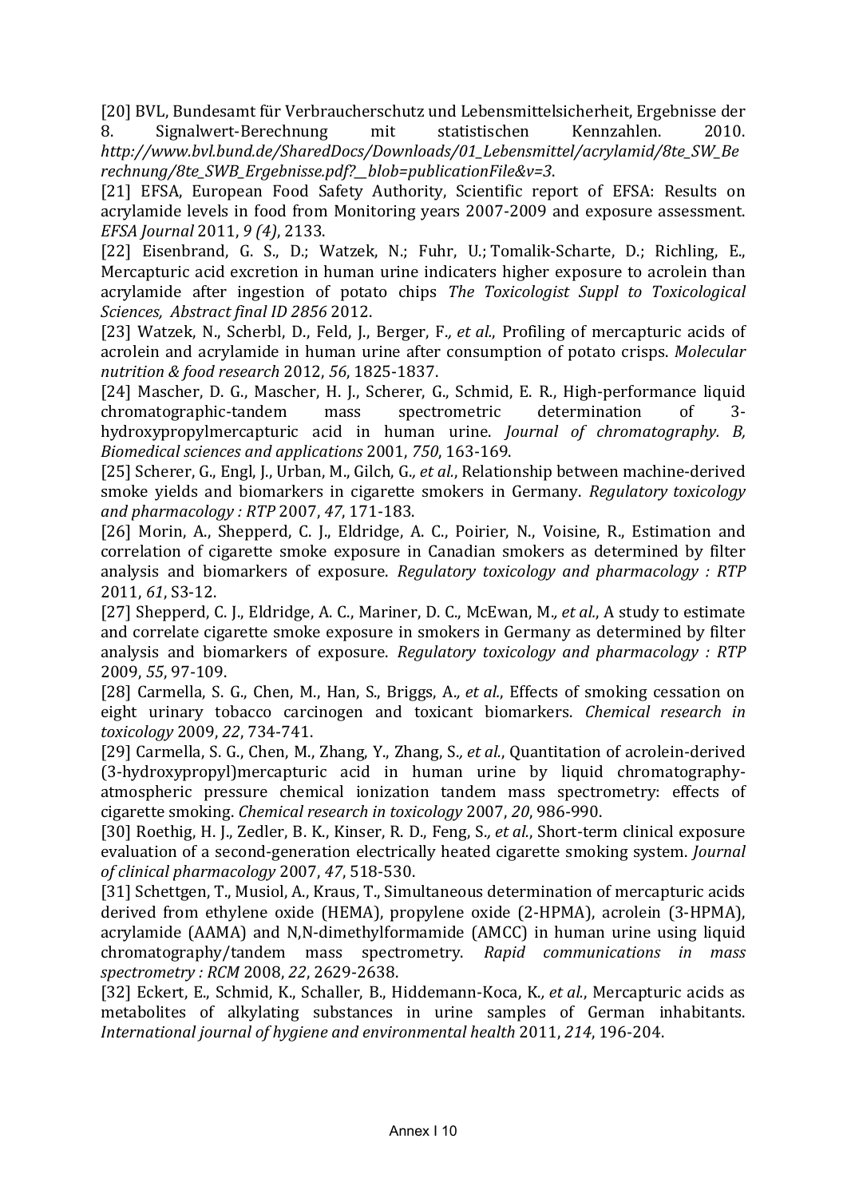[20] BVL, Bundesamt für Verbraucherschutz und Lebensmittelsicherheit, Ergebnisse der 8. Signalwert-Berechnung mit statistischen Kennzahlen. 2010. *http://www.bvl.bund.de/SharedDocs/Downloads/01_Lebensmittel/acrylamid/8te_SW_Berechnung/8te_SWB_Ergebnisse.pdf?__blob=publicationFile&v=3*.

[21] EFSA, European Food Safety Authority, Scientific report of EFSA: Results on acrylamide levels in food from Monitoring years 2007-2009 and exposure assessment. *EFSA Journal* 2011, *9 (4)*, 2133.

[22] Eisenbrand, G. S., D.; Watzek, N.; Fuhr, U.; Tomalik-Scharte, D.; Richling, E., Mercapturic acid excretion in human urine indicaters higher exposure to acrolein than acrylamide after ingestion of potato chips *The Toxicologist Suppl to Toxicological Sciences, Abstract final ID 2856* 2012.

[23] Watzek, N., Scherbl, D., Feld, J., Berger, F.*, et al.*, Profiling of mercapturic acids of acrolein and acrylamide in human urine after consumption of potato crisps. *Molecular nutrition & food research* 2012, *56*, 1825-1837.

[24] Mascher, D. G., Mascher, H. J., Scherer, G., Schmid, E. R., High-performance liquid chromatographic-tandem mass spectrometric determination of 3-hydroxypropylmercapturic acid in human urine. *Journal of chromatography. B, Biomedical sciences and applications* 2001, *750*, 163-169.

[25] Scherer, G., Engl, J., Urban, M., Gilch, G.*, et al.*, Relationship between machine-derived smoke yields and biomarkers in cigarette smokers in Germany. *Regulatory toxicology and pharmacology : RTP* 2007, *47*, 171-183.

[26] Morin, A., Shepperd, C. J., Eldridge, A. C., Poirier, N., Voisine, R., Estimation and correlation of cigarette smoke exposure in Canadian smokers as determined by filter analysis and biomarkers of exposure. *Regulatory toxicology and pharmacology : RTP* 2011, *61*, S3-12.

[27] Shepperd, C. J., Eldridge, A. C., Mariner, D. C., McEwan, M.*, et al.*, A study to estimate and correlate cigarette smoke exposure in smokers in Germany as determined by filter analysis and biomarkers of exposure. *Regulatory toxicology and pharmacology : RTP* 2009, *55*, 97-109.

[28] Carmella, S. G., Chen, M., Han, S., Briggs, A.*, et al.*, Effects of smoking cessation on eight urinary tobacco carcinogen and toxicant biomarkers. *Chemical research in toxicology* 2009, *22*, 734-741.

[29] Carmella, S. G., Chen, M., Zhang, Y., Zhang, S.*, et al.*, Quantitation of acrolein-derived (3-hydroxypropyl)mercapturic acid in human urine by liquid chromatography-atmospheric pressure chemical ionization tandem mass spectrometry: effects of cigarette smoking. *Chemical research in toxicology* 2007, *20*, 986-990.

[30] Roethig, H. J., Zedler, B. K., Kinser, R. D., Feng, S.*, et al.*, Short-term clinical exposure evaluation of a second-generation electrically heated cigarette smoking system. *Journal of clinical pharmacology* 2007, *47*, 518-530.

[31] Schettgen, T., Musiol, A., Kraus, T., Simultaneous determination of mercapturic acids derived from ethylene oxide (HEMA), propylene oxide (2-HPMA), acrolein (3-HPMA), acrylamide (AAMA) and N,N-dimethylformamide (AMCC) in human urine using liquid chromatography/tandem mass spectrometry. *Rapid communications in mass spectrometry : RCM* 2008, *22*, 2629-2638.

[32] Eckert, E., Schmid, K., Schaller, B., Hiddemann-Koca, K.*, et al.*, Mercapturic acids as metabolites of alkylating substances in urine samples of German inhabitants. *International journal of hygiene and environmental health* 2011, *214*, 196-204.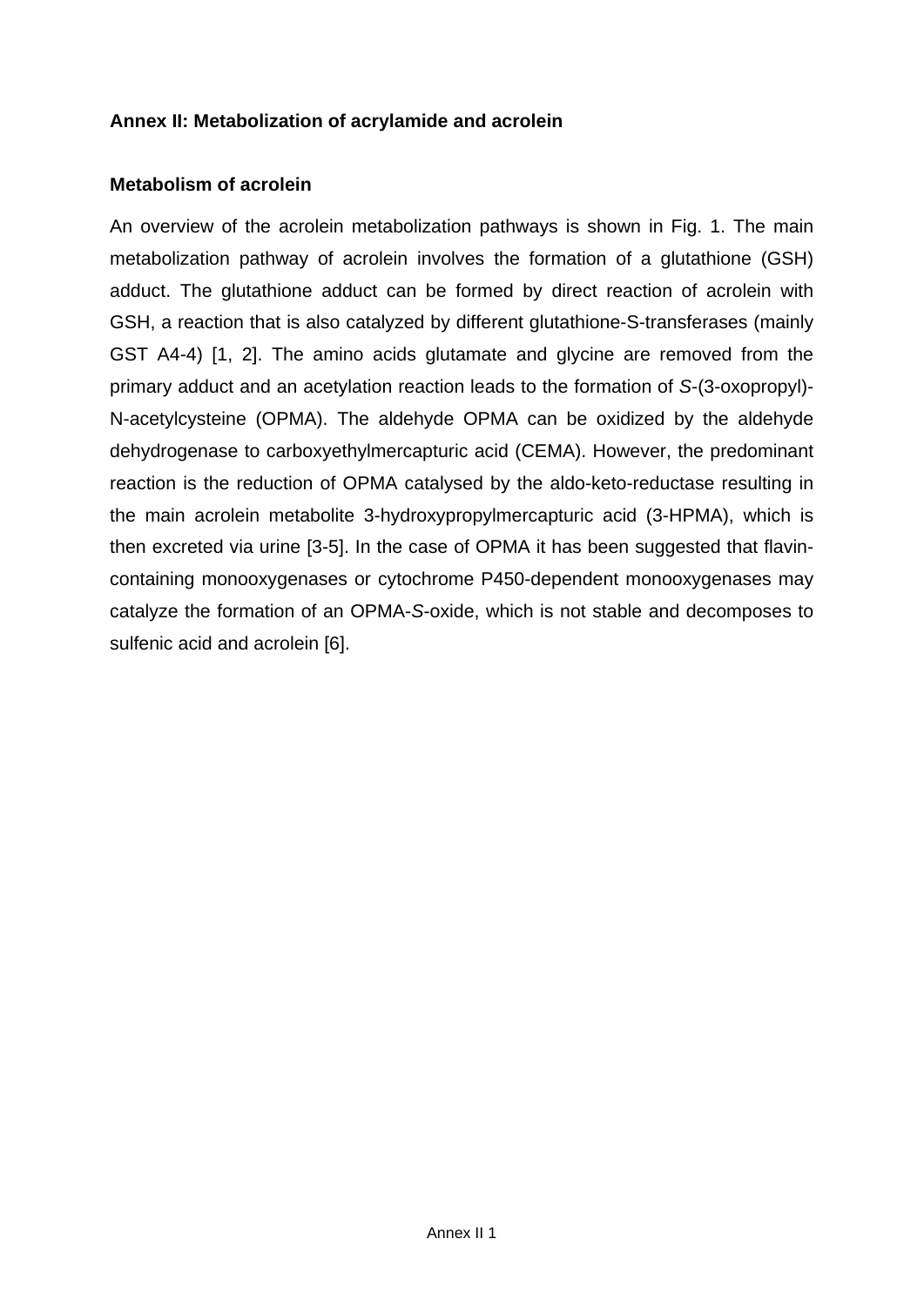**Annex II: Metabolization of acrylamide and acrolein**

**Metabolism of acrolein**

An overview of the acrolein metabolization pathways is shown in Fig. 1. The main metabolization pathway of acrolein involves the formation of a glutathione (GSH) adduct. The glutathione adduct can be formed by direct reaction of acrolein with GSH, a reaction that is also catalyzed by different glutathione-S-transferases (mainly GST A4-4) [1, 2]. The amino acids glutamate and glycine are removed from the primary adduct and an acetylation reaction leads to the formation of *S*-(3-oxopropyl)-N-acetylcysteine (OPMA). The aldehyde OPMA can be oxidized by the aldehyde dehydrogenase to carboxyethylmercapturic acid (CEMA). However, the predominant reaction is the reduction of OPMA catalysed by the aldo-keto-reductase resulting in the main acrolein metabolite 3-hydroxypropylmercapturic acid (3-HPMA), which is then excreted via urine [3-5]. In the case of OPMA it has been suggested that flavin-containing monooxygenases or cytochrome P450-dependent monooxygenases may catalyze the formation of an OPMA-*S*-oxide, which is not stable and decomposes to sulfenic acid and acrolein [6].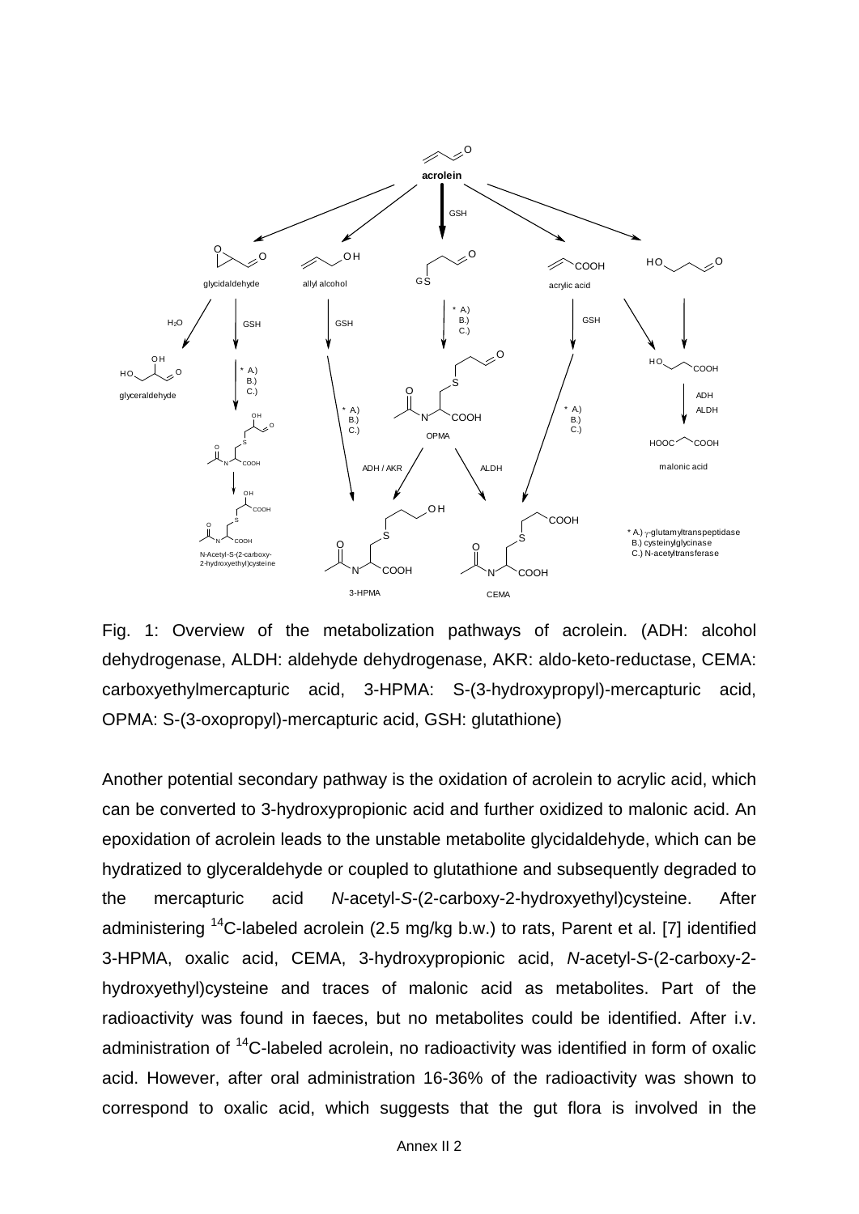Fig. 1: Overview of the metabolization pathways of acrolein. (ADH: alcohol dehydrogenase, ALDH: aldehyde dehydrogenase, AKR: aldo-keto-reductase, CEMA: carboxyethylmercapturic acid, 3-HPMA: S-(3-hydroxypropyl)-mercapturic acid, OPMA: S-(3-oxopropyl)-mercapturic acid, GSH: glutathione)

Another potential secondary pathway is the oxidation of acrolein to acrylic acid, which can be converted to 3-hydroxypropionic acid and further oxidized to malonic acid. An epoxidation of acrolein leads to the unstable metabolite glycidaldehyde, which can be hydratized to glyceraldehyde or coupled to glutathione and subsequently degraded to the mercapturic acid *N*-acetyl-*S*-(2-carboxy-2-hydroxyethyl)cysteine. After administering $^{14}$C-labeled acrolein (2.5 mg/kg b.w.) to rats, Parent et al. [7] identified 3-HPMA, oxalic acid, CEMA, 3-hydroxypropionic acid, *N*-acetyl-*S*-(2-carboxy-2-hydroxyethyl)cysteine and traces of malonic acid as metabolites. Part of the radioactivity was found in faeces, but no metabolites could be identified. After i.v. administration of $^{14}$C-labeled acrolein, no radioactivity was identified in form of oxalic acid. However, after oral administration 16-36% of the radioactivity was shown to correspond to oxalic acid, which suggests that the gut flora is involved in the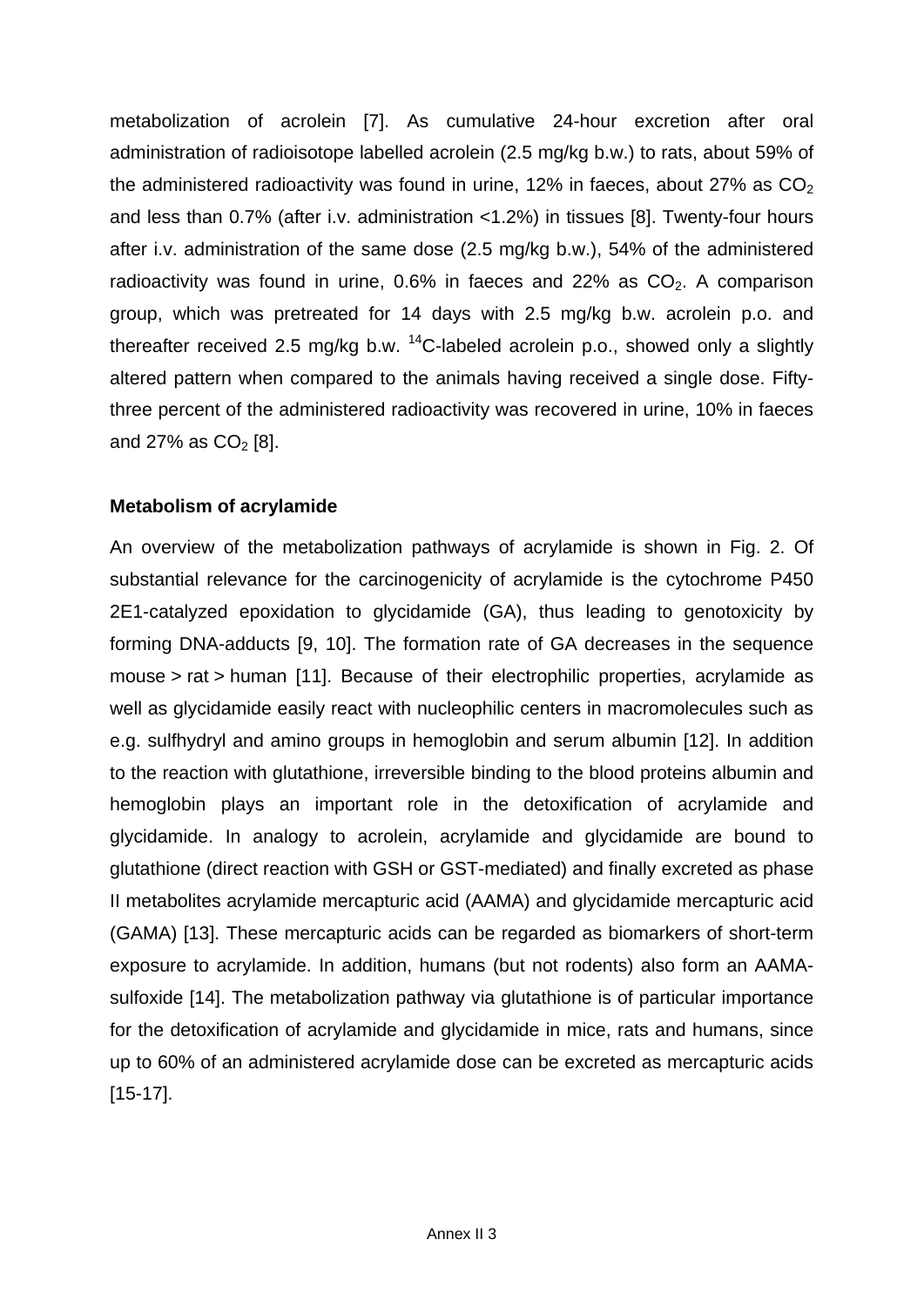metabolization of acrolein [7]. As cumulative 24-hour excretion after oral administration of radioisotope labelled acrolein (2.5 mg/kg b.w.) to rats, about 59% of the administered radioactivity was found in urine, 12% in faeces, about 27% as $CO_2$ and less than 0.7% (after i.v. administration <1.2%) in tissues [8]. Twenty-four hours after i.v. administration of the same dose (2.5 mg/kg b.w.), 54% of the administered radioactivity was found in urine, 0.6% in faeces and 22% as $CO_2$. A comparison group, which was pretreated for 14 days with 2.5 mg/kg b.w. acrolein p.o. and thereafter received 2.5 mg/kg b.w. $^{14}C$-labeled acrolein p.o., showed only a slightly altered pattern when compared to the animals having received a single dose. Fifty-three percent of the administered radioactivity was recovered in urine, 10% in faeces and 27% as $CO_2$ [8].

**Metabolism of acrylamide**

An overview of the metabolization pathways of acrylamide is shown in Fig. 2. Of substantial relevance for the carcinogenicity of acrylamide is the cytochrome P450 2E1-catalyzed epoxidation to glycidamide (GA), thus leading to genotoxicity by forming DNA-adducts [9, 10]. The formation rate of GA decreases in the sequence mouse > rat > human [11]. Because of their electrophilic properties, acrylamide as well as glycidamide easily react with nucleophilic centers in macromolecules such as e.g. sulfhydryl and amino groups in hemoglobin and serum albumin [12]. In addition to the reaction with glutathione, irreversible binding to the blood proteins albumin and hemoglobin plays an important role in the detoxification of acrylamide and glycidamide. In analogy to acrolein, acrylamide and glycidamide are bound to glutathione (direct reaction with GSH or GST-mediated) and finally excreted as phase II metabolites acrylamide mercapturic acid (AAMA) and glycidamide mercapturic acid (GAMA) [13]. These mercapturic acids can be regarded as biomarkers of short-term exposure to acrylamide. In addition, humans (but not rodents) also form an AAMA-sulfoxide [14]. The metabolization pathway via glutathione is of particular importance for the detoxification of acrylamide and glycidamide in mice, rats and humans, since up to 60% of an administered acrylamide dose can be excreted as mercapturic acids [15-17].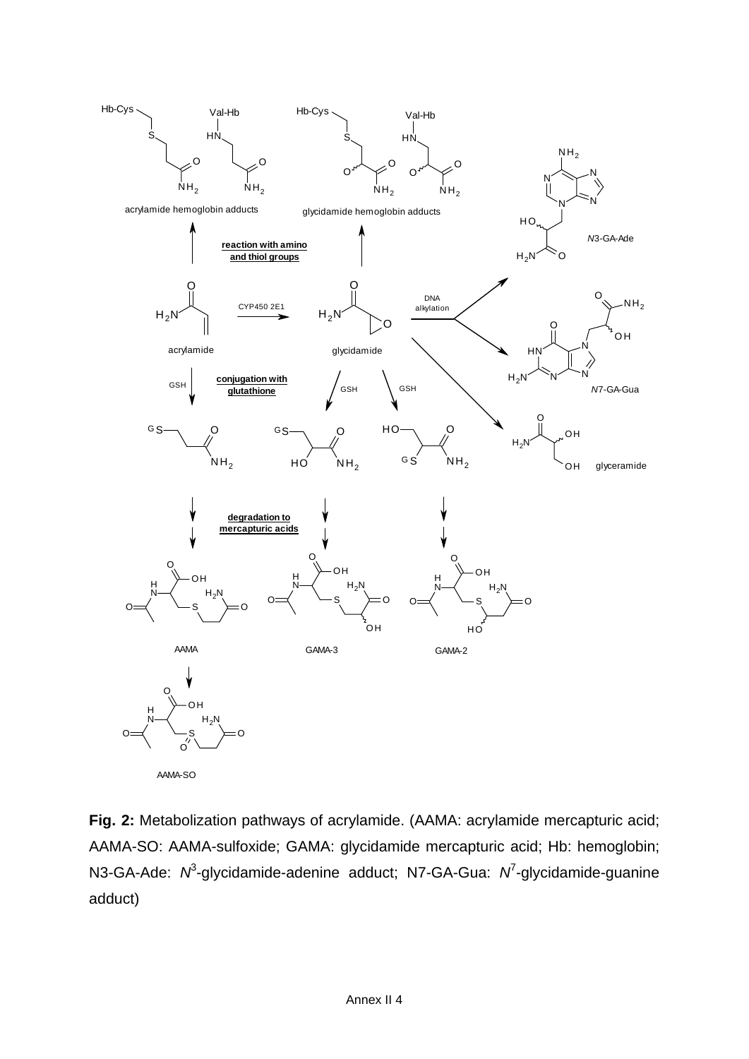**Fig. 2:** Metabolization pathways of acrylamide. (AAMA: acrylamide mercapturic acid; AAMA-SO: AAMA-sulfoxide; GAMA: glycidamide mercapturic acid; Hb: hemoglobin; N3-GA-Ade: $N^3$-glycidamide-adenine adduct; N7-GA-Gua: $N^7$-glycidamide-guanine adduct)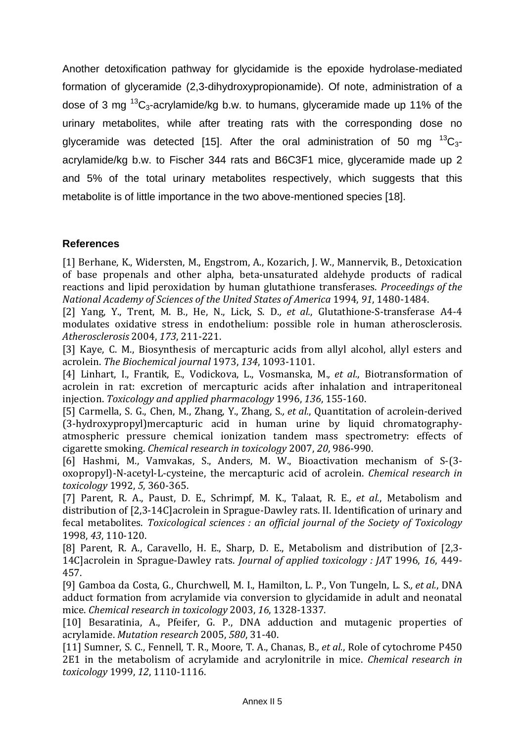Another detoxification pathway for glycidamide is the epoxide hydrolase-mediated formation of glyceramide (2,3-dihydroxypropionamide). Of note, administration of a dose of 3 mg $^{13}C_3$-acrylamide/kg b.w. to humans, glyceramide made up 11% of the urinary metabolites, while after treating rats with the corresponding dose no glyceramide was detected [15]. After the oral administration of 50 mg $^{13}C_3$-acrylamide/kg b.w. to Fischer 344 rats and B6C3F1 mice, glyceramide made up 2 and 5% of the total urinary metabolites respectively, which suggests that this metabolite is of little importance in the two above-mentioned species [18].

## References

[1] Berhane, K., Widersten, M., Engstrom, A., Kozarich, J. W., Mannervik, B., Detoxication of base propenals and other alpha, beta-unsaturated aldehyde products of radical reactions and lipid peroxidation by human glutathione transferases. *Proceedings of the National Academy of Sciences of the United States of America* 1994, *91*, 1480-1484.

[2] Yang, Y., Trent, M. B., He, N., Lick, S. D., *et al.*, Glutathione-S-transferase A4-4 modulates oxidative stress in endothelium: possible role in human atherosclerosis. *Atherosclerosis* 2004, *173*, 211-221.

[3] Kaye, C. M., Biosynthesis of mercapturic acids from allyl alcohol, allyl esters and acrolein. *The Biochemical journal* 1973, *134*, 1093-1101.

[4] Linhart, I., Frantik, E., Vodickova, L., Vosmanska, M., *et al.*, Biotransformation of acrolein in rat: excretion of mercapturic acids after inhalation and intraperitoneal injection. *Toxicology and applied pharmacology* 1996, *136*, 155-160.

[5] Carmella, S. G., Chen, M., Zhang, Y., Zhang, S., *et al.*, Quantitation of acrolein-derived (3-hydroxypropyl)mercapturic acid in human urine by liquid chromatography-atmospheric pressure chemical ionization tandem mass spectrometry: effects of cigarette smoking. *Chemical research in toxicology* 2007, *20*, 986-990.

[6] Hashmi, M., Vamvakas, S., Anders, M. W., Bioactivation mechanism of S-(3-oxopropyl)-N-acetyl-L-cysteine, the mercapturic acid of acrolein. *Chemical research in toxicology* 1992, *5*, 360-365.

[7] Parent, R. A., Paust, D. E., Schrimpf, M. K., Talaat, R. E., *et al.*, Metabolism and distribution of [2,3-14C]acrolein in Sprague-Dawley rats. II. Identification of urinary and fecal metabolites. *Toxicological sciences : an official journal of the Society of Toxicology* 1998, *43*, 110-120.

[8] Parent, R. A., Caravello, H. E., Sharp, D. E., Metabolism and distribution of [2,3-14C]acrolein in Sprague-Dawley rats. *Journal of applied toxicology : JAT* 1996, *16*, 449-457.

[9] Gamboa da Costa, G., Churchwell, M. I., Hamilton, L. P., Von Tungeln, L. S., *et al.*, DNA adduct formation from acrylamide via conversion to glycidamide in adult and neonatal mice. *Chemical research in toxicology* 2003, *16*, 1328-1337.

[10] Besaratinia, A., Pfeifer, G. P., DNA adduction and mutagenic properties of acrylamide. *Mutation research* 2005, *580*, 31-40.

[11] Sumner, S. C., Fennell, T. R., Moore, T. A., Chanas, B., *et al.*, Role of cytochrome P450 2E1 in the metabolism of acrylamide and acrylonitrile in mice. *Chemical research in toxicology* 1999, *12*, 1110-1116.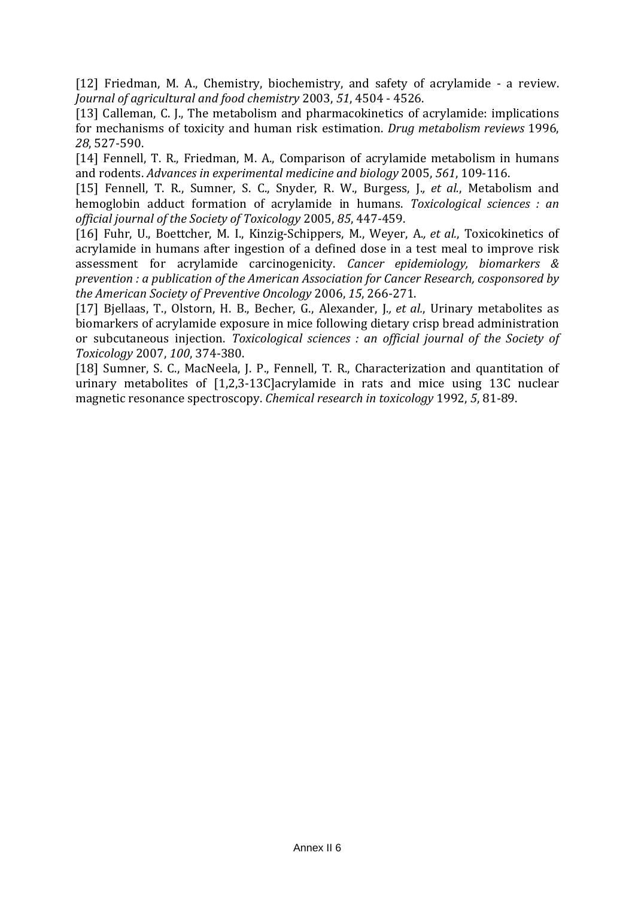[12] Friedman, M. A., Chemistry, biochemistry, and safety of acrylamide - a review. *Journal of agricultural and food chemistry* 2003, *51*, 4504 - 4526.

[13] Calleman, C. J., The metabolism and pharmacokinetics of acrylamide: implications for mechanisms of toxicity and human risk estimation. *Drug metabolism reviews* 1996, *28*, 527-590.

[14] Fennell, T. R., Friedman, M. A., Comparison of acrylamide metabolism in humans and rodents. *Advances in experimental medicine and biology* 2005, *561*, 109-116.

[15] Fennell, T. R., Sumner, S. C., Snyder, R. W., Burgess, J.*, et al.*, Metabolism and hemoglobin adduct formation of acrylamide in humans. *Toxicological sciences : an official journal of the Society of Toxicology* 2005, *85*, 447-459.

[16] Fuhr, U., Boettcher, M. I., Kinzig-Schippers, M., Weyer, A.*, et al.*, Toxicokinetics of acrylamide in humans after ingestion of a defined dose in a test meal to improve risk assessment for acrylamide carcinogenicity. *Cancer epidemiology, biomarkers & prevention : a publication of the American Association for Cancer Research, cosponsored by the American Society of Preventive Oncology* 2006, *15*, 266-271.

[17] Bjellaas, T., Olstorn, H. B., Becher, G., Alexander, J.*, et al.*, Urinary metabolites as biomarkers of acrylamide exposure in mice following dietary crisp bread administration or subcutaneous injection. *Toxicological sciences : an official journal of the Society of Toxicology* 2007, *100*, 374-380.

[18] Sumner, S. C., MacNeela, J. P., Fennell, T. R., Characterization and quantitation of urinary metabolites of [1,2,3-13C]acrylamide in rats and mice using 13C nuclear magnetic resonance spectroscopy. *Chemical research in toxicology* 1992, *5*, 81-89.